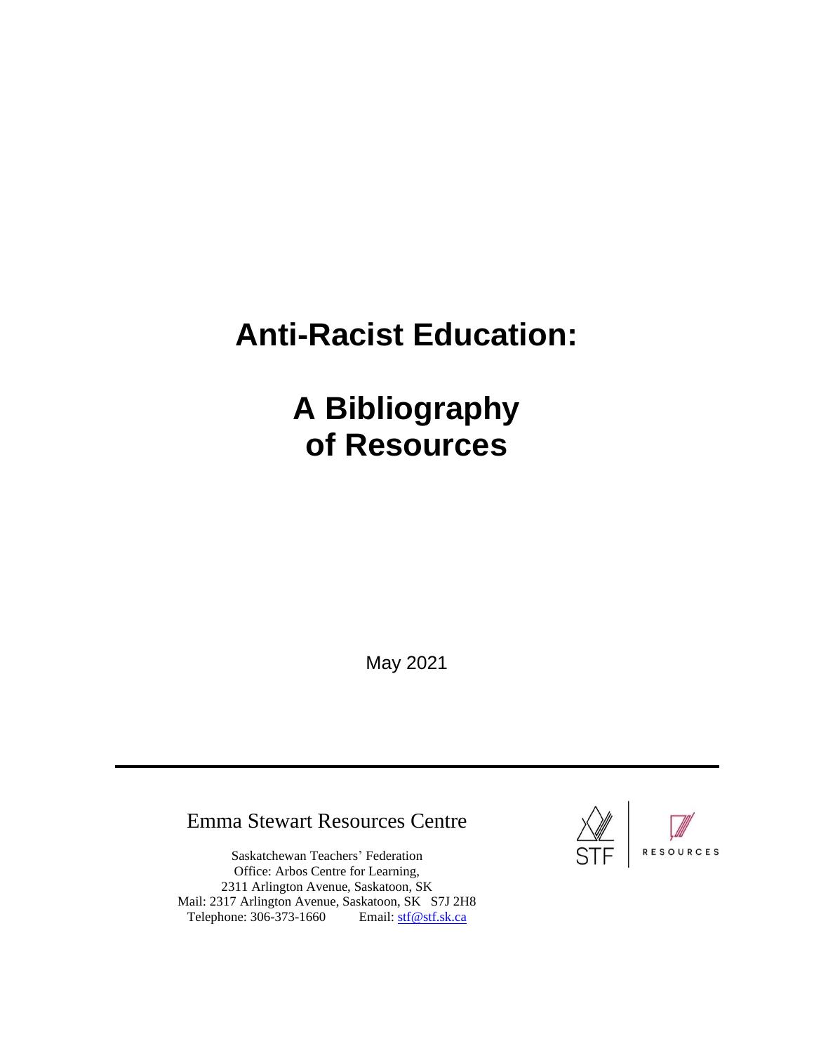# Anti-Racist Education:

# A Bibliography of Resources

May 2021

---

Emma Stewart Resources Centre

Saskatchewan Teachers' Federation
Office: Arbos Centre for Learning,
2311 Arlington Avenue, Saskatoon, SK
Mail: 2317 Arlington Avenue, Saskatoon, SK S7J 2H8
Telephone: 306-373-1660 Email: stf@stf.sk.ca

STF | RESOURCES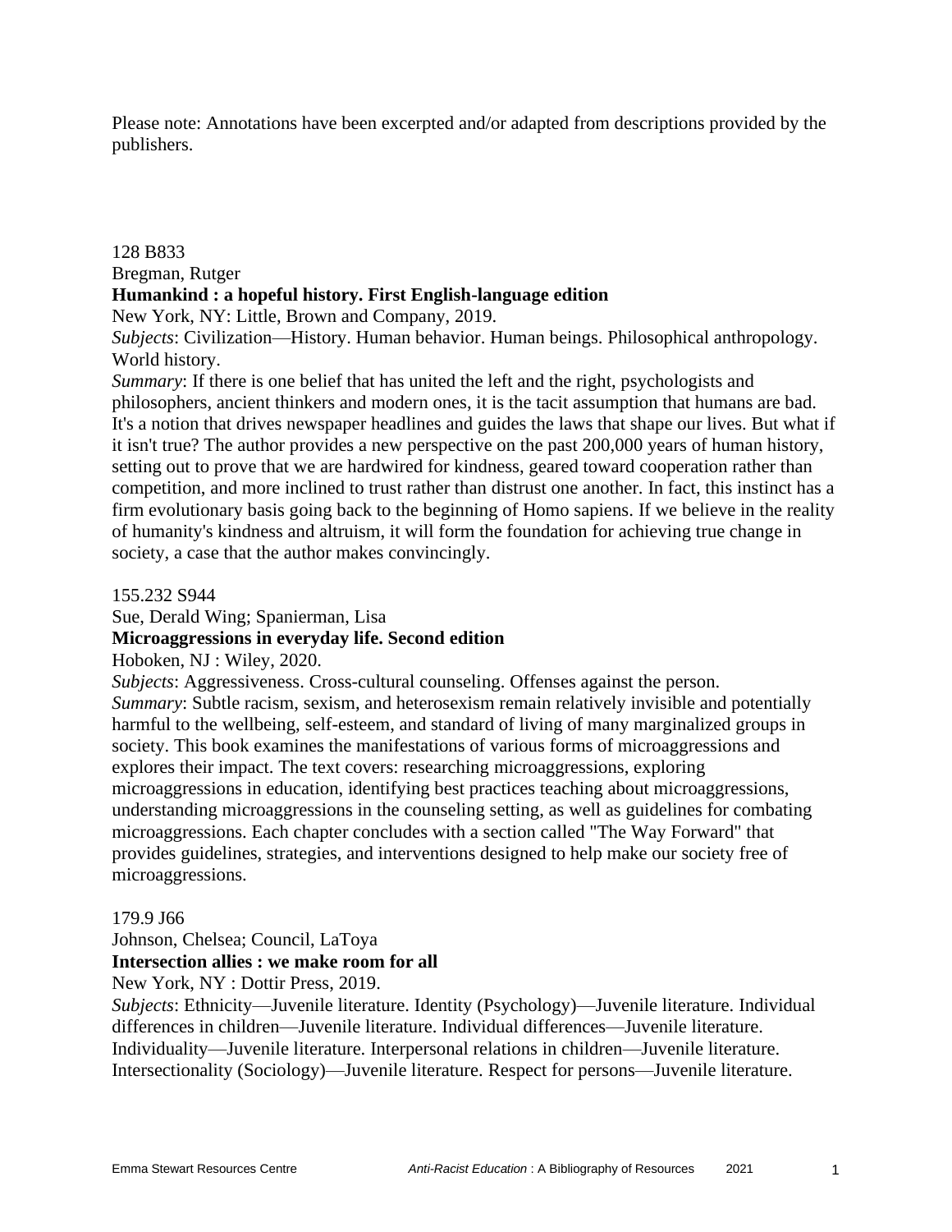Please note: Annotations have been excerpted and/or adapted from descriptions provided by the publishers.

128 B833
Bregman, Rutger
**Humankind : a hopeful history. First English-language edition**
New York, NY: Little, Brown and Company, 2019.
*Subjects*: Civilization—History. Human behavior. Human beings. Philosophical anthropology. World history.
*Summary*: If there is one belief that has united the left and the right, psychologists and philosophers, ancient thinkers and modern ones, it is the tacit assumption that humans are bad. It's a notion that drives newspaper headlines and guides the laws that shape our lives. But what if it isn't true? The author provides a new perspective on the past 200,000 years of human history, setting out to prove that we are hardwired for kindness, geared toward cooperation rather than competition, and more inclined to trust rather than distrust one another. In fact, this instinct has a firm evolutionary basis going back to the beginning of Homo sapiens. If we believe in the reality of humanity's kindness and altruism, it will form the foundation for achieving true change in society, a case that the author makes convincingly.

155.232 S944
Sue, Derald Wing; Spanierman, Lisa
**Microaggressions in everyday life. Second edition**
Hoboken, NJ : Wiley, 2020.
*Subjects*: Aggressiveness. Cross-cultural counseling. Offenses against the person.
*Summary*: Subtle racism, sexism, and heterosexism remain relatively invisible and potentially harmful to the wellbeing, self-esteem, and standard of living of many marginalized groups in society. This book examines the manifestations of various forms of microaggressions and explores their impact. The text covers: researching microaggressions, exploring microaggressions in education, identifying best practices teaching about microaggressions, understanding microaggressions in the counseling setting, as well as guidelines for combating microaggressions. Each chapter concludes with a section called "The Way Forward" that provides guidelines, strategies, and interventions designed to help make our society free of microaggressions.

179.9 J66
Johnson, Chelsea; Council, LaToya
**Intersection allies : we make room for all**
New York, NY : Dottir Press, 2019.
*Subjects*: Ethnicity—Juvenile literature. Identity (Psychology)—Juvenile literature. Individual differences in children—Juvenile literature. Individual differences—Juvenile literature. Individuality—Juvenile literature. Interpersonal relations in children—Juvenile literature. Intersectionality (Sociology)—Juvenile literature. Respect for persons—Juvenile literature.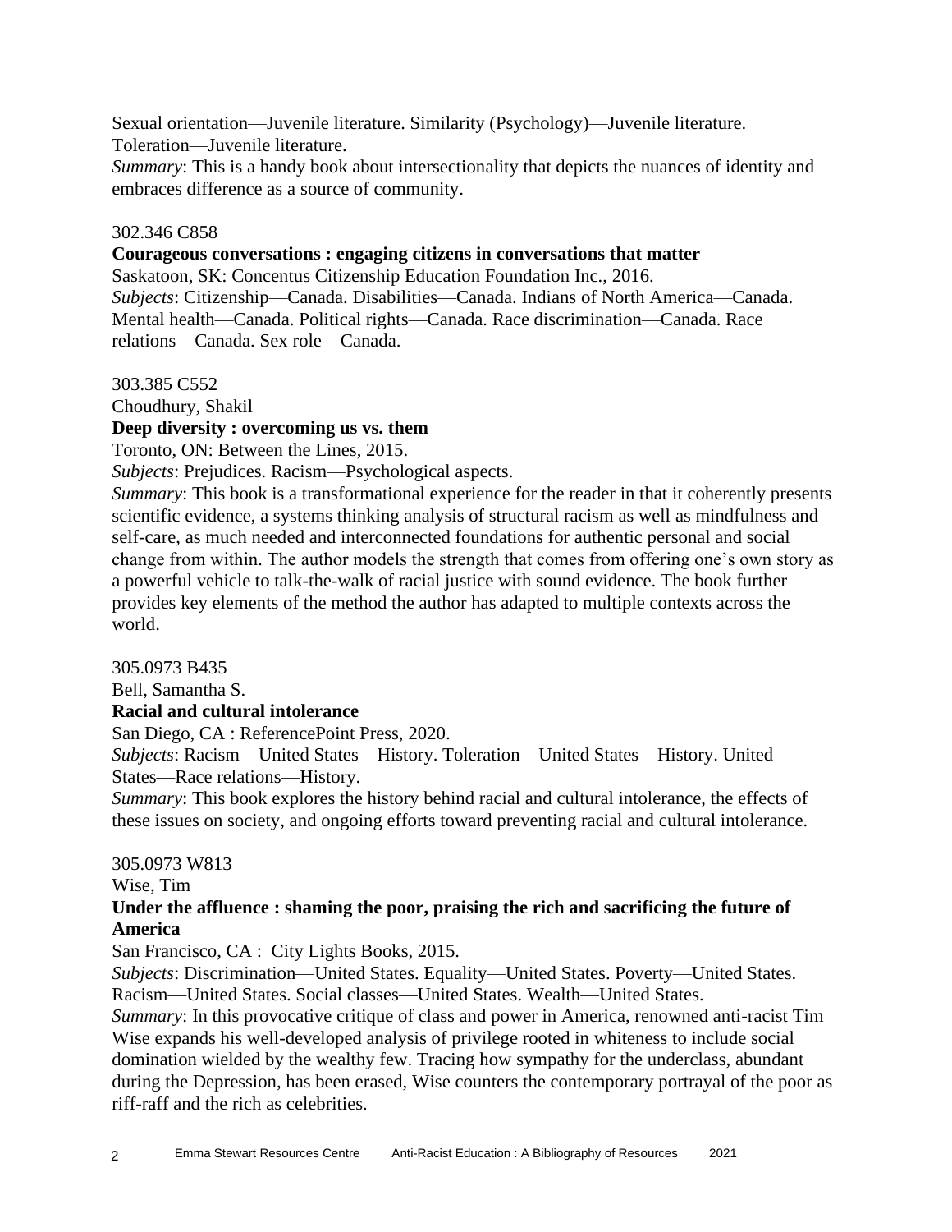Sexual orientation—Juvenile literature. Similarity (Psychology)—Juvenile literature. Toleration—Juvenile literature.

*Summary*: This is a handy book about intersectionality that depicts the nuances of identity and embraces difference as a source of community.

302.346 C858

**Courageous conversations : engaging citizens in conversations that matter**

Saskatoon, SK: Concentus Citizenship Education Foundation Inc., 2016.

*Subjects*: Citizenship—Canada. Disabilities—Canada. Indians of North America—Canada. Mental health—Canada. Political rights—Canada. Race discrimination—Canada. Race relations—Canada. Sex role—Canada.

303.385 C552

Choudhury, Shakil

**Deep diversity : overcoming us vs. them**

Toronto, ON: Between the Lines, 2015.

*Subjects*: Prejudices. Racism—Psychological aspects.

*Summary*: This book is a transformational experience for the reader in that it coherently presents scientific evidence, a systems thinking analysis of structural racism as well as mindfulness and self-care, as much needed and interconnected foundations for authentic personal and social change from within. The author models the strength that comes from offering one's own story as a powerful vehicle to talk-the-walk of racial justice with sound evidence. The book further provides key elements of the method the author has adapted to multiple contexts across the world.

305.0973 B435

Bell, Samantha S.

**Racial and cultural intolerance**

San Diego, CA : ReferencePoint Press, 2020.

*Subjects*: Racism—United States—History. Toleration—United States—History. United States—Race relations—History.

*Summary*: This book explores the history behind racial and cultural intolerance, the effects of these issues on society, and ongoing efforts toward preventing racial and cultural intolerance.

305.0973 W813

Wise, Tim

**Under the affluence : shaming the poor, praising the rich and sacrificing the future of America**

San Francisco, CA : City Lights Books, 2015.

*Subjects*: Discrimination—United States. Equality—United States. Poverty—United States. Racism—United States. Social classes—United States. Wealth—United States.

*Summary*: In this provocative critique of class and power in America, renowned anti-racist Tim Wise expands his well-developed analysis of privilege rooted in whiteness to include social domination wielded by the wealthy few. Tracing how sympathy for the underclass, abundant during the Depression, has been erased, Wise counters the contemporary portrayal of the poor as riff-raff and the rich as celebrities.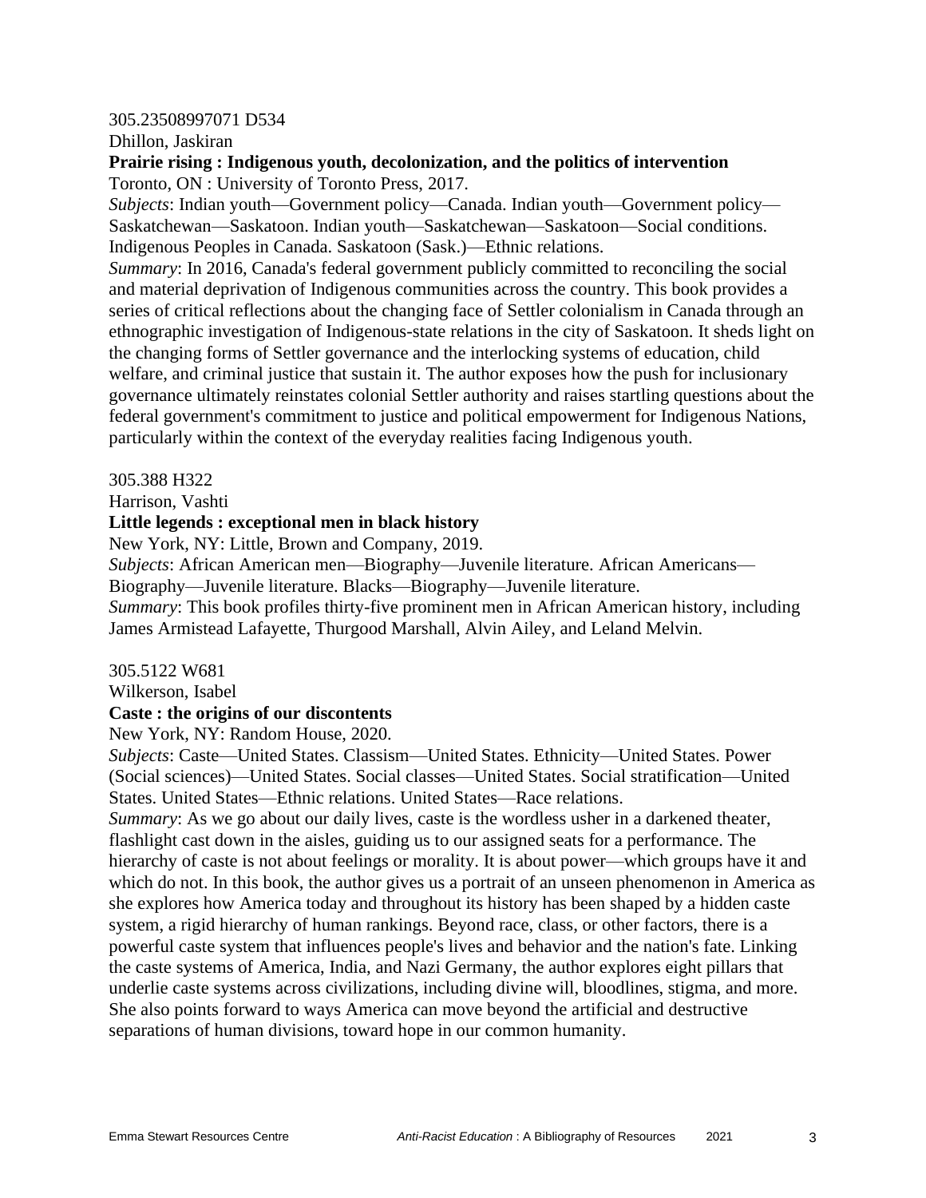305.23508997071 D534

Dhillon, Jaskiran

**Prairie rising : Indigenous youth, decolonization, and the politics of intervention**

Toronto, ON : University of Toronto Press, 2017.

*Subjects*: Indian youth—Government policy—Canada. Indian youth—Government policy—Saskatchewan—Saskatoon. Indian youth—Saskatchewan—Saskatoon—Social conditions. Indigenous Peoples in Canada. Saskatoon (Sask.)—Ethnic relations.

*Summary*: In 2016, Canada's federal government publicly committed to reconciling the social and material deprivation of Indigenous communities across the country. This book provides a series of critical reflections about the changing face of Settler colonialism in Canada through an ethnographic investigation of Indigenous-state relations in the city of Saskatoon. It sheds light on the changing forms of Settler governance and the interlocking systems of education, child welfare, and criminal justice that sustain it. The author exposes how the push for inclusionary governance ultimately reinstates colonial Settler authority and raises startling questions about the federal government's commitment to justice and political empowerment for Indigenous Nations, particularly within the context of the everyday realities facing Indigenous youth.

305.388 H322

Harrison, Vashti

**Little legends : exceptional men in black history**

New York, NY: Little, Brown and Company, 2019.

*Subjects*: African American men—Biography—Juvenile literature. African Americans—Biography—Juvenile literature. Blacks—Biography—Juvenile literature.

*Summary*: This book profiles thirty-five prominent men in African American history, including James Armistead Lafayette, Thurgood Marshall, Alvin Ailey, and Leland Melvin.

305.5122 W681

Wilkerson, Isabel

**Caste : the origins of our discontents**

New York, NY: Random House, 2020.

*Subjects*: Caste—United States. Classism—United States. Ethnicity—United States. Power (Social sciences)—United States. Social classes—United States. Social stratification—United States. United States—Ethnic relations. United States—Race relations.

*Summary*: As we go about our daily lives, caste is the wordless usher in a darkened theater, flashlight cast down in the aisles, guiding us to our assigned seats for a performance. The hierarchy of caste is not about feelings or morality. It is about power—which groups have it and which do not. In this book, the author gives us a portrait of an unseen phenomenon in America as she explores how America today and throughout its history has been shaped by a hidden caste system, a rigid hierarchy of human rankings. Beyond race, class, or other factors, there is a powerful caste system that influences people's lives and behavior and the nation's fate. Linking the caste systems of America, India, and Nazi Germany, the author explores eight pillars that underlie caste systems across civilizations, including divine will, bloodlines, stigma, and more. She also points forward to ways America can move beyond the artificial and destructive separations of human divisions, toward hope in our common humanity.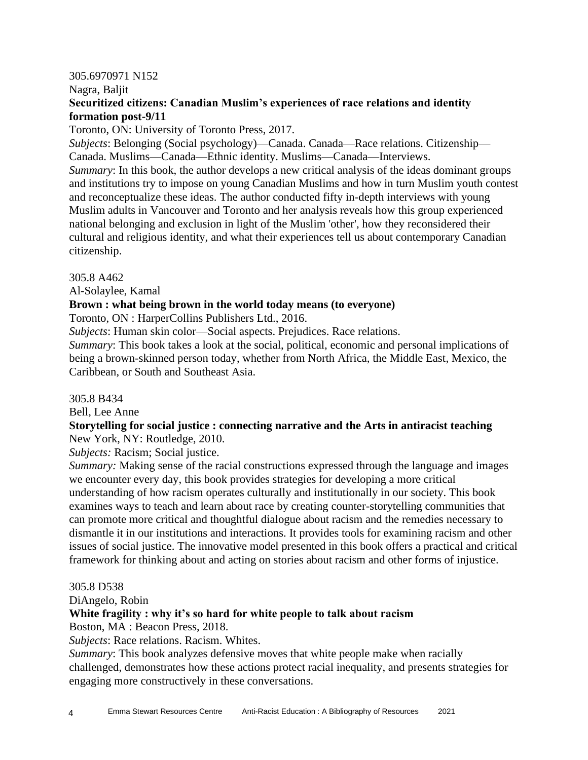305.6970971 N152

Nagra, Baljit

**Securitized citizens: Canadian Muslim's experiences of race relations and identity formation post-9/11**

Toronto, ON: University of Toronto Press, 2017.

*Subjects*: Belonging (Social psychology)—Canada. Canada—Race relations. Citizenship—Canada. Muslims—Canada—Ethnic identity. Muslims—Canada—Interviews.

*Summary*: In this book, the author develops a new critical analysis of the ideas dominant groups and institutions try to impose on young Canadian Muslims and how in turn Muslim youth contest and reconceptualize these ideas. The author conducted fifty in-depth interviews with young Muslim adults in Vancouver and Toronto and her analysis reveals how this group experienced national belonging and exclusion in light of the Muslim 'other', how they reconsidered their cultural and religious identity, and what their experiences tell us about contemporary Canadian citizenship.

305.8 A462

Al-Solaylee, Kamal

**Brown : what being brown in the world today means (to everyone)**

Toronto, ON : HarperCollins Publishers Ltd., 2016.

*Subjects*: Human skin color—Social aspects. Prejudices. Race relations.

*Summary*: This book takes a look at the social, political, economic and personal implications of being a brown-skinned person today, whether from North Africa, the Middle East, Mexico, the Caribbean, or South and Southeast Asia.

305.8 B434

Bell, Lee Anne

**Storytelling for social justice : connecting narrative and the Arts in antiracist teaching**

New York, NY: Routledge, 2010.

*Subjects:* Racism; Social justice.

*Summary:* Making sense of the racial constructions expressed through the language and images we encounter every day, this book provides strategies for developing a more critical understanding of how racism operates culturally and institutionally in our society. This book examines ways to teach and learn about race by creating counter-storytelling communities that can promote more critical and thoughtful dialogue about racism and the remedies necessary to dismantle it in our institutions and interactions. It provides tools for examining racism and other issues of social justice. The innovative model presented in this book offers a practical and critical framework for thinking about and acting on stories about racism and other forms of injustice.

305.8 D538

DiAngelo, Robin

**White fragility : why it's so hard for white people to talk about racism**

Boston, MA : Beacon Press, 2018.

*Subjects*: Race relations. Racism. Whites.

*Summary*: This book analyzes defensive moves that white people make when racially challenged, demonstrates how these actions protect racial inequality, and presents strategies for engaging more constructively in these conversations.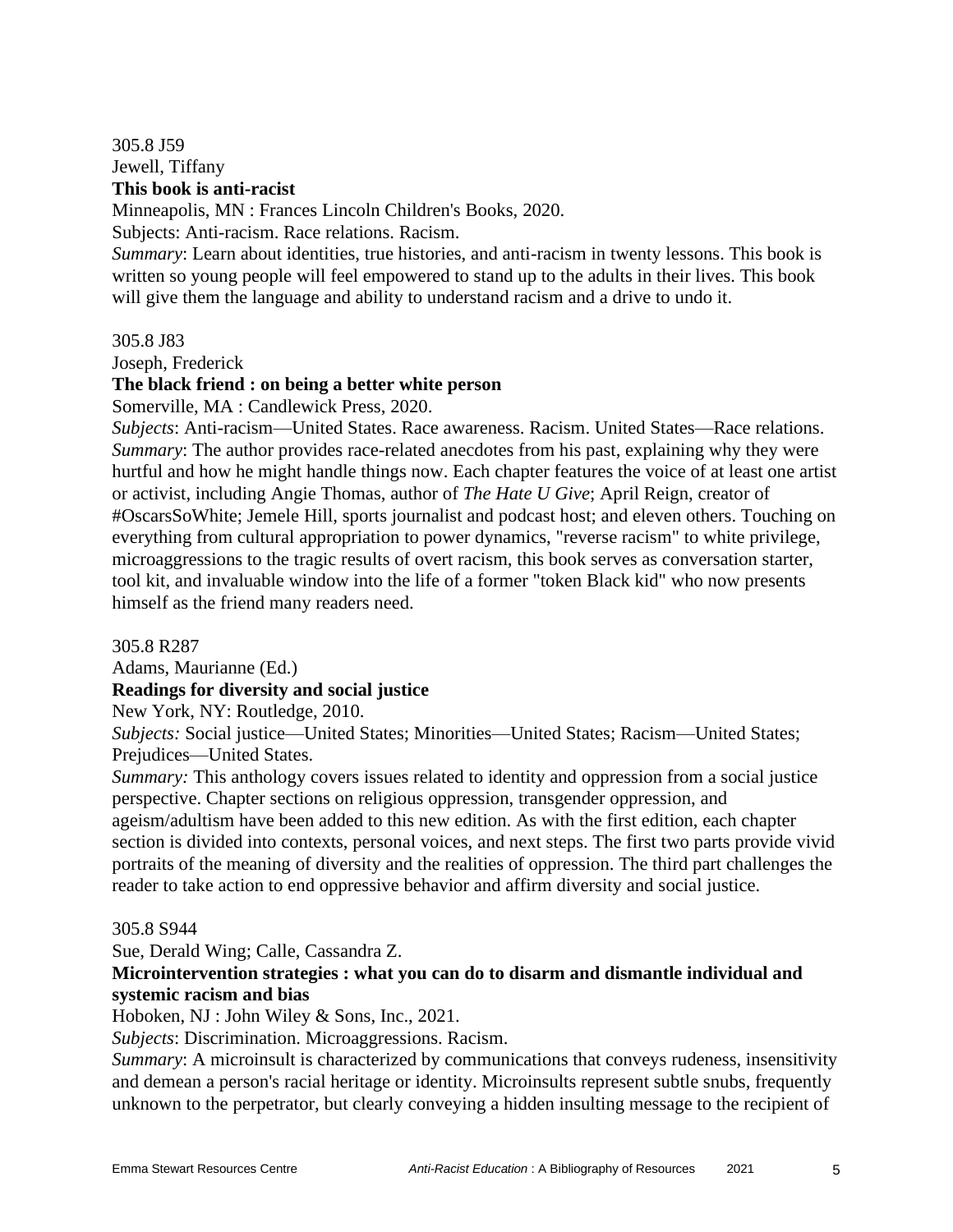305.8 J59
Jewell, Tiffany
**This book is anti-racist**
Minneapolis, MN : Frances Lincoln Children's Books, 2020.
Subjects: Anti-racism. Race relations. Racism.
*Summary*: Learn about identities, true histories, and anti-racism in twenty lessons. This book is written so young people will feel empowered to stand up to the adults in their lives. This book will give them the language and ability to understand racism and a drive to undo it.

305.8 J83
Joseph, Frederick
**The black friend : on being a better white person**
Somerville, MA : Candlewick Press, 2020.
*Subjects*: Anti-racism—United States. Race awareness. Racism. United States—Race relations.
*Summary*: The author provides race-related anecdotes from his past, explaining why they were hurtful and how he might handle things now. Each chapter features the voice of at least one artist or activist, including Angie Thomas, author of *The Hate U Give*; April Reign, creator of #OscarsSoWhite; Jemele Hill, sports journalist and podcast host; and eleven others. Touching on everything from cultural appropriation to power dynamics, "reverse racism" to white privilege, microaggressions to the tragic results of overt racism, this book serves as conversation starter, tool kit, and invaluable window into the life of a former "token Black kid" who now presents himself as the friend many readers need.

305.8 R287
Adams, Maurianne (Ed.)
**Readings for diversity and social justice**
New York, NY: Routledge, 2010.
*Subjects:* Social justice—United States; Minorities—United States; Racism—United States; Prejudices—United States.
*Summary:* This anthology covers issues related to identity and oppression from a social justice perspective. Chapter sections on religious oppression, transgender oppression, and ageism/adultism have been added to this new edition. As with the first edition, each chapter section is divided into contexts, personal voices, and next steps. The first two parts provide vivid portraits of the meaning of diversity and the realities of oppression. The third part challenges the reader to take action to end oppressive behavior and affirm diversity and social justice.

305.8 S944
Sue, Derald Wing; Calle, Cassandra Z.
**Microintervention strategies : what you can do to disarm and dismantle individual and systemic racism and bias**
Hoboken, NJ : John Wiley & Sons, Inc., 2021.
*Subjects*: Discrimination. Microaggressions. Racism.
*Summary*: A microinsult is characterized by communications that conveys rudeness, insensitivity and demean a person's racial heritage or identity. Microinsults represent subtle snubs, frequently unknown to the perpetrator, but clearly conveying a hidden insulting message to the recipient of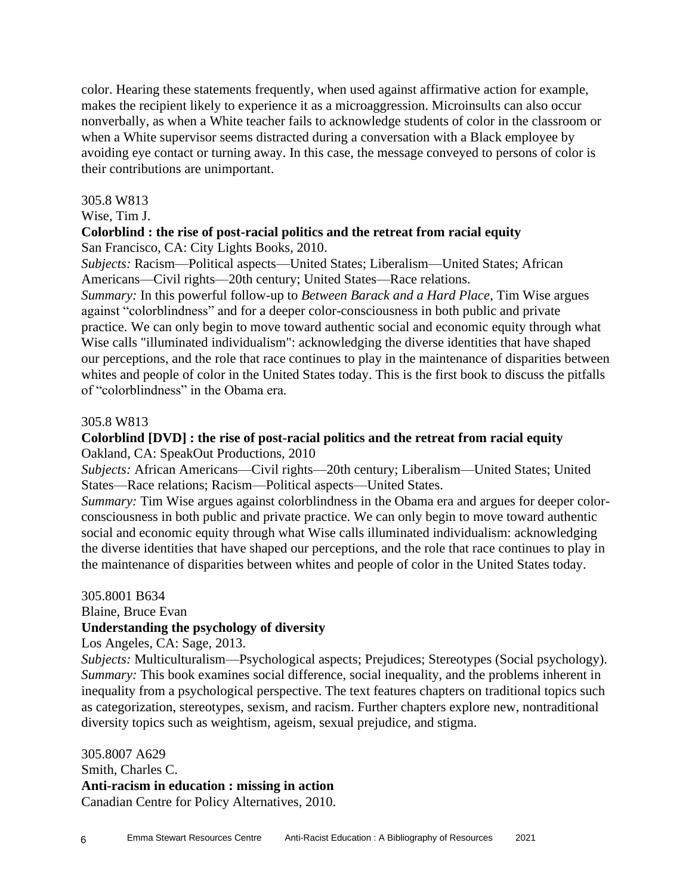color. Hearing these statements frequently, when used against affirmative action for example, makes the recipient likely to experience it as a microaggression. Microinsults can also occur nonverbally, as when a White teacher fails to acknowledge students of color in the classroom or when a White supervisor seems distracted during a conversation with a Black employee by avoiding eye contact or turning away. In this case, the message conveyed to persons of color is their contributions are unimportant.

305.8 W813
Wise, Tim J.
**Colorblind : the rise of post-racial politics and the retreat from racial equity**
San Francisco, CA: City Lights Books, 2010.
*Subjects:* Racism—Political aspects—United States; Liberalism—United States; African Americans—Civil rights—20th century; United States—Race relations.
*Summary:* In this powerful follow-up to *Between Barack and a Hard Place*, Tim Wise argues against "colorblindness" and for a deeper color-consciousness in both public and private practice. We can only begin to move toward authentic social and economic equity through what Wise calls "illuminated individualism": acknowledging the diverse identities that have shaped our perceptions, and the role that race continues to play in the maintenance of disparities between whites and people of color in the United States today. This is the first book to discuss the pitfalls of "colorblindness" in the Obama era.

305.8 W813
**Colorblind [DVD] : the rise of post-racial politics and the retreat from racial equity**
Oakland, CA: SpeakOut Productions, 2010
*Subjects:* African Americans—Civil rights—20th century; Liberalism—United States; United States—Race relations; Racism—Political aspects—United States.
*Summary:* Tim Wise argues against colorblindness in the Obama era and argues for deeper color-consciousness in both public and private practice. We can only begin to move toward authentic social and economic equity through what Wise calls illuminated individualism: acknowledging the diverse identities that have shaped our perceptions, and the role that race continues to play in the maintenance of disparities between whites and people of color in the United States today.

305.8001 B634
Blaine, Bruce Evan
**Understanding the psychology of diversity**
Los Angeles, CA: Sage, 2013.
*Subjects:* Multiculturalism—Psychological aspects; Prejudices; Stereotypes (Social psychology).
*Summary:* This book examines social difference, social inequality, and the problems inherent in inequality from a psychological perspective. The text features chapters on traditional topics such as categorization, stereotypes, sexism, and racism. Further chapters explore new, nontraditional diversity topics such as weightism, ageism, sexual prejudice, and stigma.

305.8007 A629
Smith, Charles C.
**Anti-racism in education : missing in action**
Canadian Centre for Policy Alternatives, 2010.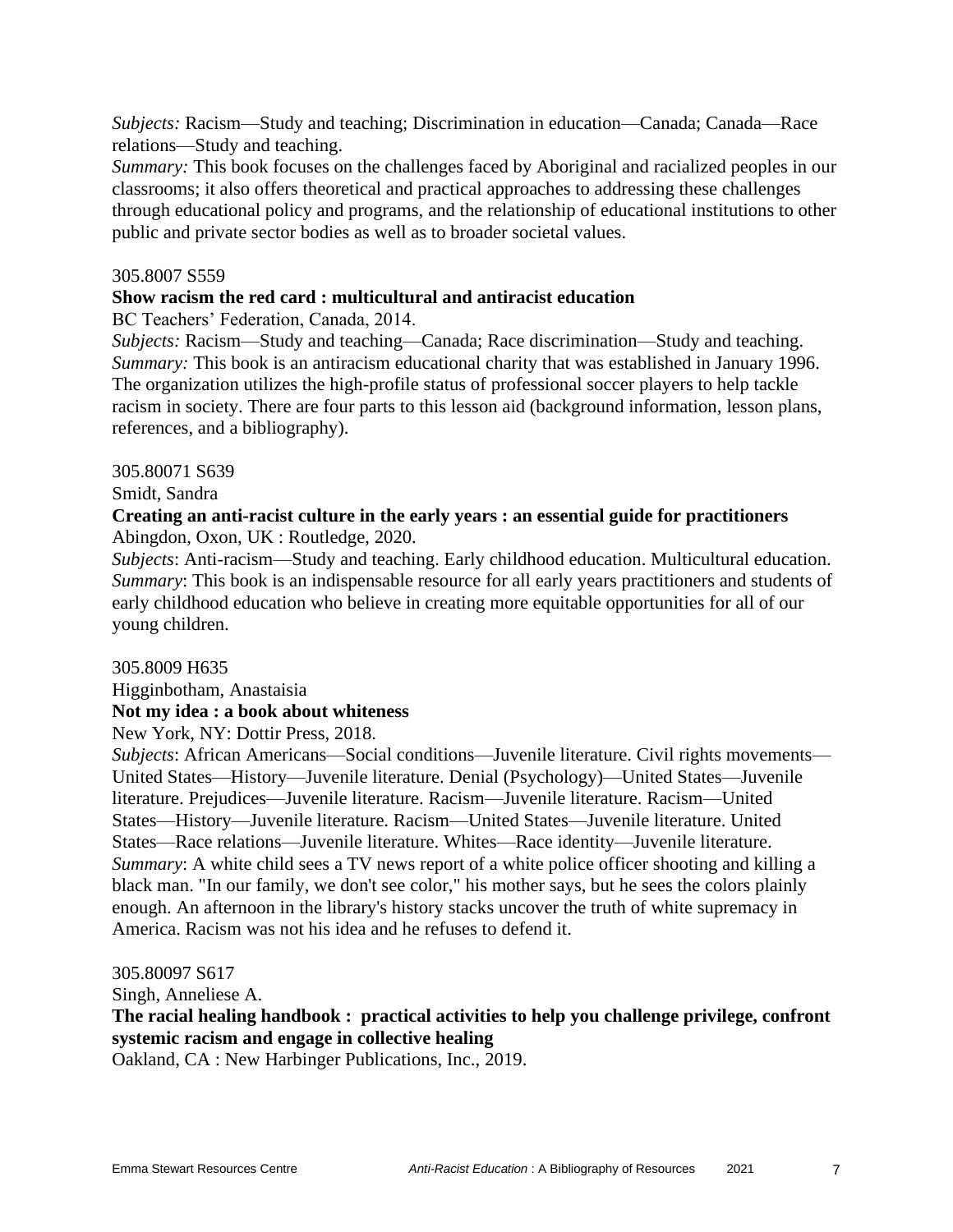*Subjects:* Racism—Study and teaching; Discrimination in education—Canada; Canada—Race relations—Study and teaching.
*Summary:* This book focuses on the challenges faced by Aboriginal and racialized peoples in our classrooms; it also offers theoretical and practical approaches to addressing these challenges through educational policy and programs, and the relationship of educational institutions to other public and private sector bodies as well as to broader societal values.

305.8007 S559

**Show racism the red card : multicultural and antiracist education**

BC Teachers' Federation, Canada, 2014.
*Subjects:* Racism—Study and teaching—Canada; Race discrimination—Study and teaching.
*Summary:* This book is an antiracism educational charity that was established in January 1996. The organization utilizes the high-profile status of professional soccer players to help tackle racism in society. There are four parts to this lesson aid (background information, lesson plans, references, and a bibliography).

305.80071 S639

Smidt, Sandra

**Creating an anti-racist culture in the early years : an essential guide for practitioners**

Abingdon, Oxon, UK : Routledge, 2020.
*Subjects*: Anti-racism—Study and teaching. Early childhood education. Multicultural education.
*Summary*: This book is an indispensable resource for all early years practitioners and students of early childhood education who believe in creating more equitable opportunities for all of our young children.

305.8009 H635

Higginbotham, Anastaisia

**Not my idea : a book about whiteness**

New York, NY: Dottir Press, 2018.
*Subjects*: African Americans—Social conditions—Juvenile literature. Civil rights movements—United States—History—Juvenile literature. Denial (Psychology)—United States—Juvenile literature. Prejudices—Juvenile literature. Racism—Juvenile literature. Racism—United States—History—Juvenile literature. Racism—United States—Juvenile literature. United States—Race relations—Juvenile literature. Whites—Race identity—Juvenile literature.
*Summary*: A white child sees a TV news report of a white police officer shooting and killing a black man. "In our family, we don't see color," his mother says, but he sees the colors plainly enough. An afternoon in the library's history stacks uncover the truth of white supremacy in America. Racism was not his idea and he refuses to defend it.

305.80097 S617

Singh, Anneliese A.

**The racial healing handbook : practical activities to help you challenge privilege, confront systemic racism and engage in collective healing**

Oakland, CA : New Harbinger Publications, Inc., 2019.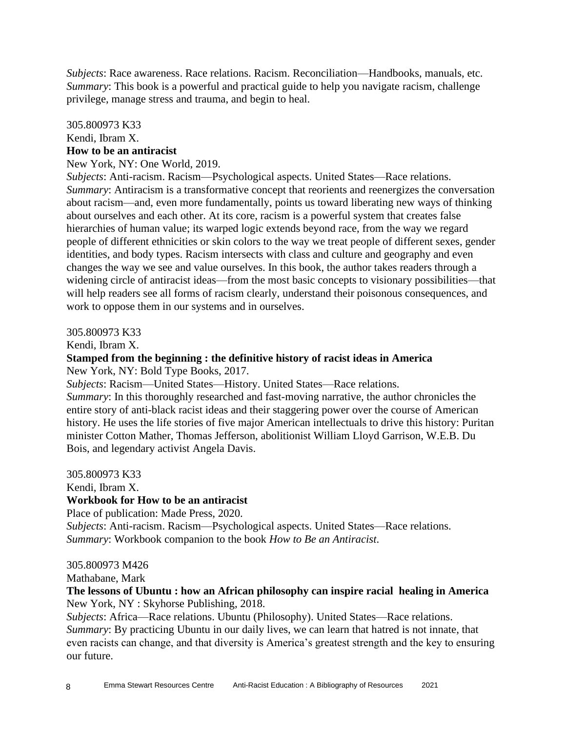*Subjects*: Race awareness. Race relations. Racism. Reconciliation—Handbooks, manuals, etc.
*Summary*: This book is a powerful and practical guide to help you navigate racism, challenge privilege, manage stress and trauma, and begin to heal.

305.800973 K33
Kendi, Ibram X.
**How to be an antiracist**
New York, NY: One World, 2019.
*Subjects*: Anti-racism. Racism—Psychological aspects. United States—Race relations.
*Summary*: Antiracism is a transformative concept that reorients and reenergizes the conversation about racism—and, even more fundamentally, points us toward liberating new ways of thinking about ourselves and each other. At its core, racism is a powerful system that creates false hierarchies of human value; its warped logic extends beyond race, from the way we regard people of different ethnicities or skin colors to the way we treat people of different sexes, gender identities, and body types. Racism intersects with class and culture and geography and even changes the way we see and value ourselves. In this book, the author takes readers through a widening circle of antiracist ideas—from the most basic concepts to visionary possibilities—that will help readers see all forms of racism clearly, understand their poisonous consequences, and work to oppose them in our systems and in ourselves.

305.800973 K33
Kendi, Ibram X.
**Stamped from the beginning : the definitive history of racist ideas in America**
New York, NY: Bold Type Books, 2017.
*Subjects*: Racism—United States—History. United States—Race relations.
*Summary*: In this thoroughly researched and fast-moving narrative, the author chronicles the entire story of anti-black racist ideas and their staggering power over the course of American history. He uses the life stories of five major American intellectuals to drive this history: Puritan minister Cotton Mather, Thomas Jefferson, abolitionist William Lloyd Garrison, W.E.B. Du Bois, and legendary activist Angela Davis.

305.800973 K33
Kendi, Ibram X.
**Workbook for How to be an antiracist**
Place of publication: Made Press, 2020.
*Subjects*: Anti-racism. Racism—Psychological aspects. United States—Race relations.
*Summary*: Workbook companion to the book *How to Be an Antiracist*.

305.800973 M426
Mathabane, Mark
**The lessons of Ubuntu : how an African philosophy can inspire racial healing in America**
New York, NY : Skyhorse Publishing, 2018.
*Subjects*: Africa—Race relations. Ubuntu (Philosophy). United States—Race relations.
*Summary*: By practicing Ubuntu in our daily lives, we can learn that hatred is not innate, that even racists can change, and that diversity is America's greatest strength and the key to ensuring our future.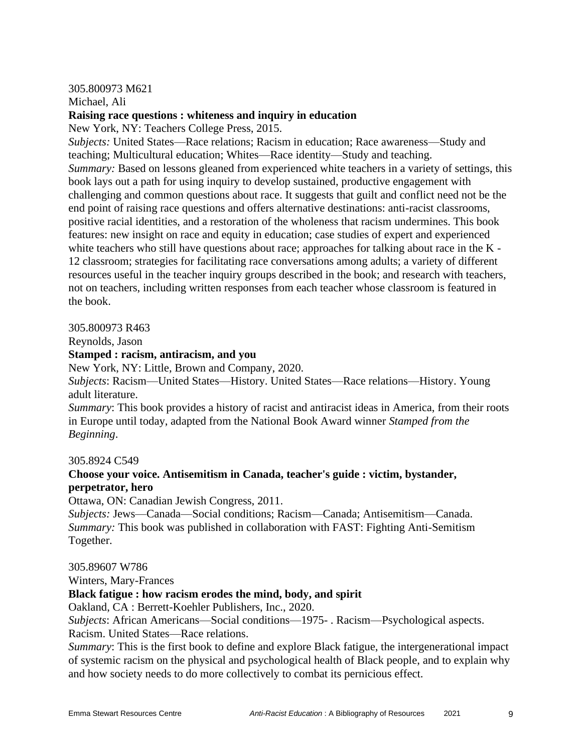305.800973 M621  
Michael, Ali  
**Raising race questions : whiteness and inquiry in education**  
New York, NY: Teachers College Press, 2015.  
*Subjects:* United States—Race relations; Racism in education; Race awareness—Study and teaching; Multicultural education; Whites—Race identity—Study and teaching.  
*Summary:* Based on lessons gleaned from experienced white teachers in a variety of settings, this book lays out a path for using inquiry to develop sustained, productive engagement with challenging and common questions about race. It suggests that guilt and conflict need not be the end point of raising race questions and offers alternative destinations: anti-racist classrooms, positive racial identities, and a restoration of the wholeness that racism undermines. This book features: new insight on race and equity in education; case studies of expert and experienced white teachers who still have questions about race; approaches for talking about race in the K - 12 classroom; strategies for facilitating race conversations among adults; a variety of different resources useful in the teacher inquiry groups described in the book; and research with teachers, not on teachers, including written responses from each teacher whose classroom is featured in the book.

305.800973 R463  
Reynolds, Jason  
**Stamped : racism, antiracism, and you**  
New York, NY: Little, Brown and Company, 2020.  
*Subjects*: Racism—United States—History. United States—Race relations—History. Young adult literature.  
*Summary*: This book provides a history of racist and antiracist ideas in America, from their roots in Europe until today, adapted from the National Book Award winner *Stamped from the Beginning*.

305.8924 C549  
**Choose your voice. Antisemitism in Canada, teacher's guide : victim, bystander, perpetrator, hero**  
Ottawa, ON: Canadian Jewish Congress, 2011.  
*Subjects:* Jews—Canada—Social conditions; Racism—Canada; Antisemitism—Canada.  
*Summary:* This book was published in collaboration with FAST: Fighting Anti-Semitism Together.

305.89607 W786  
Winters, Mary-Frances  
**Black fatigue : how racism erodes the mind, body, and spirit**  
Oakland, CA : Berrett-Koehler Publishers, Inc., 2020.  
*Subjects*: African Americans—Social conditions—1975- . Racism—Psychological aspects. Racism. United States—Race relations.  
*Summary*: This is the first book to define and explore Black fatigue, the intergenerational impact of systemic racism on the physical and psychological health of Black people, and to explain why and how society needs to do more collectively to combat its pernicious effect.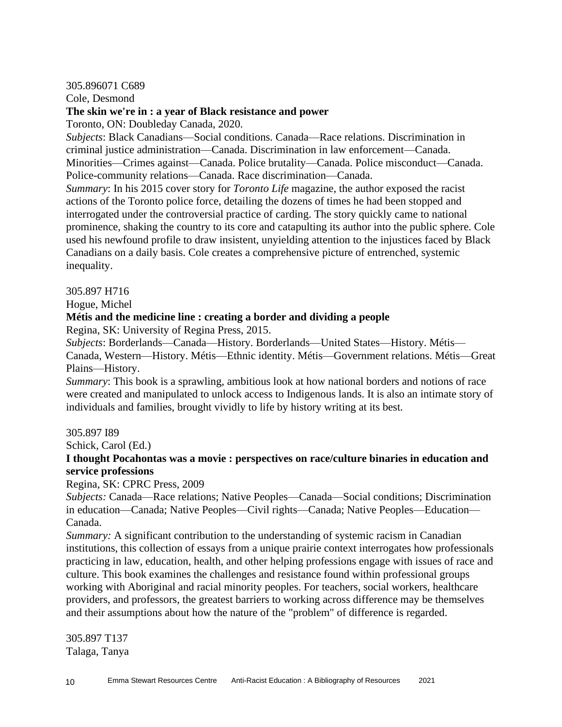305.896071 C689
Cole, Desmond
**The skin we're in : a year of Black resistance and power**
Toronto, ON: Doubleday Canada, 2020.
*Subjects*: Black Canadians—Social conditions. Canada—Race relations. Discrimination in criminal justice administration—Canada. Discrimination in law enforcement—Canada. Minorities—Crimes against—Canada. Police brutality—Canada. Police misconduct—Canada. Police-community relations—Canada. Race discrimination—Canada.
*Summary*: In his 2015 cover story for *Toronto Life* magazine, the author exposed the racist actions of the Toronto police force, detailing the dozens of times he had been stopped and interrogated under the controversial practice of carding. The story quickly came to national prominence, shaking the country to its core and catapulting its author into the public sphere. Cole used his newfound profile to draw insistent, unyielding attention to the injustices faced by Black Canadians on a daily basis. Cole creates a comprehensive picture of entrenched, systemic inequality.

305.897 H716
Hogue, Michel
**Métis and the medicine line : creating a border and dividing a people**
Regina, SK: University of Regina Press, 2015.
*Subjects*: Borderlands—Canada—History. Borderlands—United States—History. Métis—Canada, Western—History. Métis—Ethnic identity. Métis—Government relations. Métis—Great Plains—History.
*Summary*: This book is a sprawling, ambitious look at how national borders and notions of race were created and manipulated to unlock access to Indigenous lands. It is also an intimate story of individuals and families, brought vividly to life by history writing at its best.

305.897 I89
Schick, Carol (Ed.)
**I thought Pocahontas was a movie : perspectives on race/culture binaries in education and service professions**
Regina, SK: CPRC Press, 2009
*Subjects:* Canada—Race relations; Native Peoples—Canada—Social conditions; Discrimination in education—Canada; Native Peoples—Civil rights—Canada; Native Peoples—Education—Canada.
*Summary:* A significant contribution to the understanding of systemic racism in Canadian institutions, this collection of essays from a unique prairie context interrogates how professionals practicing in law, education, health, and other helping professions engage with issues of race and culture. This book examines the challenges and resistance found within professional groups working with Aboriginal and racial minority peoples. For teachers, social workers, healthcare providers, and professors, the greatest barriers to working across difference may be themselves and their assumptions about how the nature of the "problem" of difference is regarded.

305.897 T137
Talaga, Tanya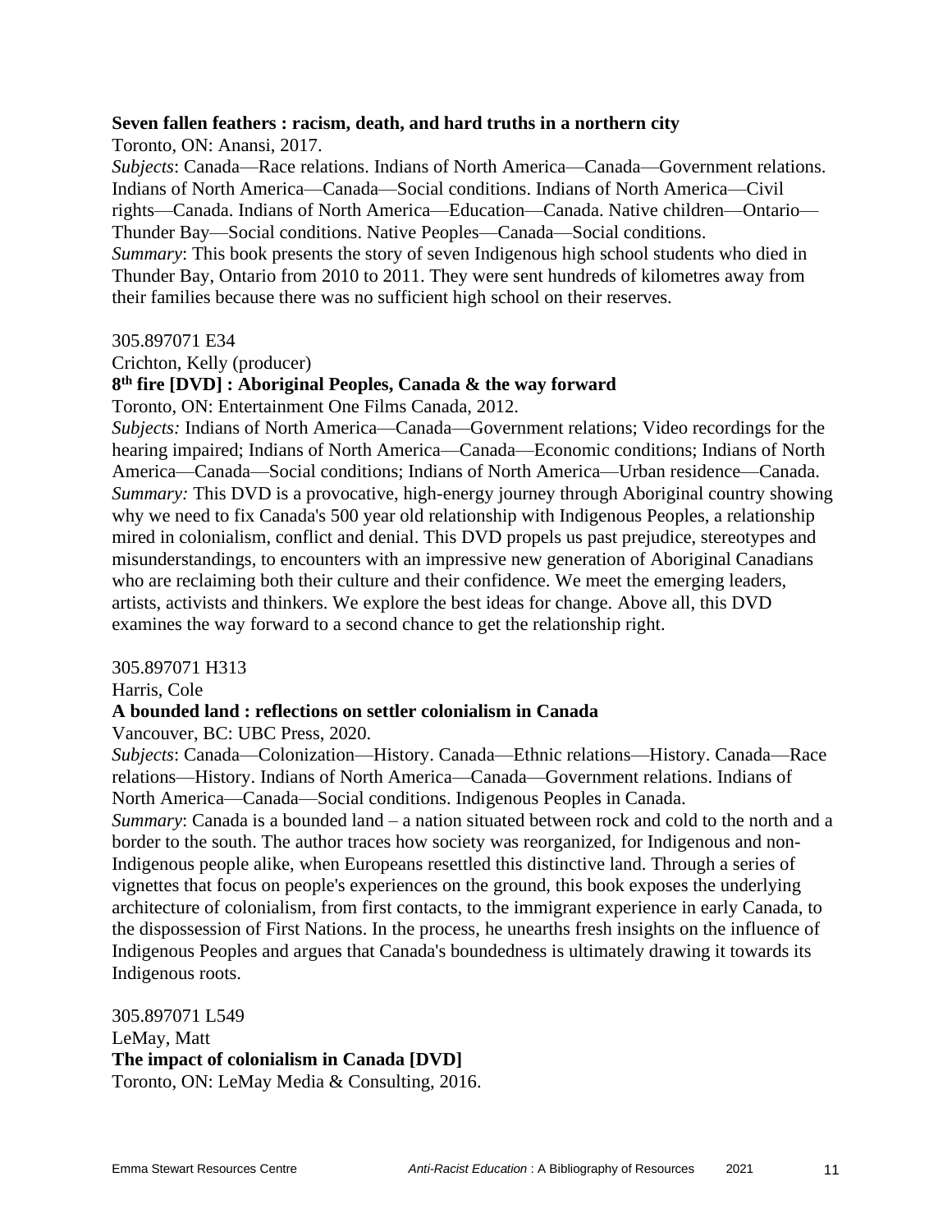**Seven fallen feathers : racism, death, and hard truths in a northern city**
Toronto, ON: Anansi, 2017.
*Subjects*: Canada—Race relations. Indians of North America—Canada—Government relations. Indians of North America—Canada—Social conditions. Indians of North America—Civil rights—Canada. Indians of North America—Education—Canada. Native children—Ontario—Thunder Bay—Social conditions. Native Peoples—Canada—Social conditions.
*Summary*: This book presents the story of seven Indigenous high school students who died in Thunder Bay, Ontario from 2010 to 2011. They were sent hundreds of kilometres away from their families because there was no sufficient high school on their reserves.

305.897071 E34
Crichton, Kelly (producer)
**8th fire [DVD] : Aboriginal Peoples, Canada & the way forward**
Toronto, ON: Entertainment One Films Canada, 2012.
*Subjects:* Indians of North America—Canada—Government relations; Video recordings for the hearing impaired; Indians of North America—Canada—Economic conditions; Indians of North America—Canada—Social conditions; Indians of North America—Urban residence—Canada.
*Summary:* This DVD is a provocative, high-energy journey through Aboriginal country showing why we need to fix Canada's 500 year old relationship with Indigenous Peoples, a relationship mired in colonialism, conflict and denial. This DVD propels us past prejudice, stereotypes and misunderstandings, to encounters with an impressive new generation of Aboriginal Canadians who are reclaiming both their culture and their confidence. We meet the emerging leaders, artists, activists and thinkers. We explore the best ideas for change. Above all, this DVD examines the way forward to a second chance to get the relationship right.

305.897071 H313
Harris, Cole
**A bounded land : reflections on settler colonialism in Canada**
Vancouver, BC: UBC Press, 2020.
*Subjects*: Canada—Colonization—History. Canada—Ethnic relations—History. Canada—Race relations—History. Indians of North America—Canada—Government relations. Indians of North America—Canada—Social conditions. Indigenous Peoples in Canada.
*Summary*: Canada is a bounded land – a nation situated between rock and cold to the north and a border to the south. The author traces how society was reorganized, for Indigenous and non-Indigenous people alike, when Europeans resettled this distinctive land. Through a series of vignettes that focus on people's experiences on the ground, this book exposes the underlying architecture of colonialism, from first contacts, to the immigrant experience in early Canada, to the dispossession of First Nations. In the process, he unearths fresh insights on the influence of Indigenous Peoples and argues that Canada's boundedness is ultimately drawing it towards its Indigenous roots.

305.897071 L549
LeMay, Matt
**The impact of colonialism in Canada [DVD]**
Toronto, ON: LeMay Media & Consulting, 2016.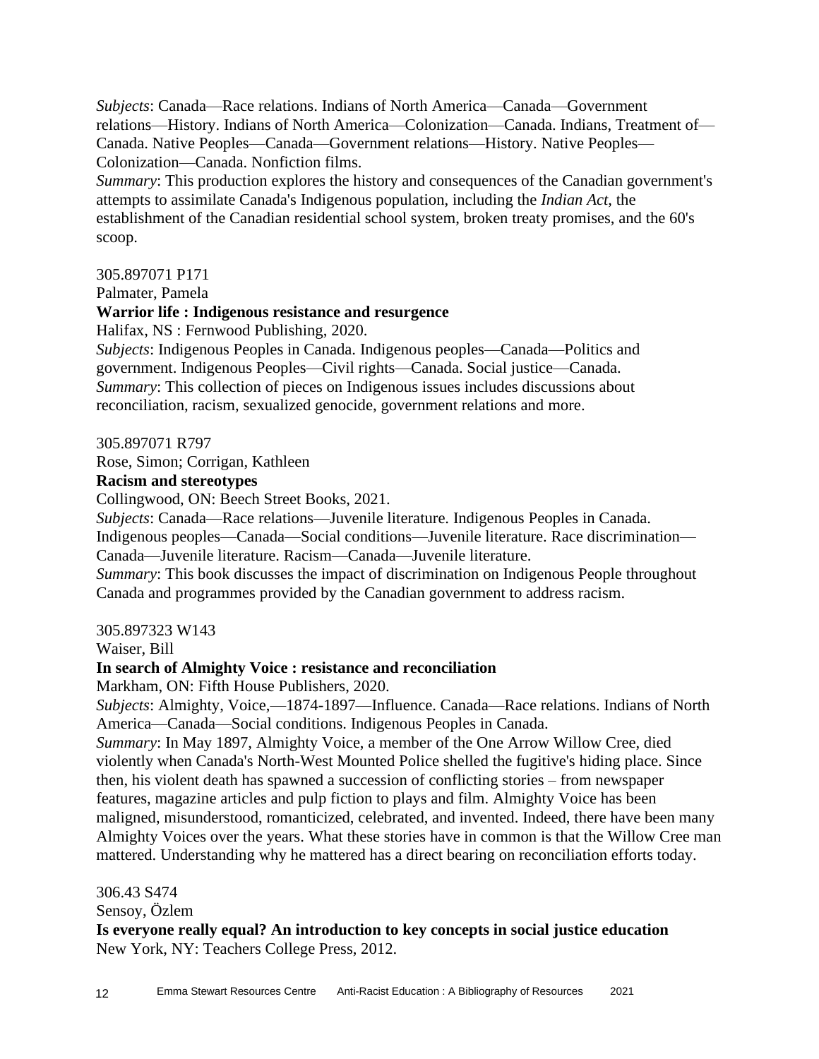*Subjects*: Canada—Race relations. Indians of North America—Canada—Government relations—History. Indians of North America—Colonization—Canada. Indians, Treatment of—Canada. Native Peoples—Canada—Government relations—History. Native Peoples—Colonization—Canada. Nonfiction films.
*Summary*: This production explores the history and consequences of the Canadian government's attempts to assimilate Canada's Indigenous population, including the *Indian Act*, the establishment of the Canadian residential school system, broken treaty promises, and the 60's scoop.

305.897071 P171
Palmater, Pamela
**Warrior life : Indigenous resistance and resurgence**
Halifax, NS : Fernwood Publishing, 2020.
*Subjects*: Indigenous Peoples in Canada. Indigenous peoples—Canada—Politics and government. Indigenous Peoples—Civil rights—Canada. Social justice—Canada.
*Summary*: This collection of pieces on Indigenous issues includes discussions about reconciliation, racism, sexualized genocide, government relations and more.

305.897071 R797
Rose, Simon; Corrigan, Kathleen
**Racism and stereotypes**
Collingwood, ON: Beech Street Books, 2021.
*Subjects*: Canada—Race relations—Juvenile literature. Indigenous Peoples in Canada. Indigenous peoples—Canada—Social conditions—Juvenile literature. Race discrimination—Canada—Juvenile literature. Racism—Canada—Juvenile literature.
*Summary*: This book discusses the impact of discrimination on Indigenous People throughout Canada and programmes provided by the Canadian government to address racism.

305.897323 W143
Waiser, Bill
**In search of Almighty Voice : resistance and reconciliation**
Markham, ON: Fifth House Publishers, 2020.
*Subjects*: Almighty, Voice,—1874-1897—Influence. Canada—Race relations. Indians of North America—Canada—Social conditions. Indigenous Peoples in Canada.
*Summary*: In May 1897, Almighty Voice, a member of the One Arrow Willow Cree, died violently when Canada's North-West Mounted Police shelled the fugitive's hiding place. Since then, his violent death has spawned a succession of conflicting stories – from newspaper features, magazine articles and pulp fiction to plays and film. Almighty Voice has been maligned, misunderstood, romanticized, celebrated, and invented. Indeed, there have been many Almighty Voices over the years. What these stories have in common is that the Willow Cree man mattered. Understanding why he mattered has a direct bearing on reconciliation efforts today.

306.43 S474
Sensoy, Özlem
**Is everyone really equal? An introduction to key concepts in social justice education**
New York, NY: Teachers College Press, 2012.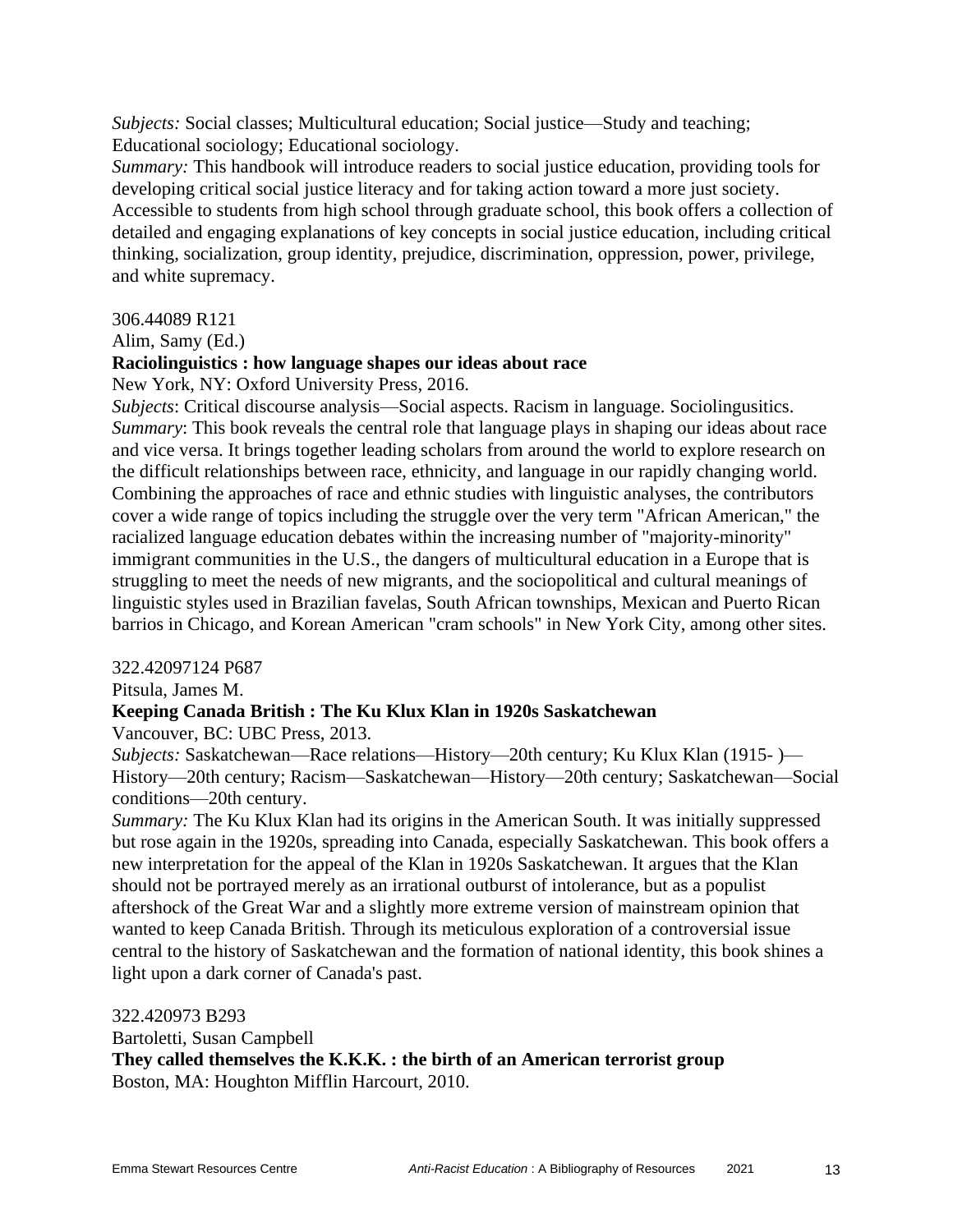*Subjects:* Social classes; Multicultural education; Social justice—Study and teaching; Educational sociology; Educational sociology.
*Summary:* This handbook will introduce readers to social justice education, providing tools for developing critical social justice literacy and for taking action toward a more just society. Accessible to students from high school through graduate school, this book offers a collection of detailed and engaging explanations of key concepts in social justice education, including critical thinking, socialization, group identity, prejudice, discrimination, oppression, power, privilege, and white supremacy.

306.44089 R121
Alim, Samy (Ed.)
**Raciolinguistics : how language shapes our ideas about race**
New York, NY: Oxford University Press, 2016.
*Subjects*: Critical discourse analysis—Social aspects. Racism in language. Sociolingusitics.
*Summary*: This book reveals the central role that language plays in shaping our ideas about race and vice versa. It brings together leading scholars from around the world to explore research on the difficult relationships between race, ethnicity, and language in our rapidly changing world. Combining the approaches of race and ethnic studies with linguistic analyses, the contributors cover a wide range of topics including the struggle over the very term "African American," the racialized language education debates within the increasing number of "majority-minority" immigrant communities in the U.S., the dangers of multicultural education in a Europe that is struggling to meet the needs of new migrants, and the sociopolitical and cultural meanings of linguistic styles used in Brazilian favelas, South African townships, Mexican and Puerto Rican barrios in Chicago, and Korean American "cram schools" in New York City, among other sites.

322.42097124 P687
Pitsula, James M.
**Keeping Canada British : The Ku Klux Klan in 1920s Saskatchewan**
Vancouver, BC: UBC Press, 2013.
*Subjects:* Saskatchewan—Race relations—History—20th century; Ku Klux Klan (1915- )—History—20th century; Racism—Saskatchewan—History—20th century; Saskatchewan—Social conditions—20th century.
*Summary:* The Ku Klux Klan had its origins in the American South. It was initially suppressed but rose again in the 1920s, spreading into Canada, especially Saskatchewan. This book offers a new interpretation for the appeal of the Klan in 1920s Saskatchewan. It argues that the Klan should not be portrayed merely as an irrational outburst of intolerance, but as a populist aftershock of the Great War and a slightly more extreme version of mainstream opinion that wanted to keep Canada British. Through its meticulous exploration of a controversial issue central to the history of Saskatchewan and the formation of national identity, this book shines a light upon a dark corner of Canada's past.

322.420973 B293
Bartoletti, Susan Campbell
**They called themselves the K.K.K. : the birth of an American terrorist group**
Boston, MA: Houghton Mifflin Harcourt, 2010.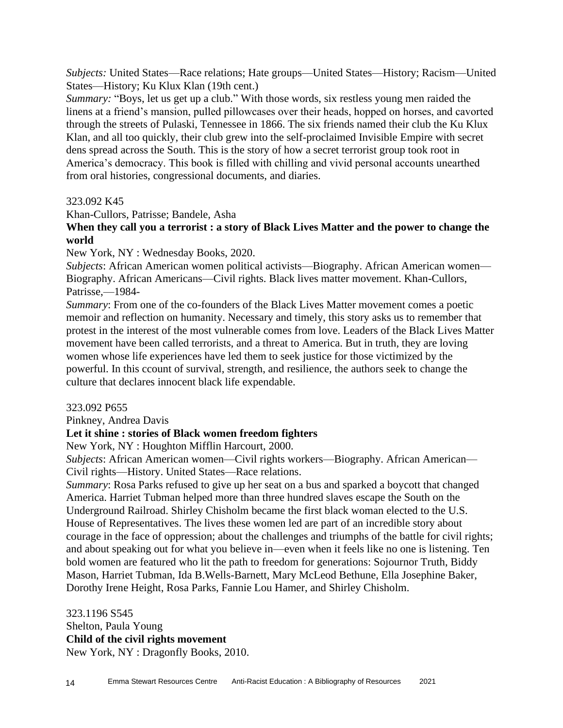*Subjects:* United States—Race relations; Hate groups—United States—History; Racism—United States—History; Ku Klux Klan (19th cent.)
*Summary:* "Boys, let us get up a club." With those words, six restless young men raided the linens at a friend's mansion, pulled pillowcases over their heads, hopped on horses, and cavorted through the streets of Pulaski, Tennessee in 1866. The six friends named their club the Ku Klux Klan, and all too quickly, their club grew into the self-proclaimed Invisible Empire with secret dens spread across the South. This is the story of how a secret terrorist group took root in America's democracy. This book is filled with chilling and vivid personal accounts unearthed from oral histories, congressional documents, and diaries.

323.092 K45
Khan-Cullors, Patrisse; Bandele, Asha
**When they call you a terrorist : a story of Black Lives Matter and the power to change the world**
New York, NY : Wednesday Books, 2020.
*Subjects*: African American women political activists—Biography. African American women—Biography. African Americans—Civil rights. Black lives matter movement. Khan-Cullors, Patrisse,—1984-
*Summary*: From one of the co-founders of the Black Lives Matter movement comes a poetic memoir and reflection on humanity. Necessary and timely, this story asks us to remember that protest in the interest of the most vulnerable comes from love. Leaders of the Black Lives Matter movement have been called terrorists, and a threat to America. But in truth, they are loving women whose life experiences have led them to seek justice for those victimized by the powerful. In this ccount of survival, strength, and resilience, the authors seek to change the culture that declares innocent black life expendable.

323.092 P655
Pinkney, Andrea Davis
**Let it shine : stories of Black women freedom fighters**
New York, NY : Houghton Mifflin Harcourt, 2000.
*Subjects*: African American women—Civil rights workers—Biography. African American—Civil rights—History. United States—Race relations.
*Summary*: Rosa Parks refused to give up her seat on a bus and sparked a boycott that changed America. Harriet Tubman helped more than three hundred slaves escape the South on the Underground Railroad. Shirley Chisholm became the first black woman elected to the U.S. House of Representatives. The lives these women led are part of an incredible story about courage in the face of oppression; about the challenges and triumphs of the battle for civil rights; and about speaking out for what you believe in—even when it feels like no one is listening. Ten bold women are featured who lit the path to freedom for generations: Sojournor Truth, Biddy Mason, Harriet Tubman, Ida B.Wells-Barnett, Mary McLeod Bethune, Ella Josephine Baker, Dorothy Irene Height, Rosa Parks, Fannie Lou Hamer, and Shirley Chisholm.

323.1196 S545
Shelton, Paula Young
**Child of the civil rights movement**
New York, NY : Dragonfly Books, 2010.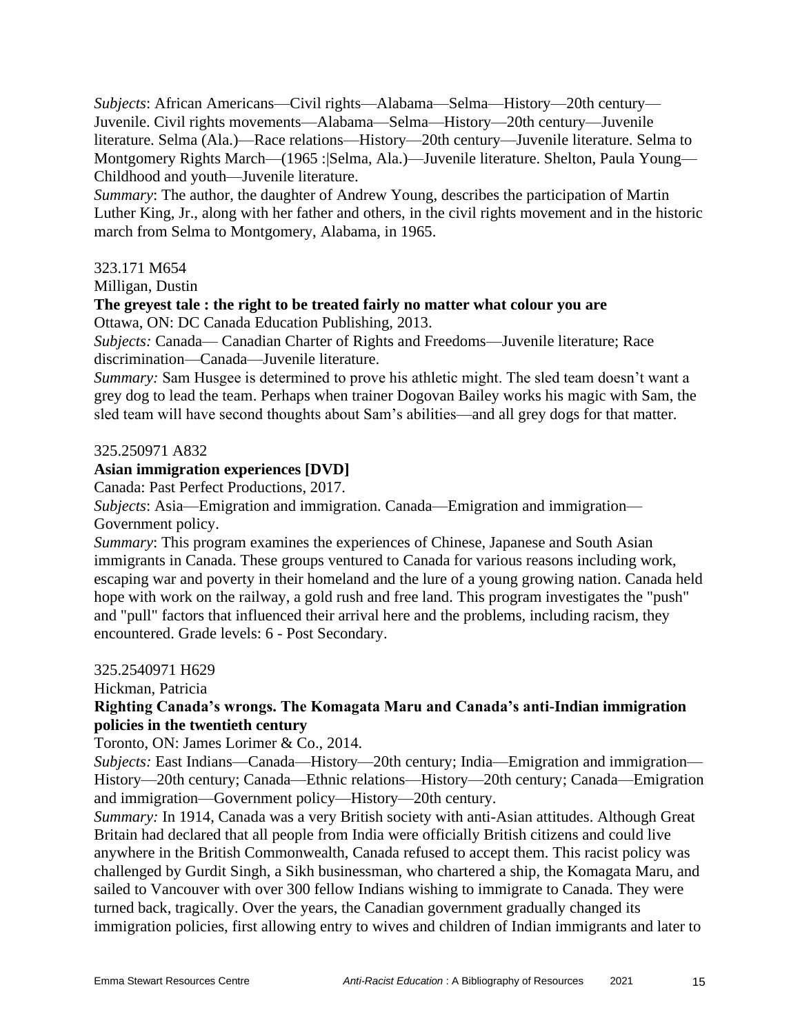*Subjects*: African Americans—Civil rights—Alabama—Selma—History—20th century—Juvenile. Civil rights movements—Alabama—Selma—History—20th century—Juvenile literature. Selma (Ala.)—Race relations—History—20th century—Juvenile literature. Selma to Montgomery Rights March—(1965 :|Selma, Ala.)—Juvenile literature. Shelton, Paula Young—Childhood and youth—Juvenile literature.
*Summary*: The author, the daughter of Andrew Young, describes the participation of Martin Luther King, Jr., along with her father and others, in the civil rights movement and in the historic march from Selma to Montgomery, Alabama, in 1965.

323.171 M654
Milligan, Dustin
**The greyest tale : the right to be treated fairly no matter what colour you are**
Ottawa, ON: DC Canada Education Publishing, 2013.
*Subjects:* Canada— Canadian Charter of Rights and Freedoms—Juvenile literature; Race discrimination—Canada—Juvenile literature.
*Summary:* Sam Husgee is determined to prove his athletic might. The sled team doesn't want a grey dog to lead the team. Perhaps when trainer Dogovan Bailey works his magic with Sam, the sled team will have second thoughts about Sam's abilities—and all grey dogs for that matter.

325.250971 A832
**Asian immigration experiences [DVD]**
Canada: Past Perfect Productions, 2017.
*Subjects*: Asia—Emigration and immigration. Canada—Emigration and immigration—Government policy.
*Summary*: This program examines the experiences of Chinese, Japanese and South Asian immigrants in Canada. These groups ventured to Canada for various reasons including work, escaping war and poverty in their homeland and the lure of a young growing nation. Canada held hope with work on the railway, a gold rush and free land. This program investigates the "push" and "pull" factors that influenced their arrival here and the problems, including racism, they encountered. Grade levels: 6 - Post Secondary.

325.2540971 H629
Hickman, Patricia
**Righting Canada's wrongs. The Komagata Maru and Canada's anti-Indian immigration policies in the twentieth century**
Toronto, ON: James Lorimer & Co., 2014.
*Subjects:* East Indians—Canada—History—20th century; India—Emigration and immigration—History—20th century; Canada—Ethnic relations—History—20th century; Canada—Emigration and immigration—Government policy—History—20th century.
*Summary:* In 1914, Canada was a very British society with anti-Asian attitudes. Although Great Britain had declared that all people from India were officially British citizens and could live anywhere in the British Commonwealth, Canada refused to accept them. This racist policy was challenged by Gurdit Singh, a Sikh businessman, who chartered a ship, the Komagata Maru, and sailed to Vancouver with over 300 fellow Indians wishing to immigrate to Canada. They were turned back, tragically. Over the years, the Canadian government gradually changed its immigration policies, first allowing entry to wives and children of Indian immigrants and later to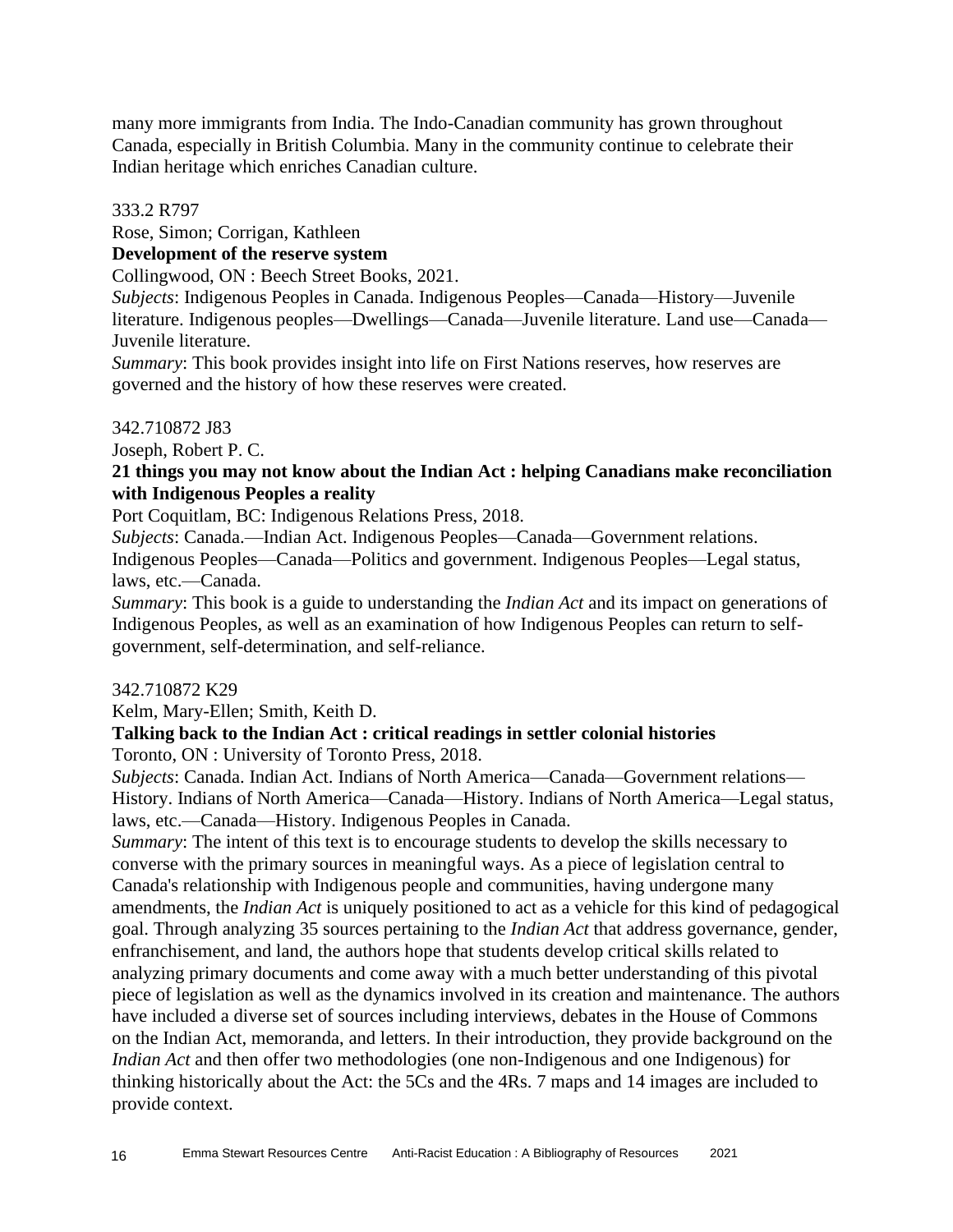many more immigrants from India. The Indo-Canadian community has grown throughout Canada, especially in British Columbia. Many in the community continue to celebrate their Indian heritage which enriches Canadian culture.

333.2 R797
Rose, Simon; Corrigan, Kathleen
**Development of the reserve system**
Collingwood, ON : Beech Street Books, 2021.
*Subjects*: Indigenous Peoples in Canada. Indigenous Peoples—Canada—History—Juvenile literature. Indigenous peoples—Dwellings—Canada—Juvenile literature. Land use—Canada—Juvenile literature.
*Summary*: This book provides insight into life on First Nations reserves, how reserves are governed and the history of how these reserves were created.

342.710872 J83
Joseph, Robert P. C.
**21 things you may not know about the Indian Act : helping Canadians make reconciliation with Indigenous Peoples a reality**
Port Coquitlam, BC: Indigenous Relations Press, 2018.
*Subjects*: Canada.—Indian Act. Indigenous Peoples—Canada—Government relations. Indigenous Peoples—Canada—Politics and government. Indigenous Peoples—Legal status, laws, etc.—Canada.
*Summary*: This book is a guide to understanding the *Indian Act* and its impact on generations of Indigenous Peoples, as well as an examination of how Indigenous Peoples can return to self-government, self-determination, and self-reliance.

342.710872 K29
Kelm, Mary-Ellen; Smith, Keith D.
**Talking back to the Indian Act : critical readings in settler colonial histories**
Toronto, ON : University of Toronto Press, 2018.
*Subjects*: Canada. Indian Act. Indians of North America—Canada—Government relations—History. Indians of North America—Canada—History. Indians of North America—Legal status, laws, etc.—Canada—History. Indigenous Peoples in Canada.
*Summary*: The intent of this text is to encourage students to develop the skills necessary to converse with the primary sources in meaningful ways. As a piece of legislation central to Canada's relationship with Indigenous people and communities, having undergone many amendments, the *Indian Act* is uniquely positioned to act as a vehicle for this kind of pedagogical goal. Through analyzing 35 sources pertaining to the *Indian Act* that address governance, gender, enfranchisement, and land, the authors hope that students develop critical skills related to analyzing primary documents and come away with a much better understanding of this pivotal piece of legislation as well as the dynamics involved in its creation and maintenance. The authors have included a diverse set of sources including interviews, debates in the House of Commons on the Indian Act, memoranda, and letters. In their introduction, they provide background on the *Indian Act* and then offer two methodologies (one non-Indigenous and one Indigenous) for thinking historically about the Act: the 5Cs and the 4Rs. 7 maps and 14 images are included to provide context.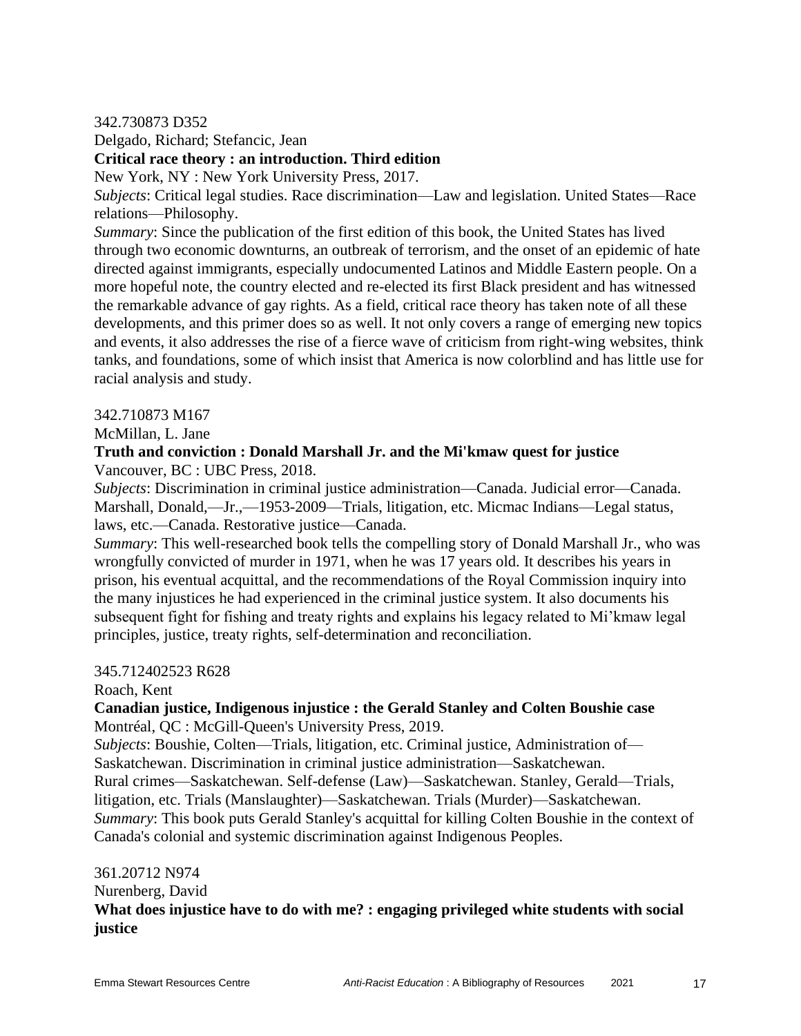342.730873 D352

Delgado, Richard; Stefancic, Jean

**Critical race theory : an introduction. Third edition**

New York, NY : New York University Press, 2017.

*Subjects*: Critical legal studies. Race discrimination—Law and legislation. United States—Race relations—Philosophy.

*Summary*: Since the publication of the first edition of this book, the United States has lived through two economic downturns, an outbreak of terrorism, and the onset of an epidemic of hate directed against immigrants, especially undocumented Latinos and Middle Eastern people. On a more hopeful note, the country elected and re-elected its first Black president and has witnessed the remarkable advance of gay rights. As a field, critical race theory has taken note of all these developments, and this primer does so as well. It not only covers a range of emerging new topics and events, it also addresses the rise of a fierce wave of criticism from right-wing websites, think tanks, and foundations, some of which insist that America is now colorblind and has little use for racial analysis and study.

342.710873 M167

McMillan, L. Jane

**Truth and conviction : Donald Marshall Jr. and the Mi'kmaw quest for justice**

Vancouver, BC : UBC Press, 2018.

*Subjects*: Discrimination in criminal justice administration—Canada. Judicial error—Canada. Marshall, Donald,—Jr.,—1953-2009—Trials, litigation, etc. Micmac Indians—Legal status, laws, etc.—Canada. Restorative justice—Canada.

*Summary*: This well-researched book tells the compelling story of Donald Marshall Jr., who was wrongfully convicted of murder in 1971, when he was 17 years old. It describes his years in prison, his eventual acquittal, and the recommendations of the Royal Commission inquiry into the many injustices he had experienced in the criminal justice system. It also documents his subsequent fight for fishing and treaty rights and explains his legacy related to Mi'kmaw legal principles, justice, treaty rights, self-determination and reconciliation.

345.712402523 R628

Roach, Kent

**Canadian justice, Indigenous injustice : the Gerald Stanley and Colten Boushie case**

Montréal, QC : McGill-Queen's University Press, 2019.

*Subjects*: Boushie, Colten—Trials, litigation, etc. Criminal justice, Administration of—Saskatchewan. Discrimination in criminal justice administration—Saskatchewan. Rural crimes—Saskatchewan. Self-defense (Law)—Saskatchewan. Stanley, Gerald—Trials, litigation, etc. Trials (Manslaughter)—Saskatchewan. Trials (Murder)—Saskatchewan.

*Summary*: This book puts Gerald Stanley's acquittal for killing Colten Boushie in the context of Canada's colonial and systemic discrimination against Indigenous Peoples.

361.20712 N974

Nurenberg, David

**What does injustice have to do with me? : engaging privileged white students with social justice**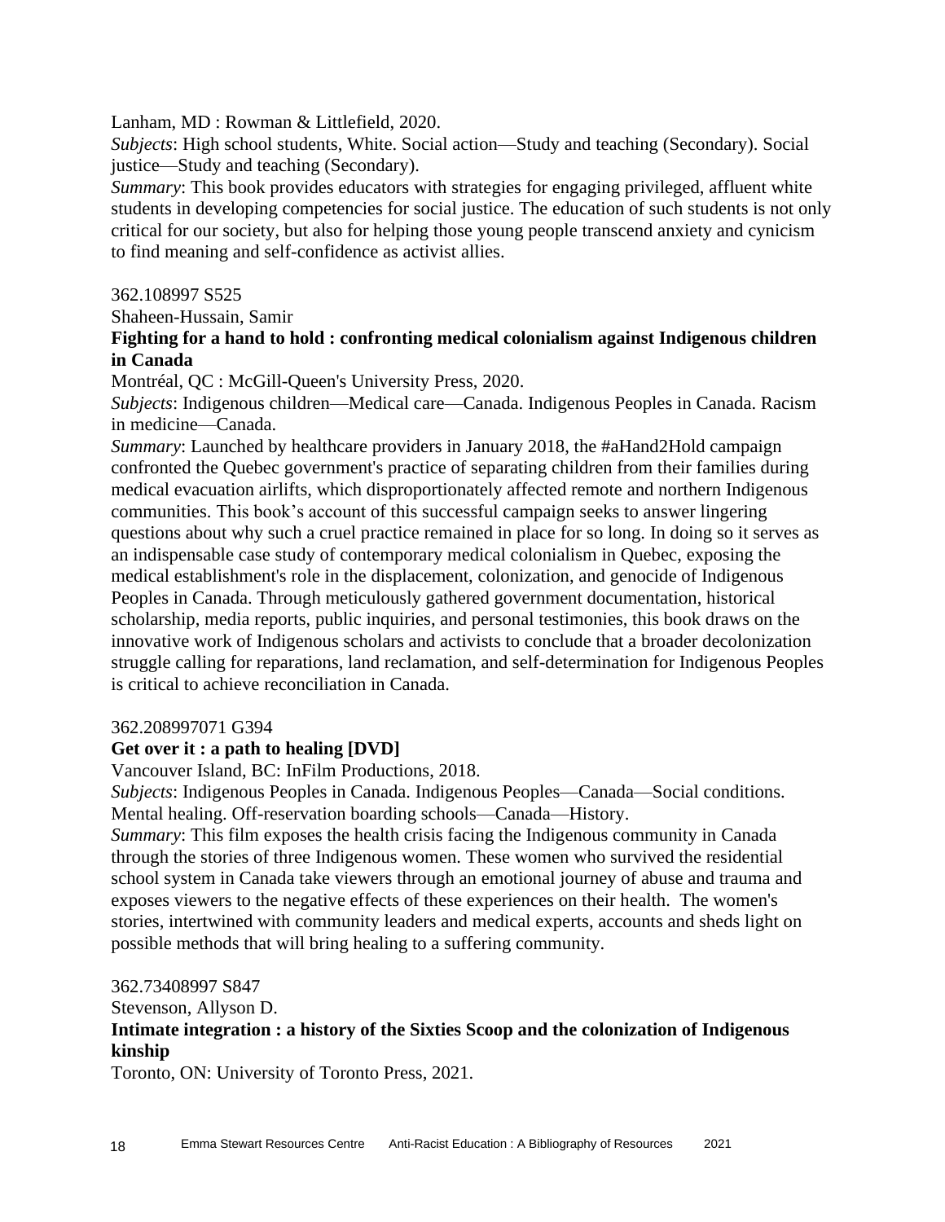Lanham, MD : Rowman & Littlefield, 2020.

*Subjects*: High school students, White. Social action—Study and teaching (Secondary). Social justice—Study and teaching (Secondary).

*Summary*: This book provides educators with strategies for engaging privileged, affluent white students in developing competencies for social justice. The education of such students is not only critical for our society, but also for helping those young people transcend anxiety and cynicism to find meaning and self-confidence as activist allies.

362.108997 S525

Shaheen-Hussain, Samir

**Fighting for a hand to hold : confronting medical colonialism against Indigenous children in Canada**

Montréal, QC : McGill-Queen's University Press, 2020.

*Subjects*: Indigenous children—Medical care—Canada. Indigenous Peoples in Canada. Racism in medicine—Canada.

*Summary*: Launched by healthcare providers in January 2018, the #aHand2Hold campaign confronted the Quebec government's practice of separating children from their families during medical evacuation airlifts, which disproportionately affected remote and northern Indigenous communities. This book's account of this successful campaign seeks to answer lingering questions about why such a cruel practice remained in place for so long. In doing so it serves as an indispensable case study of contemporary medical colonialism in Quebec, exposing the medical establishment's role in the displacement, colonization, and genocide of Indigenous Peoples in Canada. Through meticulously gathered government documentation, historical scholarship, media reports, public inquiries, and personal testimonies, this book draws on the innovative work of Indigenous scholars and activists to conclude that a broader decolonization struggle calling for reparations, land reclamation, and self-determination for Indigenous Peoples is critical to achieve reconciliation in Canada.

362.208997071 G394

**Get over it : a path to healing [DVD]**

Vancouver Island, BC: InFilm Productions, 2018.

*Subjects*: Indigenous Peoples in Canada. Indigenous Peoples—Canada—Social conditions. Mental healing. Off-reservation boarding schools—Canada—History.

*Summary*: This film exposes the health crisis facing the Indigenous community in Canada through the stories of three Indigenous women. These women who survived the residential school system in Canada take viewers through an emotional journey of abuse and trauma and exposes viewers to the negative effects of these experiences on their health. The women's stories, intertwined with community leaders and medical experts, accounts and sheds light on possible methods that will bring healing to a suffering community.

362.73408997 S847

Stevenson, Allyson D.

**Intimate integration : a history of the Sixties Scoop and the colonization of Indigenous kinship**

Toronto, ON: University of Toronto Press, 2021.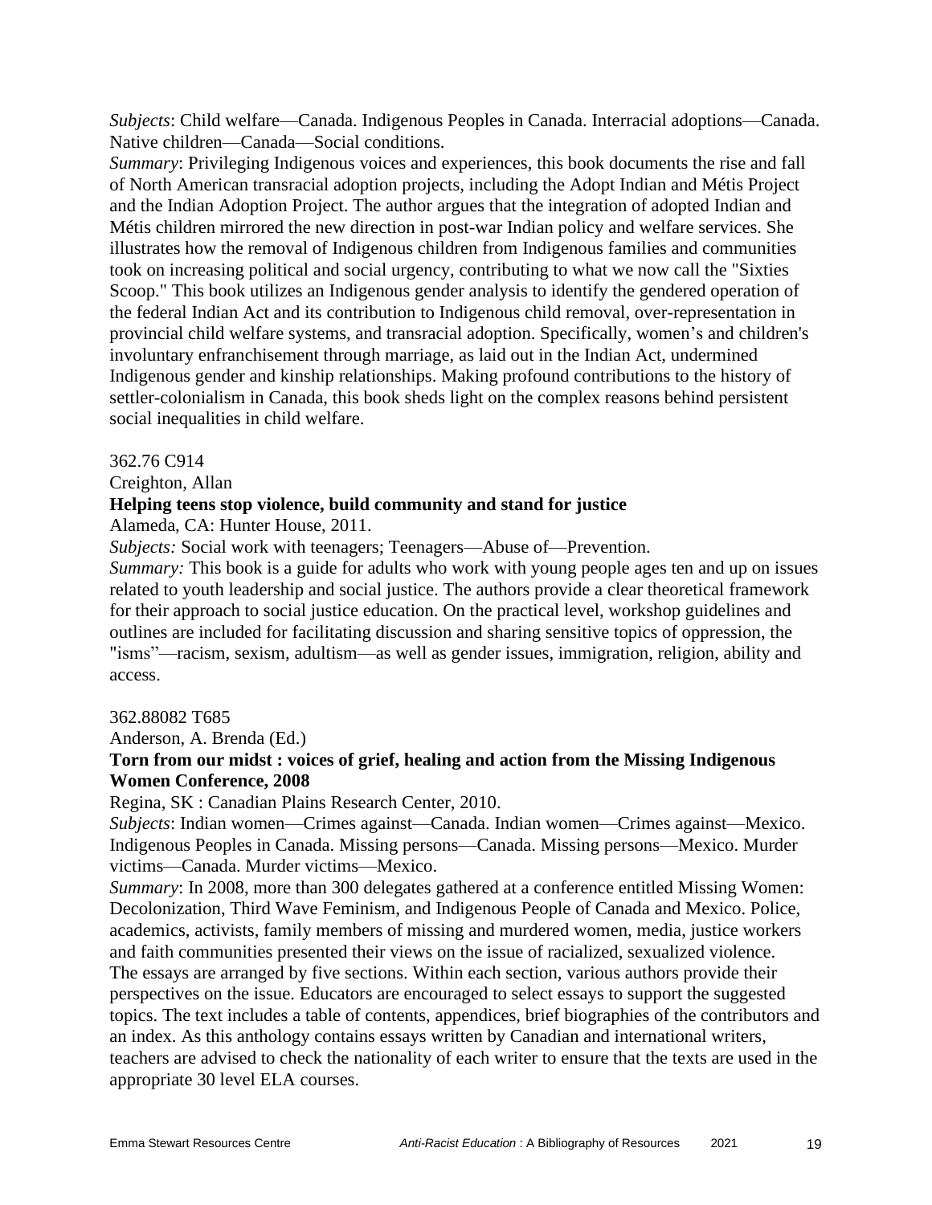*Subjects*: Child welfare—Canada. Indigenous Peoples in Canada. Interracial adoptions—Canada. Native children—Canada—Social conditions.
*Summary*: Privileging Indigenous voices and experiences, this book documents the rise and fall of North American transracial adoption projects, including the Adopt Indian and Métis Project and the Indian Adoption Project. The author argues that the integration of adopted Indian and Métis children mirrored the new direction in post-war Indian policy and welfare services. She illustrates how the removal of Indigenous children from Indigenous families and communities took on increasing political and social urgency, contributing to what we now call the "Sixties Scoop." This book utilizes an Indigenous gender analysis to identify the gendered operation of the federal Indian Act and its contribution to Indigenous child removal, over-representation in provincial child welfare systems, and transracial adoption. Specifically, women's and children's involuntary enfranchisement through marriage, as laid out in the Indian Act, undermined Indigenous gender and kinship relationships. Making profound contributions to the history of settler-colonialism in Canada, this book sheds light on the complex reasons behind persistent social inequalities in child welfare.

362.76 C914
Creighton, Allan
**Helping teens stop violence, build community and stand for justice**
Alameda, CA: Hunter House, 2011.
*Subjects:* Social work with teenagers; Teenagers—Abuse of—Prevention.
*Summary:* This book is a guide for adults who work with young people ages ten and up on issues related to youth leadership and social justice. The authors provide a clear theoretical framework for their approach to social justice education. On the practical level, workshop guidelines and outlines are included for facilitating discussion and sharing sensitive topics of oppression, the "isms"—racism, sexism, adultism—as well as gender issues, immigration, religion, ability and access.

362.88082 T685
Anderson, A. Brenda (Ed.)
**Torn from our midst : voices of grief, healing and action from the Missing Indigenous Women Conference, 2008**
Regina, SK : Canadian Plains Research Center, 2010.
*Subjects*: Indian women—Crimes against—Canada. Indian women—Crimes against—Mexico. Indigenous Peoples in Canada. Missing persons—Canada. Missing persons—Mexico. Murder victims—Canada. Murder victims—Mexico.
*Summary*: In 2008, more than 300 delegates gathered at a conference entitled Missing Women: Decolonization, Third Wave Feminism, and Indigenous People of Canada and Mexico. Police, academics, activists, family members of missing and murdered women, media, justice workers and faith communities presented their views on the issue of racialized, sexualized violence. The essays are arranged by five sections. Within each section, various authors provide their perspectives on the issue. Educators are encouraged to select essays to support the suggested topics. The text includes a table of contents, appendices, brief biographies of the contributors and an index. As this anthology contains essays written by Canadian and international writers, teachers are advised to check the nationality of each writer to ensure that the texts are used in the appropriate 30 level ELA courses.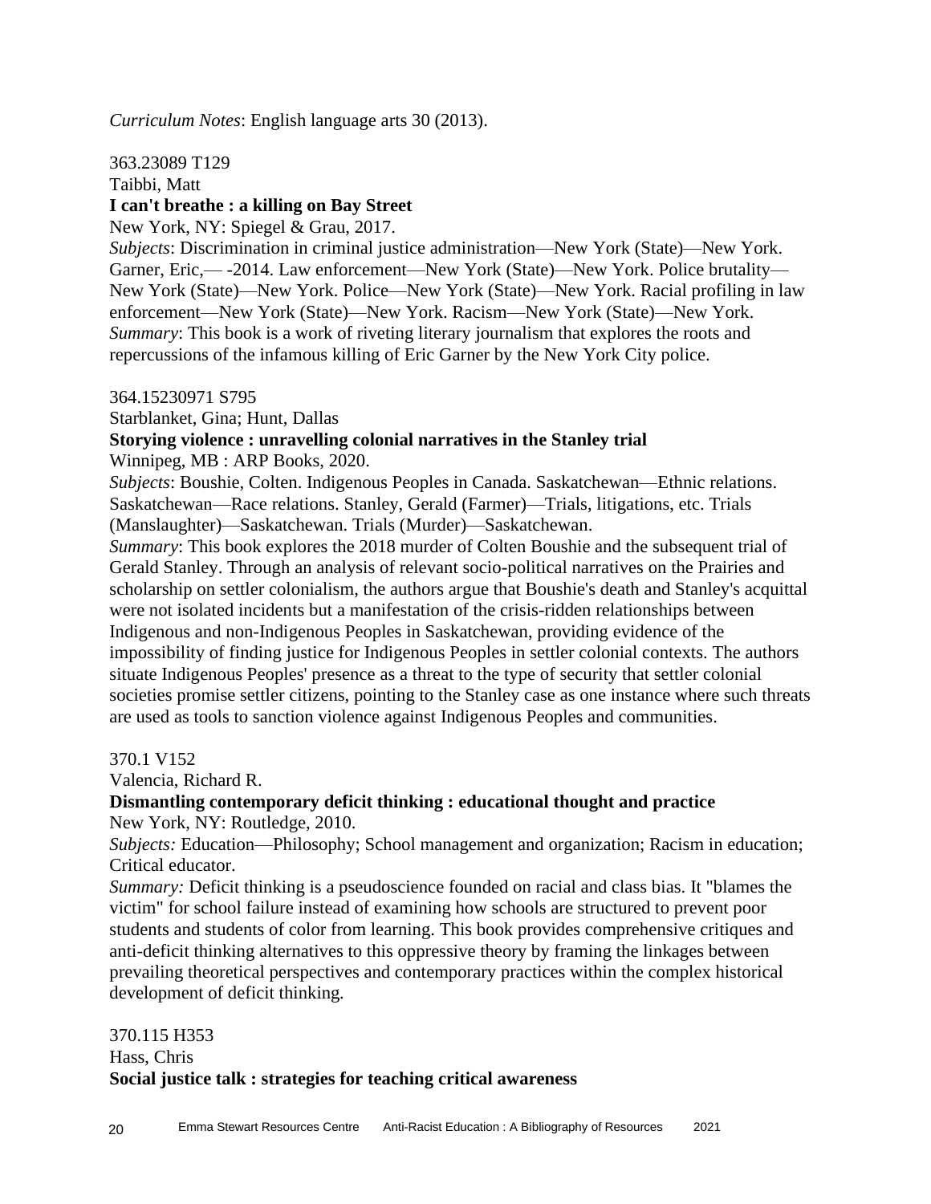*Curriculum Notes*: English language arts 30 (2013).

363.23089 T129
Taibbi, Matt
**I can't breathe : a killing on Bay Street**
New York, NY: Spiegel & Grau, 2017.
*Subjects*: Discrimination in criminal justice administration—New York (State)—New York. Garner, Eric,— -2014. Law enforcement—New York (State)—New York. Police brutality—New York (State)—New York. Police—New York (State)—New York. Racial profiling in law enforcement—New York (State)—New York. Racism—New York (State)—New York.
*Summary*: This book is a work of riveting literary journalism that explores the roots and repercussions of the infamous killing of Eric Garner by the New York City police.

364.15230971 S795
Starblanket, Gina; Hunt, Dallas
**Storying violence : unravelling colonial narratives in the Stanley trial**
Winnipeg, MB : ARP Books, 2020.
*Subjects*: Boushie, Colten. Indigenous Peoples in Canada. Saskatchewan—Ethnic relations. Saskatchewan—Race relations. Stanley, Gerald (Farmer)—Trials, litigations, etc. Trials (Manslaughter)—Saskatchewan. Trials (Murder)—Saskatchewan.
*Summary*: This book explores the 2018 murder of Colten Boushie and the subsequent trial of Gerald Stanley. Through an analysis of relevant socio-political narratives on the Prairies and scholarship on settler colonialism, the authors argue that Boushie's death and Stanley's acquittal were not isolated incidents but a manifestation of the crisis-ridden relationships between Indigenous and non-Indigenous Peoples in Saskatchewan, providing evidence of the impossibility of finding justice for Indigenous Peoples in settler colonial contexts. The authors situate Indigenous Peoples' presence as a threat to the type of security that settler colonial societies promise settler citizens, pointing to the Stanley case as one instance where such threats are used as tools to sanction violence against Indigenous Peoples and communities.

370.1 V152
Valencia, Richard R.
**Dismantling contemporary deficit thinking : educational thought and practice**
New York, NY: Routledge, 2010.
*Subjects:* Education—Philosophy; School management and organization; Racism in education; Critical educator.
*Summary:* Deficit thinking is a pseudoscience founded on racial and class bias. It "blames the victim" for school failure instead of examining how schools are structured to prevent poor students and students of color from learning. This book provides comprehensive critiques and anti-deficit thinking alternatives to this oppressive theory by framing the linkages between prevailing theoretical perspectives and contemporary practices within the complex historical development of deficit thinking.

370.115 H353
Hass, Chris
**Social justice talk : strategies for teaching critical awareness**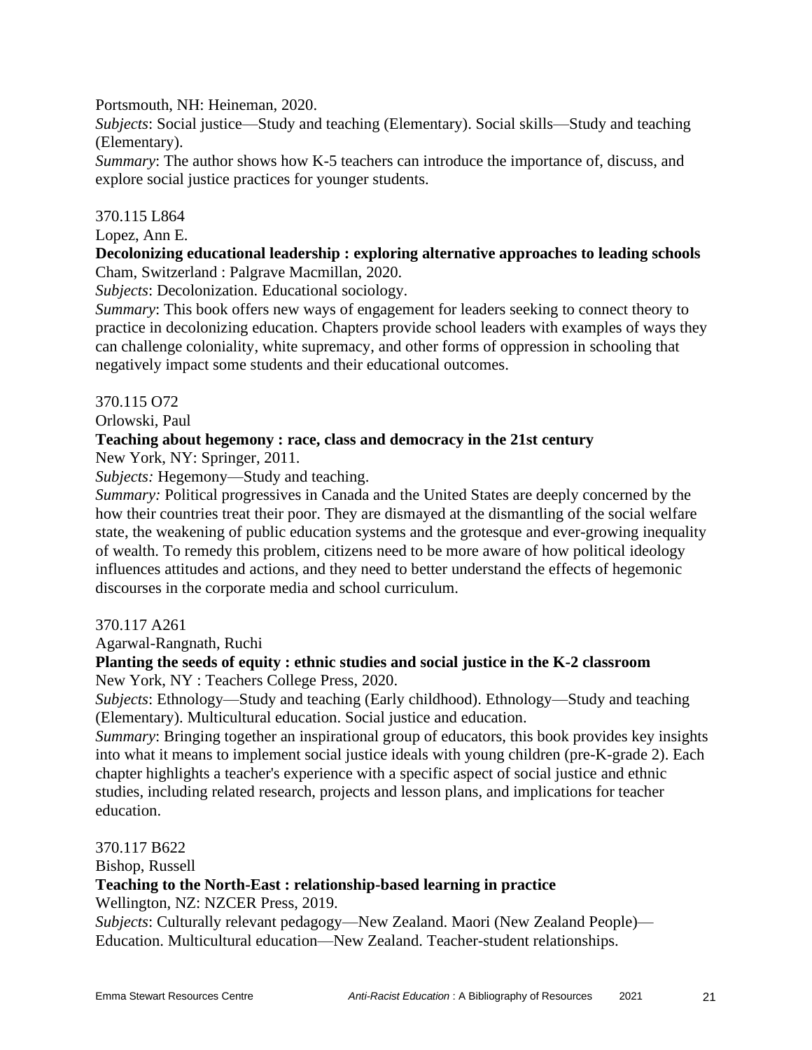Portsmouth, NH: Heineman, 2020.
*Subjects*: Social justice—Study and teaching (Elementary). Social skills—Study and teaching (Elementary).
*Summary*: The author shows how K-5 teachers can introduce the importance of, discuss, and explore social justice practices for younger students.

370.115 L864
Lopez, Ann E.
**Decolonizing educational leadership : exploring alternative approaches to leading schools**
Cham, Switzerland : Palgrave Macmillan, 2020.
*Subjects*: Decolonization. Educational sociology.
*Summary*: This book offers new ways of engagement for leaders seeking to connect theory to practice in decolonizing education. Chapters provide school leaders with examples of ways they can challenge coloniality, white supremacy, and other forms of oppression in schooling that negatively impact some students and their educational outcomes.

370.115 O72
Orlowski, Paul
**Teaching about hegemony : race, class and democracy in the 21st century**
New York, NY: Springer, 2011.
*Subjects:* Hegemony—Study and teaching.
*Summary:* Political progressives in Canada and the United States are deeply concerned by the how their countries treat their poor. They are dismayed at the dismantling of the social welfare state, the weakening of public education systems and the grotesque and ever-growing inequality of wealth. To remedy this problem, citizens need to be more aware of how political ideology influences attitudes and actions, and they need to better understand the effects of hegemonic discourses in the corporate media and school curriculum.

370.117 A261
Agarwal-Rangnath, Ruchi
**Planting the seeds of equity : ethnic studies and social justice in the K-2 classroom**
New York, NY : Teachers College Press, 2020.
*Subjects*: Ethnology—Study and teaching (Early childhood). Ethnology—Study and teaching (Elementary). Multicultural education. Social justice and education.
*Summary*: Bringing together an inspirational group of educators, this book provides key insights into what it means to implement social justice ideals with young children (pre-K-grade 2). Each chapter highlights a teacher's experience with a specific aspect of social justice and ethnic studies, including related research, projects and lesson plans, and implications for teacher education.

370.117 B622
Bishop, Russell
**Teaching to the North-East : relationship-based learning in practice**
Wellington, NZ: NZCER Press, 2019.
*Subjects*: Culturally relevant pedagogy—New Zealand. Maori (New Zealand People)—Education. Multicultural education—New Zealand. Teacher-student relationships.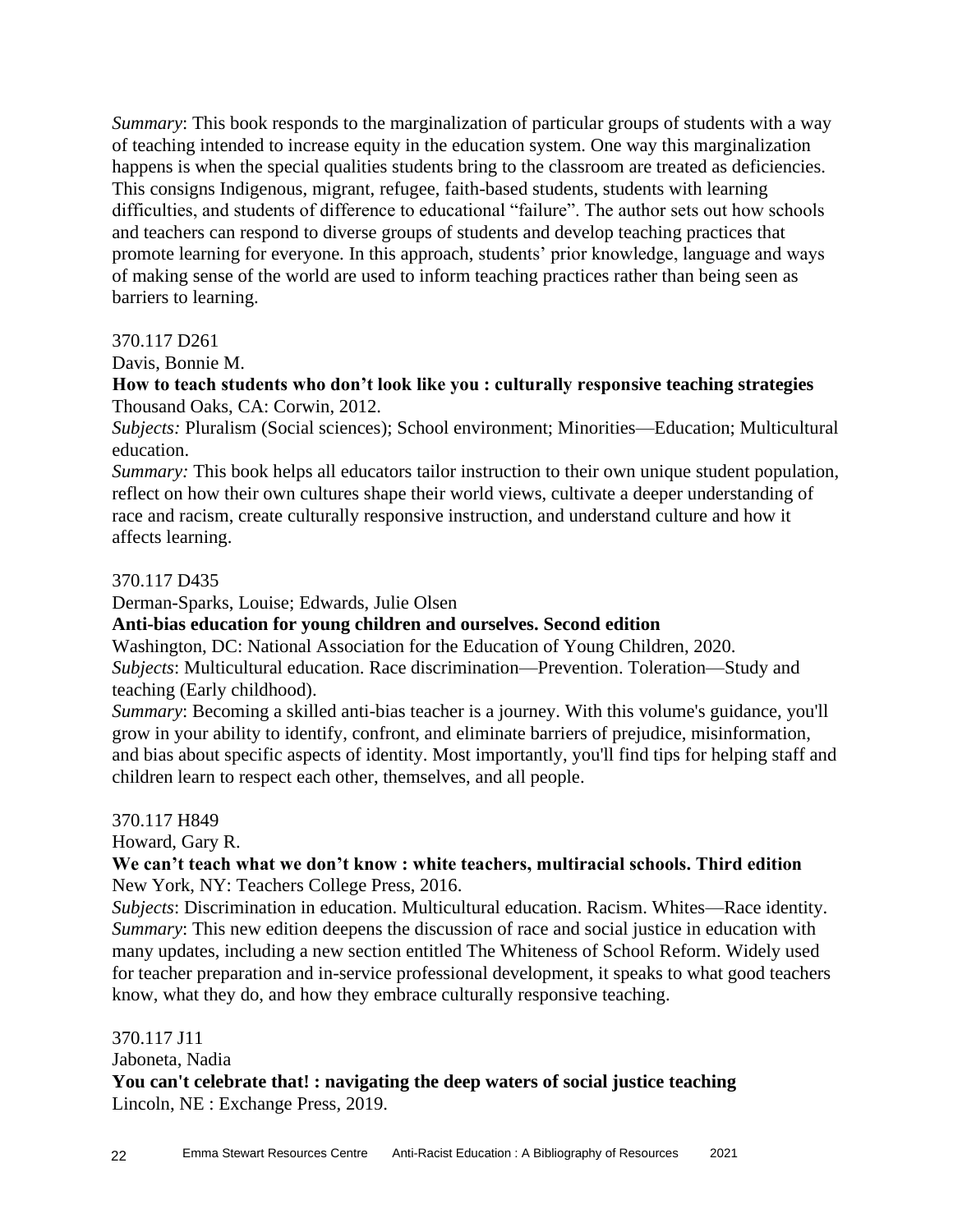*Summary*: This book responds to the marginalization of particular groups of students with a way of teaching intended to increase equity in the education system. One way this marginalization happens is when the special qualities students bring to the classroom are treated as deficiencies. This consigns Indigenous, migrant, refugee, faith-based students, students with learning difficulties, and students of difference to educational "failure". The author sets out how schools and teachers can respond to diverse groups of students and develop teaching practices that promote learning for everyone. In this approach, students' prior knowledge, language and ways of making sense of the world are used to inform teaching practices rather than being seen as barriers to learning.

370.117 D261
Davis, Bonnie M.
**How to teach students who don't look like you : culturally responsive teaching strategies**
Thousand Oaks, CA: Corwin, 2012.
*Subjects:* Pluralism (Social sciences); School environment; Minorities—Education; Multicultural education.
*Summary:* This book helps all educators tailor instruction to their own unique student population, reflect on how their own cultures shape their world views, cultivate a deeper understanding of race and racism, create culturally responsive instruction, and understand culture and how it affects learning.

370.117 D435
Derman-Sparks, Louise; Edwards, Julie Olsen
**Anti-bias education for young children and ourselves. Second edition**
Washington, DC: National Association for the Education of Young Children, 2020.
*Subjects*: Multicultural education. Race discrimination—Prevention. Toleration—Study and teaching (Early childhood).
*Summary*: Becoming a skilled anti-bias teacher is a journey. With this volume's guidance, you'll grow in your ability to identify, confront, and eliminate barriers of prejudice, misinformation, and bias about specific aspects of identity. Most importantly, you'll find tips for helping staff and children learn to respect each other, themselves, and all people.

370.117 H849
Howard, Gary R.
**We can't teach what we don't know : white teachers, multiracial schools. Third edition**
New York, NY: Teachers College Press, 2016.
*Subjects*: Discrimination in education. Multicultural education. Racism. Whites—Race identity.
*Summary*: This new edition deepens the discussion of race and social justice in education with many updates, including a new section entitled The Whiteness of School Reform. Widely used for teacher preparation and in-service professional development, it speaks to what good teachers know, what they do, and how they embrace culturally responsive teaching.

370.117 J11
Jaboneta, Nadia
**You can't celebrate that! : navigating the deep waters of social justice teaching**
Lincoln, NE : Exchange Press, 2019.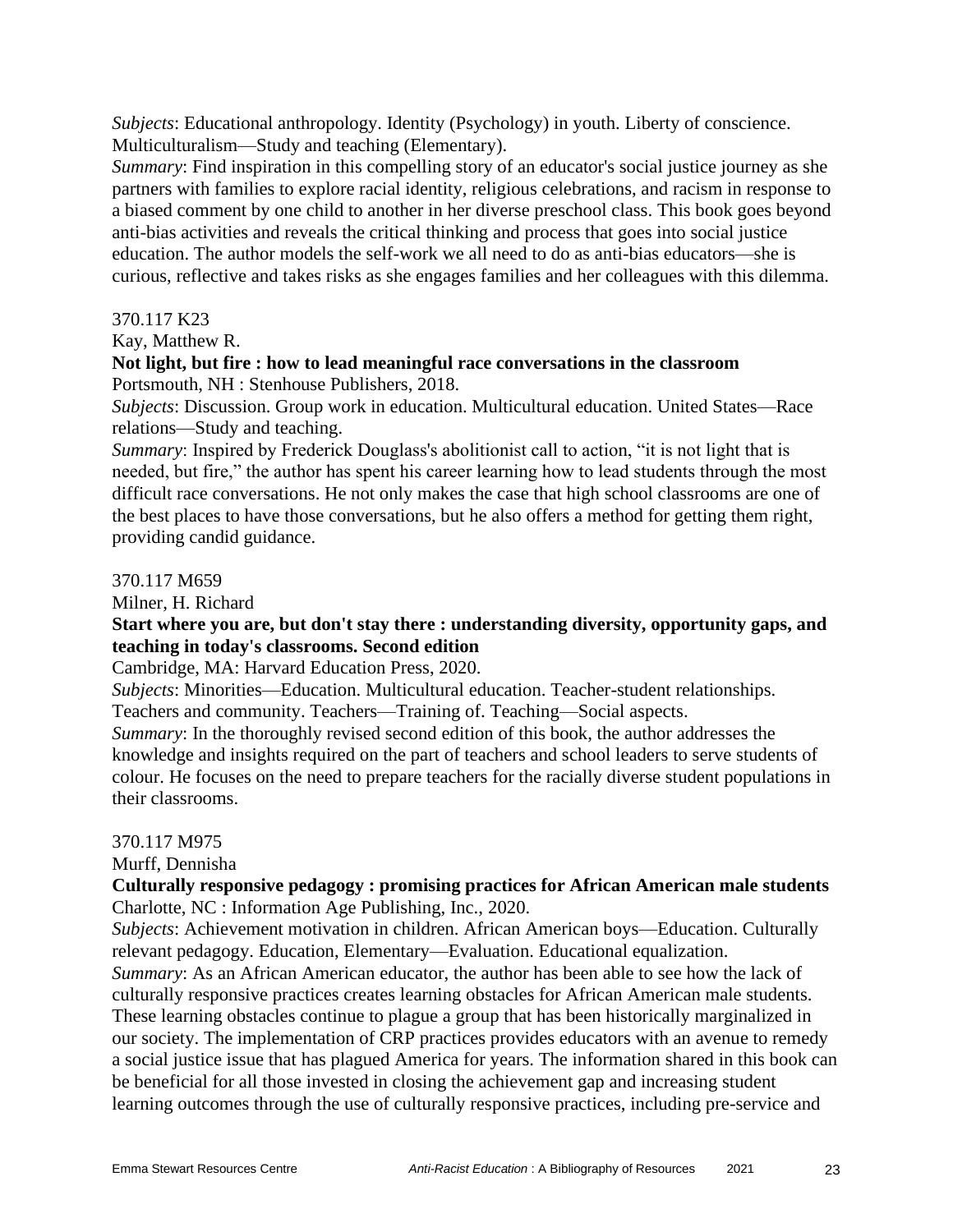*Subjects*: Educational anthropology. Identity (Psychology) in youth. Liberty of conscience. Multiculturalism—Study and teaching (Elementary).
*Summary*: Find inspiration in this compelling story of an educator's social justice journey as she partners with families to explore racial identity, religious celebrations, and racism in response to a biased comment by one child to another in her diverse preschool class. This book goes beyond anti-bias activities and reveals the critical thinking and process that goes into social justice education. The author models the self-work we all need to do as anti-bias educators—she is curious, reflective and takes risks as she engages families and her colleagues with this dilemma.

370.117 K23
Kay, Matthew R.
**Not light, but fire : how to lead meaningful race conversations in the classroom**
Portsmouth, NH : Stenhouse Publishers, 2018.
*Subjects*: Discussion. Group work in education. Multicultural education. United States—Race relations—Study and teaching.
*Summary*: Inspired by Frederick Douglass's abolitionist call to action, "it is not light that is needed, but fire," the author has spent his career learning how to lead students through the most difficult race conversations. He not only makes the case that high school classrooms are one of the best places to have those conversations, but he also offers a method for getting them right, providing candid guidance.

370.117 M659
Milner, H. Richard
**Start where you are, but don't stay there : understanding diversity, opportunity gaps, and teaching in today's classrooms. Second edition**
Cambridge, MA: Harvard Education Press, 2020.
*Subjects*: Minorities—Education. Multicultural education. Teacher-student relationships. Teachers and community. Teachers—Training of. Teaching—Social aspects.
*Summary*: In the thoroughly revised second edition of this book, the author addresses the knowledge and insights required on the part of teachers and school leaders to serve students of colour. He focuses on the need to prepare teachers for the racially diverse student populations in their classrooms.

370.117 M975
Murff, Dennisha
**Culturally responsive pedagogy : promising practices for African American male students**
Charlotte, NC : Information Age Publishing, Inc., 2020.
*Subjects*: Achievement motivation in children. African American boys—Education. Culturally relevant pedagogy. Education, Elementary—Evaluation. Educational equalization.
*Summary*: As an African American educator, the author has been able to see how the lack of culturally responsive practices creates learning obstacles for African American male students. These learning obstacles continue to plague a group that has been historically marginalized in our society. The implementation of CRP practices provides educators with an avenue to remedy a social justice issue that has plagued America for years. The information shared in this book can be beneficial for all those invested in closing the achievement gap and increasing student learning outcomes through the use of culturally responsive practices, including pre-service and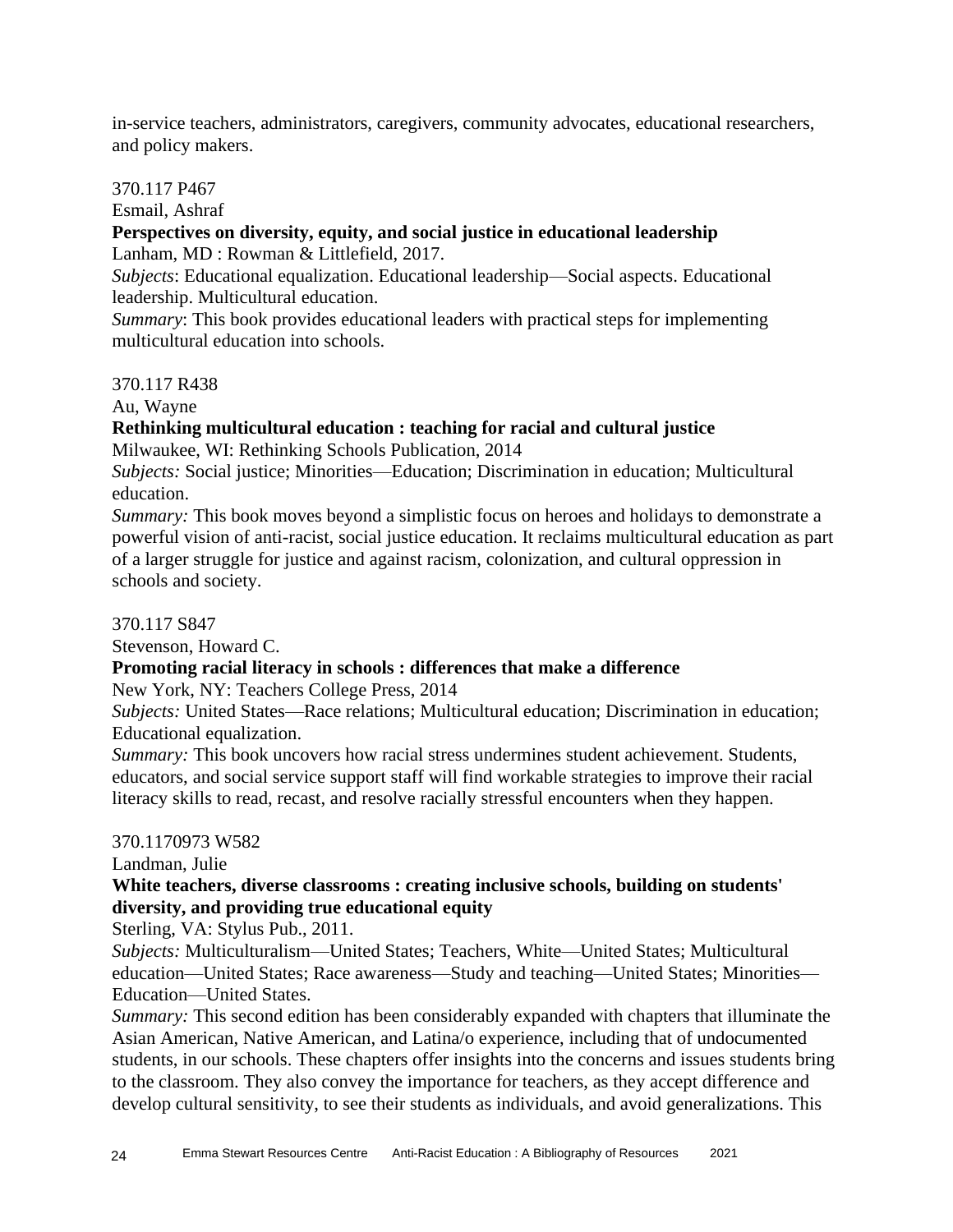in-service teachers, administrators, caregivers, community advocates, educational researchers, and policy makers.

370.117 P467
Esmail, Ashraf
**Perspectives on diversity, equity, and social justice in educational leadership**
Lanham, MD : Rowman & Littlefield, 2017.
*Subjects*: Educational equalization. Educational leadership—Social aspects. Educational leadership. Multicultural education.
*Summary*: This book provides educational leaders with practical steps for implementing multicultural education into schools.

370.117 R438
Au, Wayne
**Rethinking multicultural education : teaching for racial and cultural justice**
Milwaukee, WI: Rethinking Schools Publication, 2014
*Subjects:* Social justice; Minorities—Education; Discrimination in education; Multicultural education.
*Summary:* This book moves beyond a simplistic focus on heroes and holidays to demonstrate a powerful vision of anti-racist, social justice education. It reclaims multicultural education as part of a larger struggle for justice and against racism, colonization, and cultural oppression in schools and society.

370.117 S847
Stevenson, Howard C.
**Promoting racial literacy in schools : differences that make a difference**
New York, NY: Teachers College Press, 2014
*Subjects:* United States—Race relations; Multicultural education; Discrimination in education; Educational equalization.
*Summary:* This book uncovers how racial stress undermines student achievement. Students, educators, and social service support staff will find workable strategies to improve their racial literacy skills to read, recast, and resolve racially stressful encounters when they happen.

370.1170973 W582
Landman, Julie
**White teachers, diverse classrooms : creating inclusive schools, building on students' diversity, and providing true educational equity**
Sterling, VA: Stylus Pub., 2011.
*Subjects:* Multiculturalism—United States; Teachers, White—United States; Multicultural education—United States; Race awareness—Study and teaching—United States; Minorities—Education—United States.
*Summary:* This second edition has been considerably expanded with chapters that illuminate the Asian American, Native American, and Latina/o experience, including that of undocumented students, in our schools. These chapters offer insights into the concerns and issues students bring to the classroom. They also convey the importance for teachers, as they accept difference and develop cultural sensitivity, to see their students as individuals, and avoid generalizations. This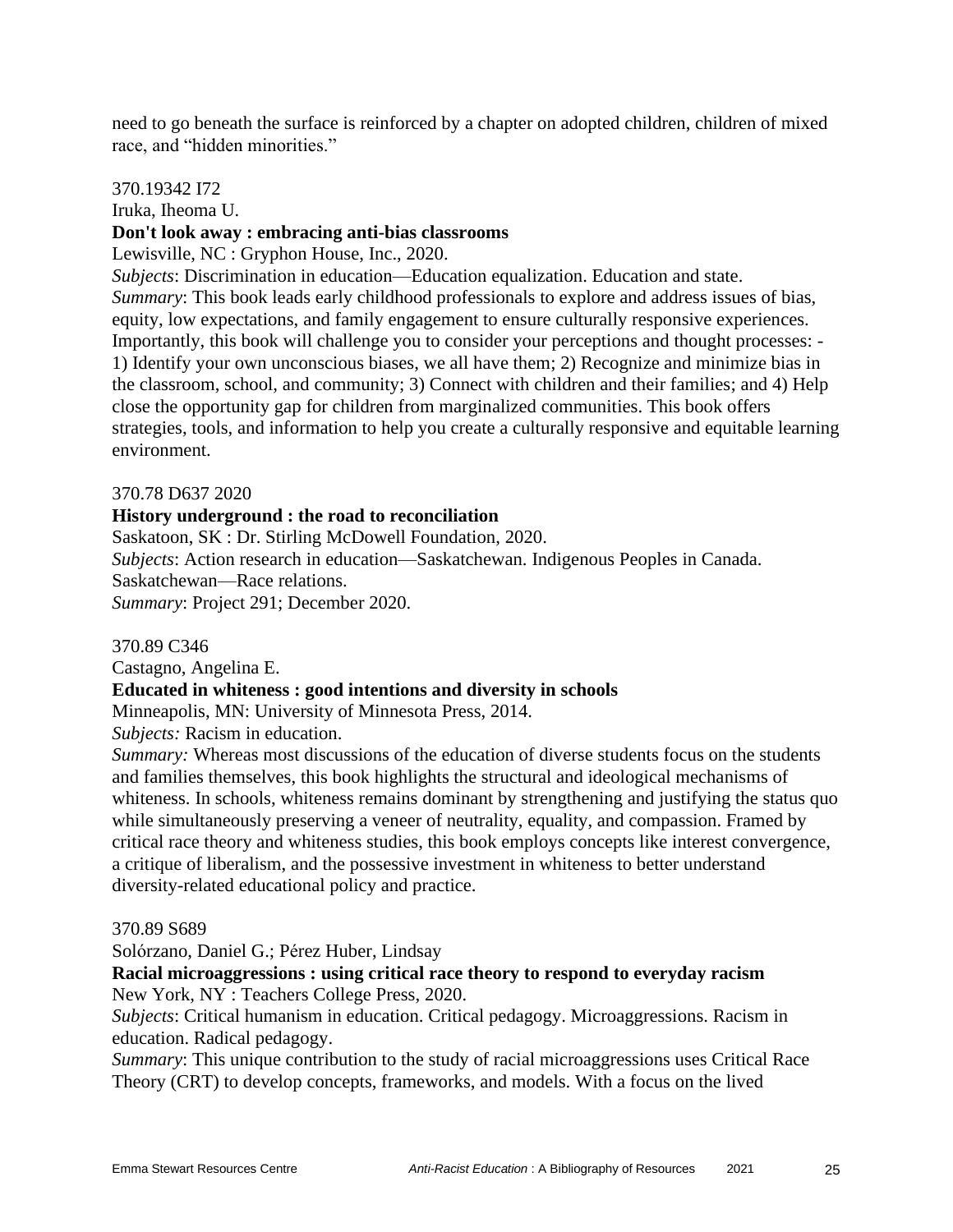need to go beneath the surface is reinforced by a chapter on adopted children, children of mixed race, and "hidden minorities."

370.19342 I72
Iruka, Iheoma U.
**Don't look away : embracing anti-bias classrooms**
Lewisville, NC : Gryphon House, Inc., 2020.
*Subjects*: Discrimination in education—Education equalization. Education and state.
*Summary*: This book leads early childhood professionals to explore and address issues of bias, equity, low expectations, and family engagement to ensure culturally responsive experiences. Importantly, this book will challenge you to consider your perceptions and thought processes: - 1) Identify your own unconscious biases, we all have them; 2) Recognize and minimize bias in the classroom, school, and community; 3) Connect with children and their families; and 4) Help close the opportunity gap for children from marginalized communities. This book offers strategies, tools, and information to help you create a culturally responsive and equitable learning environment.

370.78 D637 2020
**History underground : the road to reconciliation**
Saskatoon, SK : Dr. Stirling McDowell Foundation, 2020.
*Subjects*: Action research in education—Saskatchewan. Indigenous Peoples in Canada. Saskatchewan—Race relations.
*Summary*: Project 291; December 2020.

370.89 C346
Castagno, Angelina E.
**Educated in whiteness : good intentions and diversity in schools**
Minneapolis, MN: University of Minnesota Press, 2014.
*Subjects:* Racism in education.
*Summary:* Whereas most discussions of the education of diverse students focus on the students and families themselves, this book highlights the structural and ideological mechanisms of whiteness. In schools, whiteness remains dominant by strengthening and justifying the status quo while simultaneously preserving a veneer of neutrality, equality, and compassion. Framed by critical race theory and whiteness studies, this book employs concepts like interest convergence, a critique of liberalism, and the possessive investment in whiteness to better understand diversity-related educational policy and practice.

370.89 S689
Solórzano, Daniel G.; Pérez Huber, Lindsay
**Racial microaggressions : using critical race theory to respond to everyday racism**
New York, NY : Teachers College Press, 2020.
*Subjects*: Critical humanism in education. Critical pedagogy. Microaggressions. Racism in education. Radical pedagogy.
*Summary*: This unique contribution to the study of racial microaggressions uses Critical Race Theory (CRT) to develop concepts, frameworks, and models. With a focus on the lived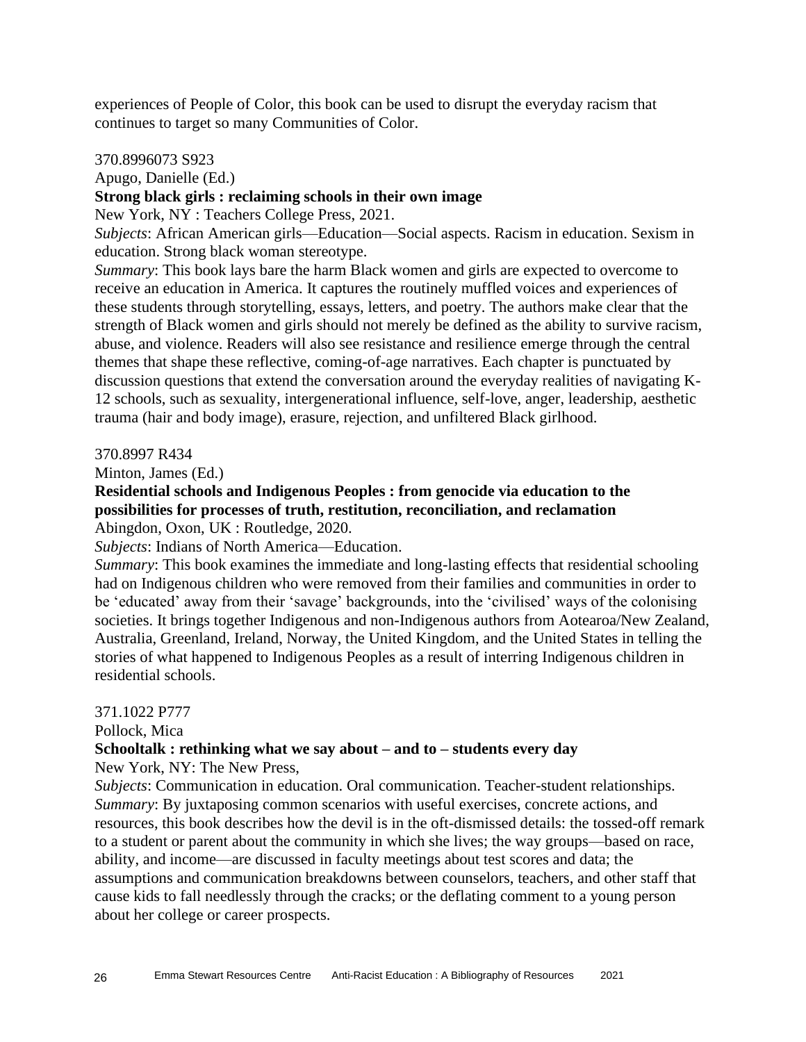experiences of People of Color, this book can be used to disrupt the everyday racism that continues to target so many Communities of Color.

370.8996073 S923
Apugo, Danielle (Ed.)
**Strong black girls : reclaiming schools in their own image**
New York, NY : Teachers College Press, 2021.
*Subjects*: African American girls—Education—Social aspects. Racism in education. Sexism in education. Strong black woman stereotype.
*Summary*: This book lays bare the harm Black women and girls are expected to overcome to receive an education in America. It captures the routinely muffled voices and experiences of these students through storytelling, essays, letters, and poetry. The authors make clear that the strength of Black women and girls should not merely be defined as the ability to survive racism, abuse, and violence. Readers will also see resistance and resilience emerge through the central themes that shape these reflective, coming-of-age narratives. Each chapter is punctuated by discussion questions that extend the conversation around the everyday realities of navigating K-12 schools, such as sexuality, intergenerational influence, self-love, anger, leadership, aesthetic trauma (hair and body image), erasure, rejection, and unfiltered Black girlhood.

370.8997 R434
Minton, James (Ed.)
**Residential schools and Indigenous Peoples : from genocide via education to the possibilities for processes of truth, restitution, reconciliation, and reclamation**
Abingdon, Oxon, UK : Routledge, 2020.
*Subjects*: Indians of North America—Education.
*Summary*: This book examines the immediate and long-lasting effects that residential schooling had on Indigenous children who were removed from their families and communities in order to be 'educated' away from their 'savage' backgrounds, into the 'civilised' ways of the colonising societies. It brings together Indigenous and non-Indigenous authors from Aotearoa/New Zealand, Australia, Greenland, Ireland, Norway, the United Kingdom, and the United States in telling the stories of what happened to Indigenous Peoples as a result of interring Indigenous children in residential schools.

371.1022 P777
Pollock, Mica
**Schooltalk : rethinking what we say about – and to – students every day**
New York, NY: The New Press,
*Subjects*: Communication in education. Oral communication. Teacher-student relationships.
*Summary*: By juxtaposing common scenarios with useful exercises, concrete actions, and resources, this book describes how the devil is in the oft-dismissed details: the tossed-off remark to a student or parent about the community in which she lives; the way groups—based on race, ability, and income—are discussed in faculty meetings about test scores and data; the assumptions and communication breakdowns between counselors, teachers, and other staff that cause kids to fall needlessly through the cracks; or the deflating comment to a young person about her college or career prospects.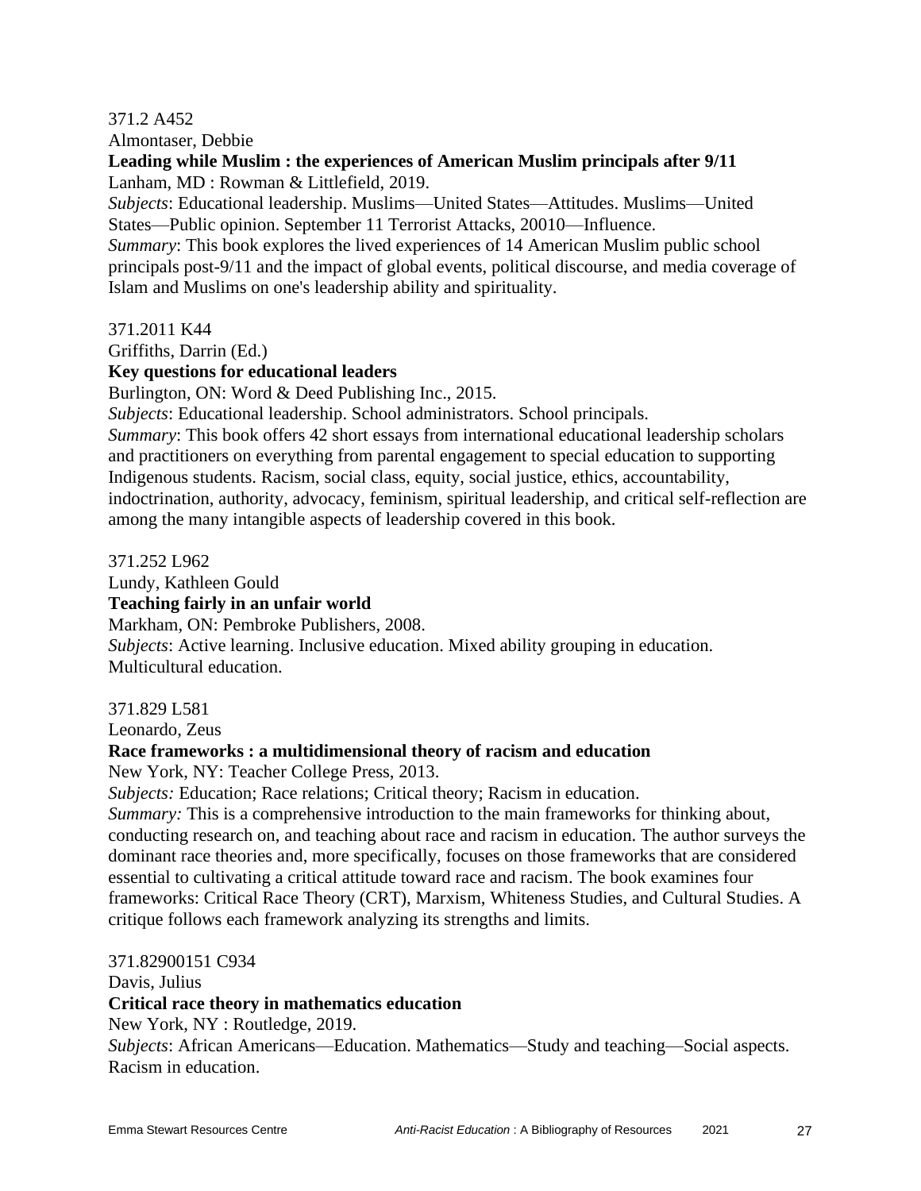371.2 A452
Almontaser, Debbie
**Leading while Muslim : the experiences of American Muslim principals after 9/11**
Lanham, MD : Rowman & Littlefield, 2019.
*Subjects*: Educational leadership. Muslims—United States—Attitudes. Muslims—United States—Public opinion. September 11 Terrorist Attacks, 20010—Influence.
*Summary*: This book explores the lived experiences of 14 American Muslim public school principals post-9/11 and the impact of global events, political discourse, and media coverage of Islam and Muslims on one's leadership ability and spirituality.

371.2011 K44
Griffiths, Darrin (Ed.)
**Key questions for educational leaders**
Burlington, ON: Word & Deed Publishing Inc., 2015.
*Subjects*: Educational leadership. School administrators. School principals.
*Summary*: This book offers 42 short essays from international educational leadership scholars and practitioners on everything from parental engagement to special education to supporting Indigenous students. Racism, social class, equity, social justice, ethics, accountability, indoctrination, authority, advocacy, feminism, spiritual leadership, and critical self-reflection are among the many intangible aspects of leadership covered in this book.

371.252 L962
Lundy, Kathleen Gould
**Teaching fairly in an unfair world**
Markham, ON: Pembroke Publishers, 2008.
*Subjects*: Active learning. Inclusive education. Mixed ability grouping in education. Multicultural education.

371.829 L581
Leonardo, Zeus
**Race frameworks : a multidimensional theory of racism and education**
New York, NY: Teacher College Press, 2013.
*Subjects:* Education; Race relations; Critical theory; Racism in education.
*Summary:* This is a comprehensive introduction to the main frameworks for thinking about, conducting research on, and teaching about race and racism in education. The author surveys the dominant race theories and, more specifically, focuses on those frameworks that are considered essential to cultivating a critical attitude toward race and racism. The book examines four frameworks: Critical Race Theory (CRT), Marxism, Whiteness Studies, and Cultural Studies. A critique follows each framework analyzing its strengths and limits.

371.82900151 C934
Davis, Julius
**Critical race theory in mathematics education**
New York, NY : Routledge, 2019.
*Subjects*: African Americans—Education. Mathematics—Study and teaching—Social aspects. Racism in education.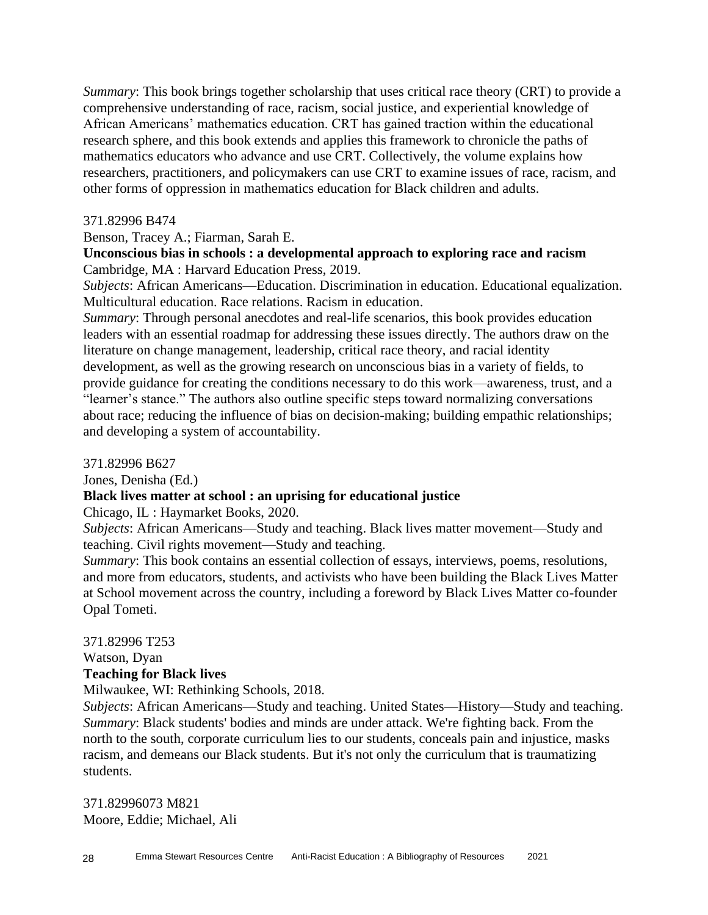*Summary*: This book brings together scholarship that uses critical race theory (CRT) to provide a comprehensive understanding of race, racism, social justice, and experiential knowledge of African Americans' mathematics education. CRT has gained traction within the educational research sphere, and this book extends and applies this framework to chronicle the paths of mathematics educators who advance and use CRT. Collectively, the volume explains how researchers, practitioners, and policymakers can use CRT to examine issues of race, racism, and other forms of oppression in mathematics education for Black children and adults.

371.82996 B474
Benson, Tracey A.; Fiarman, Sarah E.
**Unconscious bias in schools : a developmental approach to exploring race and racism**
Cambridge, MA : Harvard Education Press, 2019.
*Subjects*: African Americans—Education. Discrimination in education. Educational equalization. Multicultural education. Race relations. Racism in education.
*Summary*: Through personal anecdotes and real-life scenarios, this book provides education leaders with an essential roadmap for addressing these issues directly. The authors draw on the literature on change management, leadership, critical race theory, and racial identity development, as well as the growing research on unconscious bias in a variety of fields, to provide guidance for creating the conditions necessary to do this work—awareness, trust, and a "learner's stance." The authors also outline specific steps toward normalizing conversations about race; reducing the influence of bias on decision-making; building empathic relationships; and developing a system of accountability.

371.82996 B627
Jones, Denisha (Ed.)
**Black lives matter at school : an uprising for educational justice**
Chicago, IL : Haymarket Books, 2020.
*Subjects*: African Americans—Study and teaching. Black lives matter movement—Study and teaching. Civil rights movement—Study and teaching.
*Summary*: This book contains an essential collection of essays, interviews, poems, resolutions, and more from educators, students, and activists who have been building the Black Lives Matter at School movement across the country, including a foreword by Black Lives Matter co-founder Opal Tometi.

371.82996 T253
Watson, Dyan
**Teaching for Black lives**
Milwaukee, WI: Rethinking Schools, 2018.
*Subjects*: African Americans—Study and teaching. United States—History—Study and teaching.
*Summary*: Black students' bodies and minds are under attack. We're fighting back. From the north to the south, corporate curriculum lies to our students, conceals pain and injustice, masks racism, and demeans our Black students. But it's not only the curriculum that is traumatizing students.

371.82996073 M821
Moore, Eddie; Michael, Ali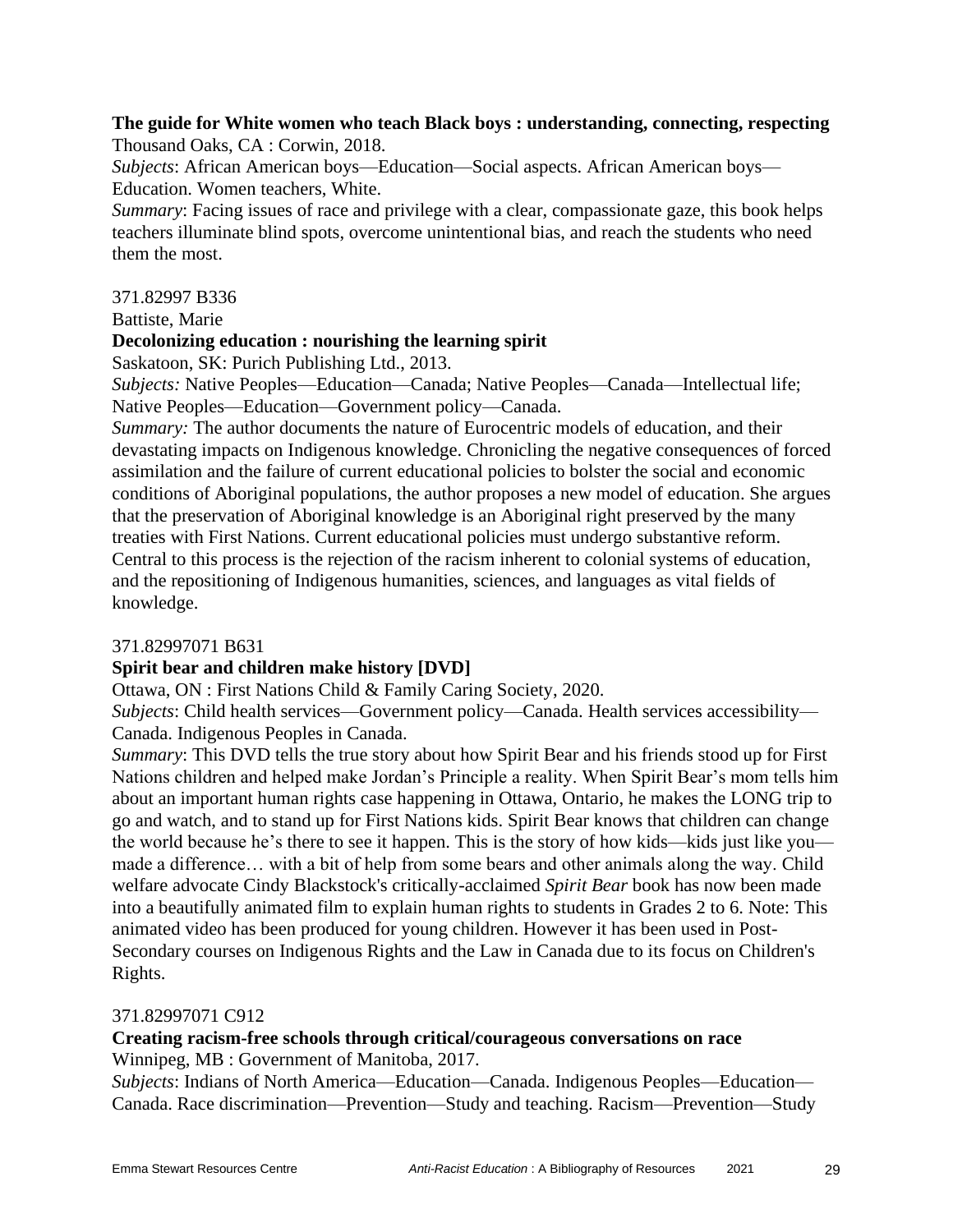**The guide for White women who teach Black boys : understanding, connecting, respecting**
Thousand Oaks, CA : Corwin, 2018.
*Subjects*: African American boys—Education—Social aspects. African American boys—Education. Women teachers, White.
*Summary*: Facing issues of race and privilege with a clear, compassionate gaze, this book helps teachers illuminate blind spots, overcome unintentional bias, and reach the students who need them the most.

371.82997 B336
Battiste, Marie
**Decolonizing education : nourishing the learning spirit**
Saskatoon, SK: Purich Publishing Ltd., 2013.
*Subjects:* Native Peoples—Education—Canada; Native Peoples—Canada—Intellectual life; Native Peoples—Education—Government policy—Canada.
*Summary:* The author documents the nature of Eurocentric models of education, and their devastating impacts on Indigenous knowledge. Chronicling the negative consequences of forced assimilation and the failure of current educational policies to bolster the social and economic conditions of Aboriginal populations, the author proposes a new model of education. She argues that the preservation of Aboriginal knowledge is an Aboriginal right preserved by the many treaties with First Nations. Current educational policies must undergo substantive reform. Central to this process is the rejection of the racism inherent to colonial systems of education, and the repositioning of Indigenous humanities, sciences, and languages as vital fields of knowledge.

371.82997071 B631
**Spirit bear and children make history [DVD]**
Ottawa, ON : First Nations Child & Family Caring Society, 2020.
*Subjects*: Child health services—Government policy—Canada. Health services accessibility—Canada. Indigenous Peoples in Canada.
*Summary*: This DVD tells the true story about how Spirit Bear and his friends stood up for First Nations children and helped make Jordan's Principle a reality. When Spirit Bear's mom tells him about an important human rights case happening in Ottawa, Ontario, he makes the LONG trip to go and watch, and to stand up for First Nations kids. Spirit Bear knows that children can change the world because he's there to see it happen. This is the story of how kids—kids just like you—made a difference… with a bit of help from some bears and other animals along the way. Child welfare advocate Cindy Blackstock's critically-acclaimed *Spirit Bear* book has now been made into a beautifully animated film to explain human rights to students in Grades 2 to 6. Note: This animated video has been produced for young children. However it has been used in Post-Secondary courses on Indigenous Rights and the Law in Canada due to its focus on Children's Rights.

371.82997071 C912
**Creating racism-free schools through critical/courageous conversations on race**
Winnipeg, MB : Government of Manitoba, 2017.
*Subjects*: Indians of North America—Education—Canada. Indigenous Peoples—Education—Canada. Race discrimination—Prevention—Study and teaching. Racism—Prevention—Study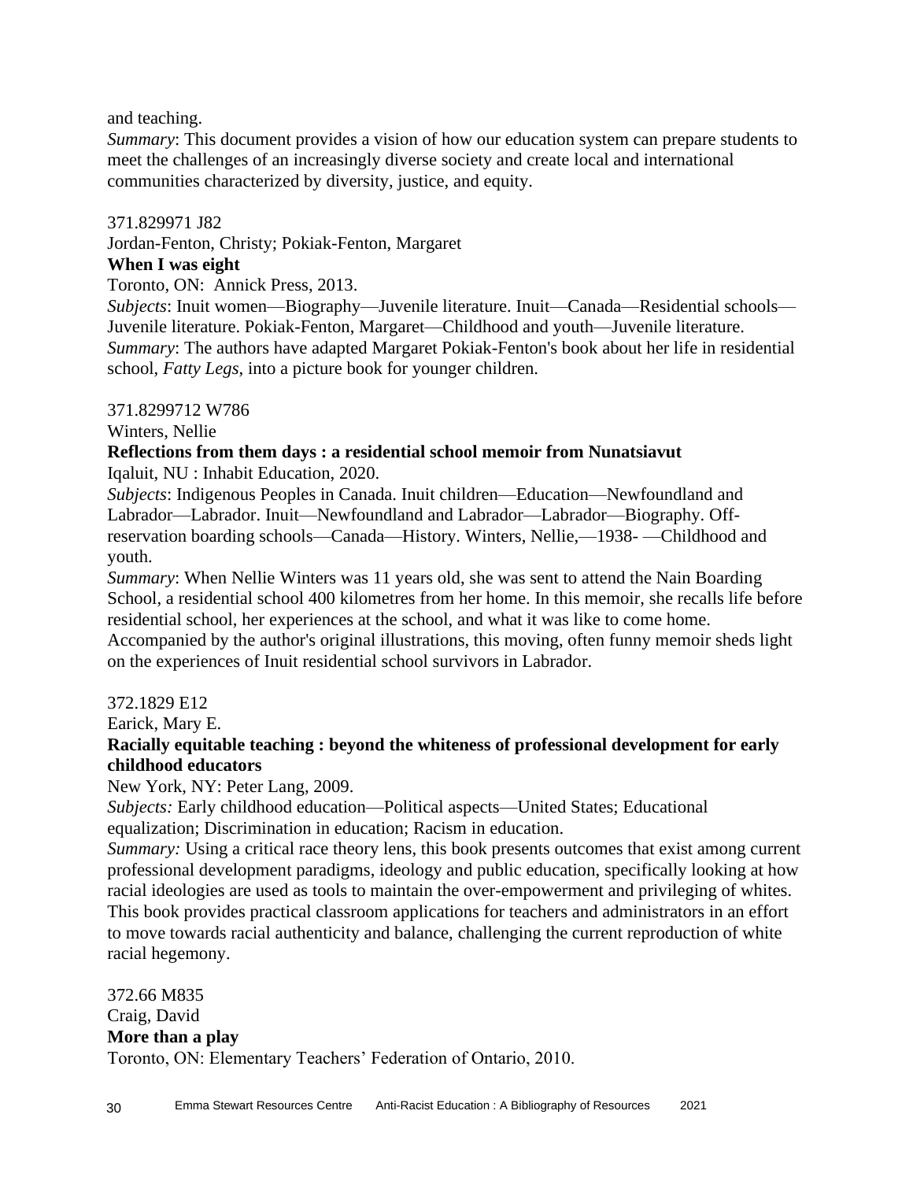and teaching.
*Summary*: This document provides a vision of how our education system can prepare students to meet the challenges of an increasingly diverse society and create local and international communities characterized by diversity, justice, and equity.

371.829971 J82
Jordan-Fenton, Christy; Pokiak-Fenton, Margaret
**When I was eight**
Toronto, ON: Annick Press, 2013.
*Subjects*: Inuit women—Biography—Juvenile literature. Inuit—Canada—Residential schools—Juvenile literature. Pokiak-Fenton, Margaret—Childhood and youth—Juvenile literature.
*Summary*: The authors have adapted Margaret Pokiak-Fenton's book about her life in residential school, *Fatty Legs*, into a picture book for younger children.

371.8299712 W786
Winters, Nellie
**Reflections from them days : a residential school memoir from Nunatsiavut**
Iqaluit, NU : Inhabit Education, 2020.
*Subjects*: Indigenous Peoples in Canada. Inuit children—Education—Newfoundland and Labrador—Labrador. Inuit—Newfoundland and Labrador—Labrador—Biography. Off-reservation boarding schools—Canada—History. Winters, Nellie,—1938- —Childhood and youth.
*Summary*: When Nellie Winters was 11 years old, she was sent to attend the Nain Boarding School, a residential school 400 kilometres from her home. In this memoir, she recalls life before residential school, her experiences at the school, and what it was like to come home. Accompanied by the author's original illustrations, this moving, often funny memoir sheds light on the experiences of Inuit residential school survivors in Labrador.

372.1829 E12
Earick, Mary E.
**Racially equitable teaching : beyond the whiteness of professional development for early childhood educators**
New York, NY: Peter Lang, 2009.
*Subjects:* Early childhood education—Political aspects—United States; Educational equalization; Discrimination in education; Racism in education.
*Summary:* Using a critical race theory lens, this book presents outcomes that exist among current professional development paradigms, ideology and public education, specifically looking at how racial ideologies are used as tools to maintain the over-empowerment and privileging of whites. This book provides practical classroom applications for teachers and administrators in an effort to move towards racial authenticity and balance, challenging the current reproduction of white racial hegemony.

372.66 M835
Craig, David
**More than a play**
Toronto, ON: Elementary Teachers' Federation of Ontario, 2010.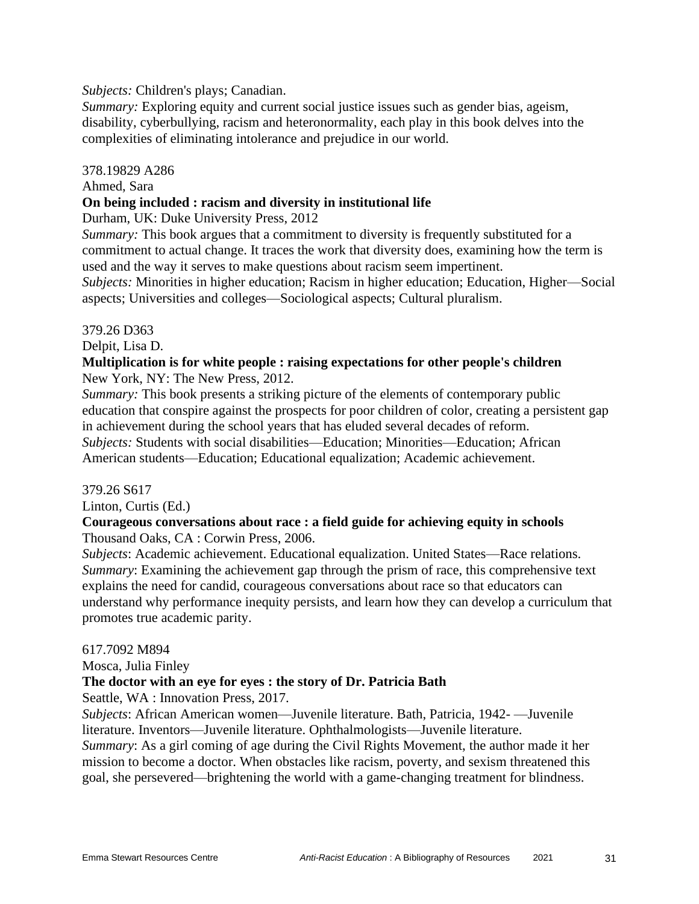*Subjects:* Children's plays; Canadian.
*Summary:* Exploring equity and current social justice issues such as gender bias, ageism, disability, cyberbullying, racism and heteronormality, each play in this book delves into the complexities of eliminating intolerance and prejudice in our world.

378.19829 A286
Ahmed, Sara
**On being included : racism and diversity in institutional life**
Durham, UK: Duke University Press, 2012
*Summary:* This book argues that a commitment to diversity is frequently substituted for a commitment to actual change. It traces the work that diversity does, examining how the term is used and the way it serves to make questions about racism seem impertinent.
*Subjects:* Minorities in higher education; Racism in higher education; Education, Higher—Social aspects; Universities and colleges—Sociological aspects; Cultural pluralism.

379.26 D363
Delpit, Lisa D.
**Multiplication is for white people : raising expectations for other people's children**
New York, NY: The New Press, 2012.
*Summary:* This book presents a striking picture of the elements of contemporary public education that conspire against the prospects for poor children of color, creating a persistent gap in achievement during the school years that has eluded several decades of reform.
*Subjects:* Students with social disabilities—Education; Minorities—Education; African American students—Education; Educational equalization; Academic achievement.

379.26 S617
Linton, Curtis (Ed.)
**Courageous conversations about race : a field guide for achieving equity in schools**
Thousand Oaks, CA : Corwin Press, 2006.
*Subjects*: Academic achievement. Educational equalization. United States—Race relations.
*Summary*: Examining the achievement gap through the prism of race, this comprehensive text explains the need for candid, courageous conversations about race so that educators can understand why performance inequity persists, and learn how they can develop a curriculum that promotes true academic parity.

617.7092 M894
Mosca, Julia Finley
**The doctor with an eye for eyes : the story of Dr. Patricia Bath**
Seattle, WA : Innovation Press, 2017.
*Subjects*: African American women—Juvenile literature. Bath, Patricia, 1942- —Juvenile literature. Inventors—Juvenile literature. Ophthalmologists—Juvenile literature.
*Summary*: As a girl coming of age during the Civil Rights Movement, the author made it her mission to become a doctor. When obstacles like racism, poverty, and sexism threatened this goal, she persevered—brightening the world with a game-changing treatment for blindness.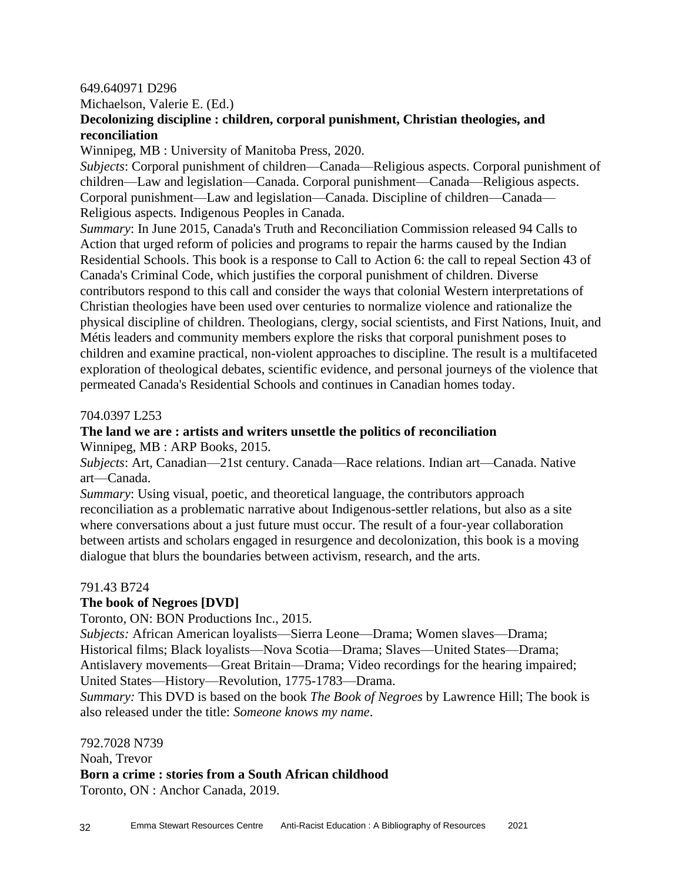649.640971 D296

Michaelson, Valerie E. (Ed.)

**Decolonizing discipline : children, corporal punishment, Christian theologies, and reconciliation**

Winnipeg, MB : University of Manitoba Press, 2020.

*Subjects*: Corporal punishment of children—Canada—Religious aspects. Corporal punishment of children—Law and legislation—Canada. Corporal punishment—Canada—Religious aspects. Corporal punishment—Law and legislation—Canada. Discipline of children—Canada—Religious aspects. Indigenous Peoples in Canada.

*Summary*: In June 2015, Canada's Truth and Reconciliation Commission released 94 Calls to Action that urged reform of policies and programs to repair the harms caused by the Indian Residential Schools. This book is a response to Call to Action 6: the call to repeal Section 43 of Canada's Criminal Code, which justifies the corporal punishment of children. Diverse contributors respond to this call and consider the ways that colonial Western interpretations of Christian theologies have been used over centuries to normalize violence and rationalize the physical discipline of children. Theologians, clergy, social scientists, and First Nations, Inuit, and Métis leaders and community members explore the risks that corporal punishment poses to children and examine practical, non-violent approaches to discipline. The result is a multifaceted exploration of theological debates, scientific evidence, and personal journeys of the violence that permeated Canada's Residential Schools and continues in Canadian homes today.

704.0397 L253

**The land we are : artists and writers unsettle the politics of reconciliation**

Winnipeg, MB : ARP Books, 2015.

*Subjects*: Art, Canadian—21st century. Canada—Race relations. Indian art—Canada. Native art—Canada.

*Summary*: Using visual, poetic, and theoretical language, the contributors approach reconciliation as a problematic narrative about Indigenous-settler relations, but also as a site where conversations about a just future must occur. The result of a four-year collaboration between artists and scholars engaged in resurgence and decolonization, this book is a moving dialogue that blurs the boundaries between activism, research, and the arts.

791.43 B724

**The book of Negroes [DVD]**

Toronto, ON: BON Productions Inc., 2015.

*Subjects:* African American loyalists—Sierra Leone—Drama; Women slaves—Drama; Historical films; Black loyalists—Nova Scotia—Drama; Slaves—United States—Drama; Antislavery movements—Great Britain—Drama; Video recordings for the hearing impaired; United States—History—Revolution, 1775-1783—Drama.

*Summary:* This DVD is based on the book *The Book of Negroes* by Lawrence Hill; The book is also released under the title: *Someone knows my name*.

792.7028 N739

Noah, Trevor

**Born a crime : stories from a South African childhood**

Toronto, ON : Anchor Canada, 2019.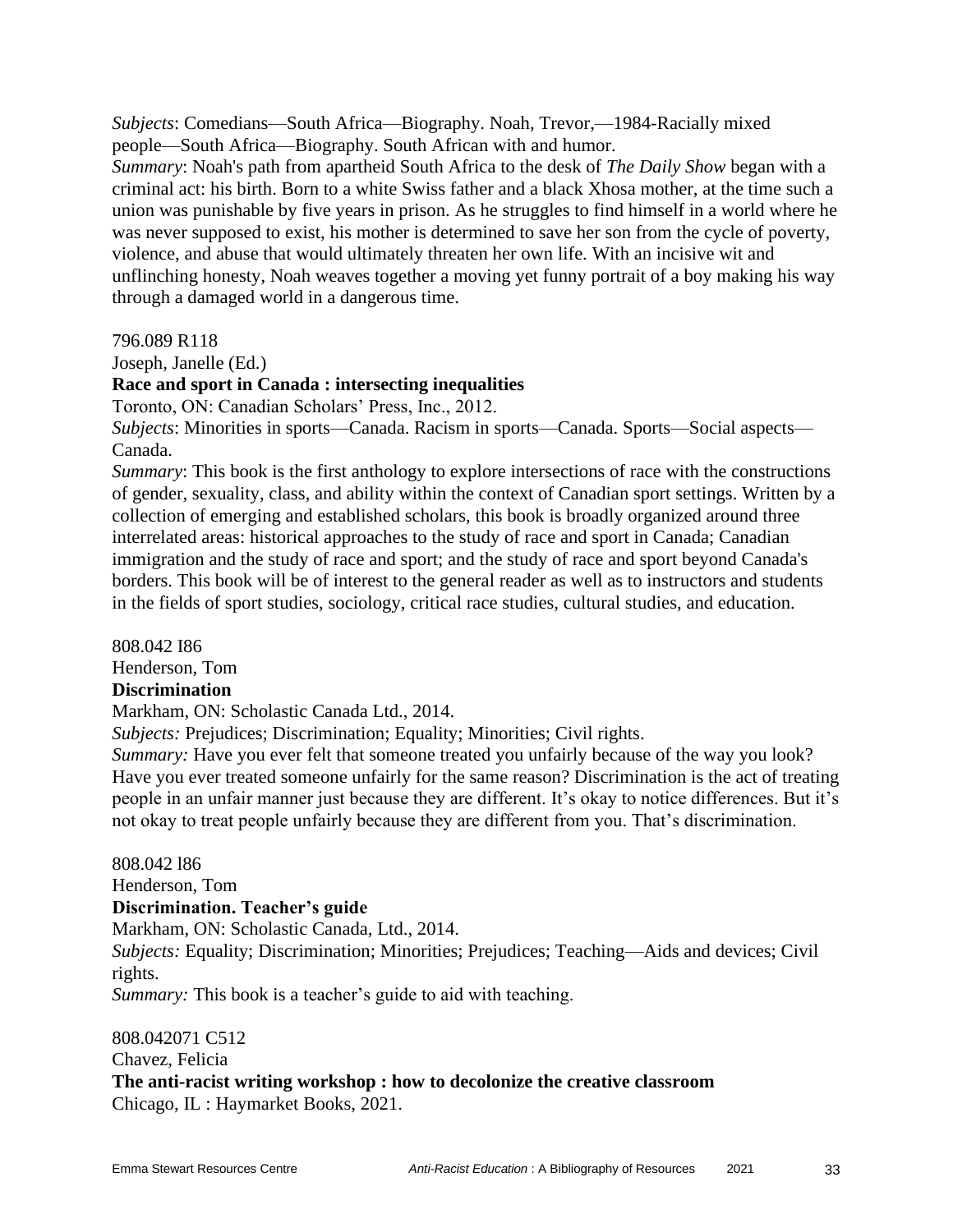*Subjects*: Comedians—South Africa—Biography. Noah, Trevor,—1984-Racially mixed people—South Africa—Biography. South African with and humor.
*Summary*: Noah's path from apartheid South Africa to the desk of *The Daily Show* began with a criminal act: his birth. Born to a white Swiss father and a black Xhosa mother, at the time such a union was punishable by five years in prison. As he struggles to find himself in a world where he was never supposed to exist, his mother is determined to save her son from the cycle of poverty, violence, and abuse that would ultimately threaten her own life. With an incisive wit and unflinching honesty, Noah weaves together a moving yet funny portrait of a boy making his way through a damaged world in a dangerous time.

796.089 R118
Joseph, Janelle (Ed.)
**Race and sport in Canada : intersecting inequalities**
Toronto, ON: Canadian Scholars' Press, Inc., 2012.
*Subjects*: Minorities in sports—Canada. Racism in sports—Canada. Sports—Social aspects—Canada.
*Summary*: This book is the first anthology to explore intersections of race with the constructions of gender, sexuality, class, and ability within the context of Canadian sport settings. Written by a collection of emerging and established scholars, this book is broadly organized around three interrelated areas: historical approaches to the study of race and sport in Canada; Canadian immigration and the study of race and sport; and the study of race and sport beyond Canada's borders. This book will be of interest to the general reader as well as to instructors and students in the fields of sport studies, sociology, critical race studies, cultural studies, and education.

808.042 I86
Henderson, Tom
**Discrimination**
Markham, ON: Scholastic Canada Ltd., 2014.
*Subjects:* Prejudices; Discrimination; Equality; Minorities; Civil rights.
*Summary:* Have you ever felt that someone treated you unfairly because of the way you look? Have you ever treated someone unfairly for the same reason? Discrimination is the act of treating people in an unfair manner just because they are different. It's okay to notice differences. But it's not okay to treat people unfairly because they are different from you. That's discrimination.

808.042 l86
Henderson, Tom
**Discrimination. Teacher's guide**
Markham, ON: Scholastic Canada, Ltd., 2014.
*Subjects:* Equality; Discrimination; Minorities; Prejudices; Teaching—Aids and devices; Civil rights.
*Summary:* This book is a teacher's guide to aid with teaching.

808.042071 C512
Chavez, Felicia
**The anti-racist writing workshop : how to decolonize the creative classroom**
Chicago, IL : Haymarket Books, 2021.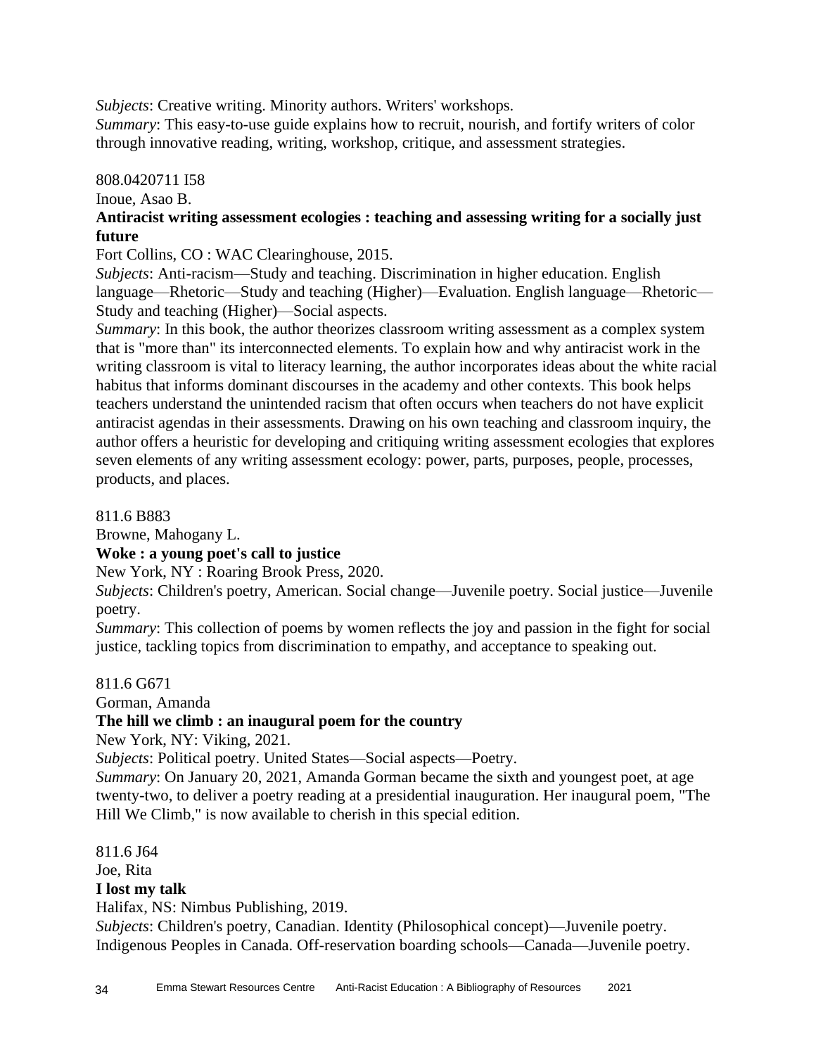*Subjects*: Creative writing. Minority authors. Writers' workshops.
*Summary*: This easy-to-use guide explains how to recruit, nourish, and fortify writers of color through innovative reading, writing, workshop, critique, and assessment strategies.

808.0420711 I58
Inoue, Asao B.
**Antiracist writing assessment ecologies : teaching and assessing writing for a socially just future**
Fort Collins, CO : WAC Clearinghouse, 2015.
*Subjects*: Anti-racism—Study and teaching. Discrimination in higher education. English language—Rhetoric—Study and teaching (Higher)—Evaluation. English language—Rhetoric—Study and teaching (Higher)—Social aspects.
*Summary*: In this book, the author theorizes classroom writing assessment as a complex system that is "more than" its interconnected elements. To explain how and why antiracist work in the writing classroom is vital to literacy learning, the author incorporates ideas about the white racial habitus that informs dominant discourses in the academy and other contexts. This book helps teachers understand the unintended racism that often occurs when teachers do not have explicit antiracist agendas in their assessments. Drawing on his own teaching and classroom inquiry, the author offers a heuristic for developing and critiquing writing assessment ecologies that explores seven elements of any writing assessment ecology: power, parts, purposes, people, processes, products, and places.

811.6 B883
Browne, Mahogany L.
**Woke : a young poet's call to justice**
New York, NY : Roaring Brook Press, 2020.
*Subjects*: Children's poetry, American. Social change—Juvenile poetry. Social justice—Juvenile poetry.
*Summary*: This collection of poems by women reflects the joy and passion in the fight for social justice, tackling topics from discrimination to empathy, and acceptance to speaking out.

811.6 G671
Gorman, Amanda
**The hill we climb : an inaugural poem for the country**
New York, NY: Viking, 2021.
*Subjects*: Political poetry. United States—Social aspects—Poetry.
*Summary*: On January 20, 2021, Amanda Gorman became the sixth and youngest poet, at age twenty-two, to deliver a poetry reading at a presidential inauguration. Her inaugural poem, "The Hill We Climb," is now available to cherish in this special edition.

811.6 J64
Joe, Rita
**I lost my talk**
Halifax, NS: Nimbus Publishing, 2019.
*Subjects*: Children's poetry, Canadian. Identity (Philosophical concept)—Juvenile poetry. Indigenous Peoples in Canada. Off-reservation boarding schools—Canada—Juvenile poetry.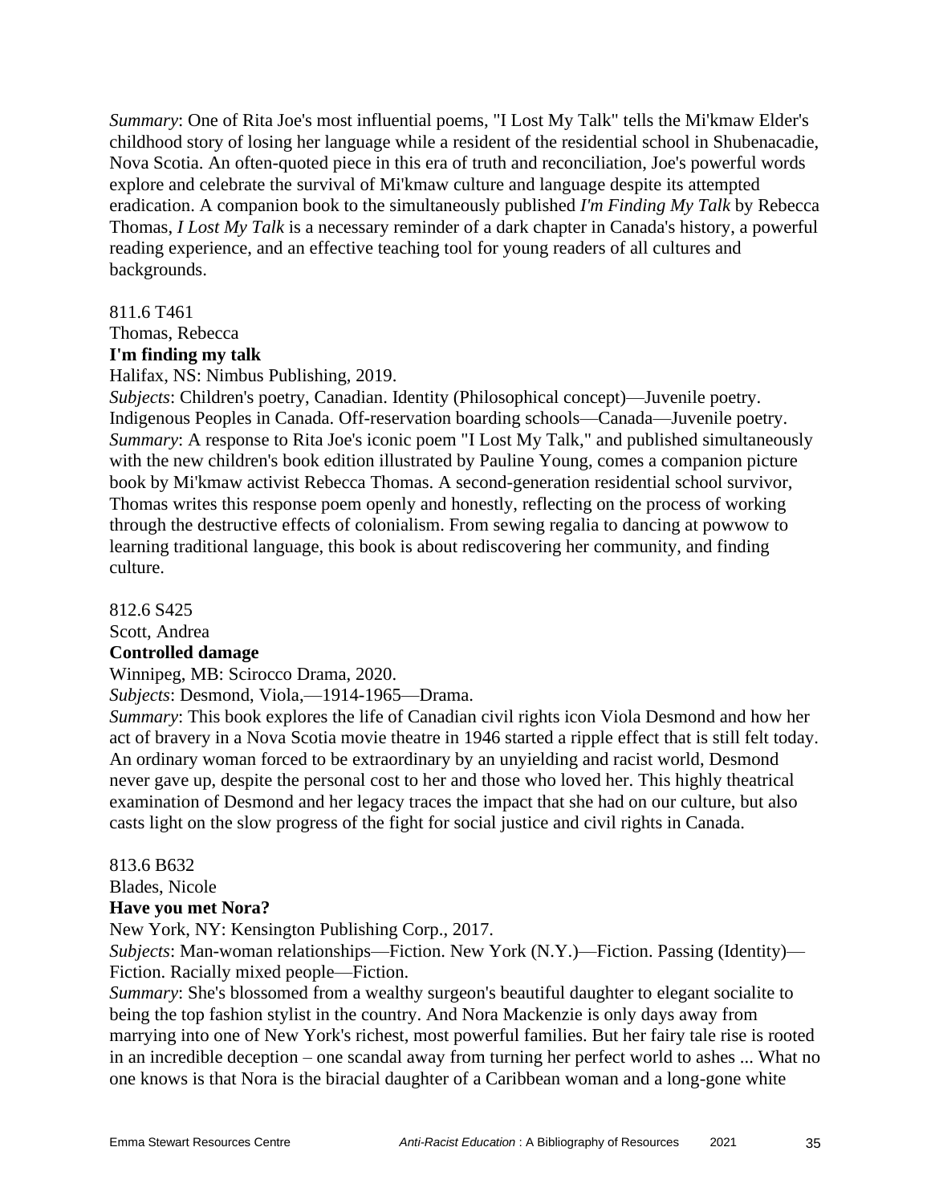*Summary*: One of Rita Joe's most influential poems, "I Lost My Talk" tells the Mi'kmaw Elder's childhood story of losing her language while a resident of the residential school in Shubenacadie, Nova Scotia. An often-quoted piece in this era of truth and reconciliation, Joe's powerful words explore and celebrate the survival of Mi'kmaw culture and language despite its attempted eradication. A companion book to the simultaneously published *I'm Finding My Talk* by Rebecca Thomas, *I Lost My Talk* is a necessary reminder of a dark chapter in Canada's history, a powerful reading experience, and an effective teaching tool for young readers of all cultures and backgrounds.

811.6 T461
Thomas, Rebecca
**I'm finding my talk**
Halifax, NS: Nimbus Publishing, 2019.
*Subjects*: Children's poetry, Canadian. Identity (Philosophical concept)—Juvenile poetry. Indigenous Peoples in Canada. Off-reservation boarding schools—Canada—Juvenile poetry.
*Summary*: A response to Rita Joe's iconic poem "I Lost My Talk," and published simultaneously with the new children's book edition illustrated by Pauline Young, comes a companion picture book by Mi'kmaw activist Rebecca Thomas. A second-generation residential school survivor, Thomas writes this response poem openly and honestly, reflecting on the process of working through the destructive effects of colonialism. From sewing regalia to dancing at powwow to learning traditional language, this book is about rediscovering her community, and finding culture.

812.6 S425
Scott, Andrea
**Controlled damage**
Winnipeg, MB: Scirocco Drama, 2020.
*Subjects*: Desmond, Viola,—1914-1965—Drama.
*Summary*: This book explores the life of Canadian civil rights icon Viola Desmond and how her act of bravery in a Nova Scotia movie theatre in 1946 started a ripple effect that is still felt today. An ordinary woman forced to be extraordinary by an unyielding and racist world, Desmond never gave up, despite the personal cost to her and those who loved her. This highly theatrical examination of Desmond and her legacy traces the impact that she had on our culture, but also casts light on the slow progress of the fight for social justice and civil rights in Canada.

813.6 B632
Blades, Nicole
**Have you met Nora?**
New York, NY: Kensington Publishing Corp., 2017.
*Subjects*: Man-woman relationships—Fiction. New York (N.Y.)—Fiction. Passing (Identity)—Fiction. Racially mixed people—Fiction.
*Summary*: She's blossomed from a wealthy surgeon's beautiful daughter to elegant socialite to being the top fashion stylist in the country. And Nora Mackenzie is only days away from marrying into one of New York's richest, most powerful families. But her fairy tale rise is rooted in an incredible deception – one scandal away from turning her perfect world to ashes ... What no one knows is that Nora is the biracial daughter of a Caribbean woman and a long-gone white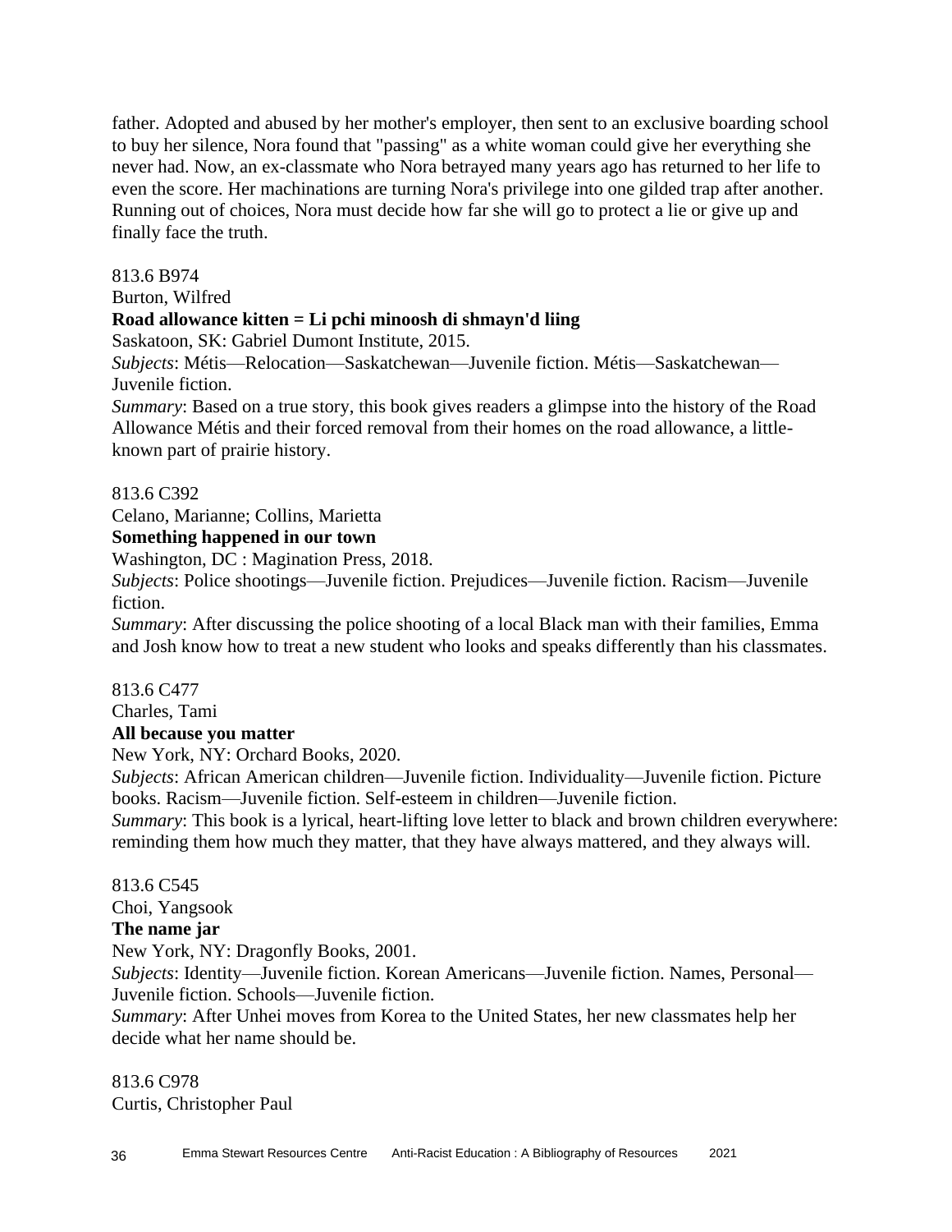father. Adopted and abused by her mother's employer, then sent to an exclusive boarding school to buy her silence, Nora found that "passing" as a white woman could give her everything she never had. Now, an ex-classmate who Nora betrayed many years ago has returned to her life to even the score. Her machinations are turning Nora's privilege into one gilded trap after another. Running out of choices, Nora must decide how far she will go to protect a lie or give up and finally face the truth.

813.6 B974
Burton, Wilfred
**Road allowance kitten = Li pchi minoosh di shmayn'd liing**
Saskatoon, SK: Gabriel Dumont Institute, 2015.
*Subjects*: Métis—Relocation—Saskatchewan—Juvenile fiction. Métis—Saskatchewan—Juvenile fiction.
*Summary*: Based on a true story, this book gives readers a glimpse into the history of the Road Allowance Métis and their forced removal from their homes on the road allowance, a little-known part of prairie history.

813.6 C392
Celano, Marianne; Collins, Marietta
**Something happened in our town**
Washington, DC : Magination Press, 2018.
*Subjects*: Police shootings—Juvenile fiction. Prejudices—Juvenile fiction. Racism—Juvenile fiction.
*Summary*: After discussing the police shooting of a local Black man with their families, Emma and Josh know how to treat a new student who looks and speaks differently than his classmates.

813.6 C477
Charles, Tami
**All because you matter**
New York, NY: Orchard Books, 2020.
*Subjects*: African American children—Juvenile fiction. Individuality—Juvenile fiction. Picture books. Racism—Juvenile fiction. Self-esteem in children—Juvenile fiction.
*Summary*: This book is a lyrical, heart-lifting love letter to black and brown children everywhere: reminding them how much they matter, that they have always mattered, and they always will.

813.6 C545
Choi, Yangsook
**The name jar**
New York, NY: Dragonfly Books, 2001.
*Subjects*: Identity—Juvenile fiction. Korean Americans—Juvenile fiction. Names, Personal—Juvenile fiction. Schools—Juvenile fiction.
*Summary*: After Unhei moves from Korea to the United States, her new classmates help her decide what her name should be.

813.6 C978
Curtis, Christopher Paul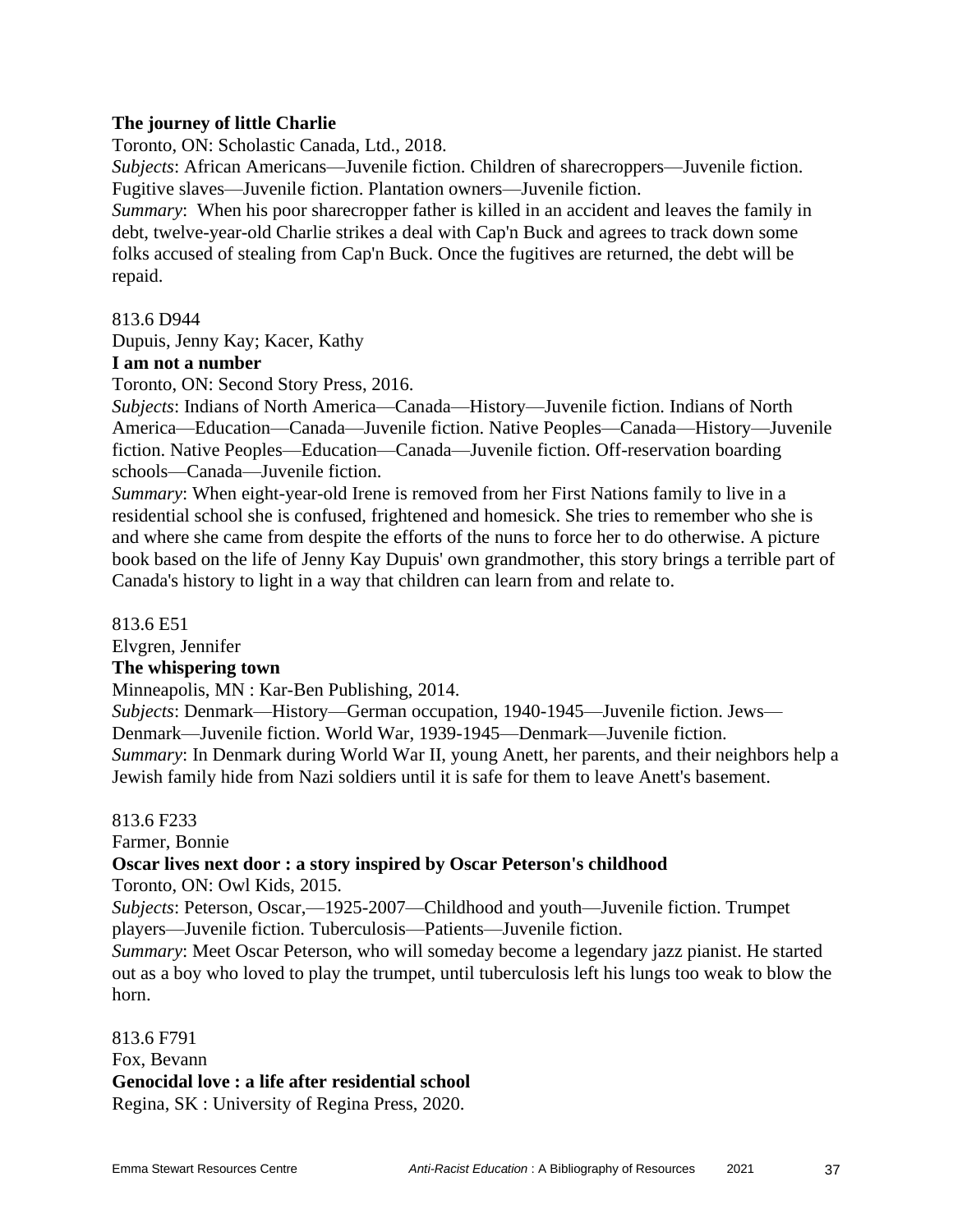**The journey of little Charlie**

Toronto, ON: Scholastic Canada, Ltd., 2018.

*Subjects*: African Americans—Juvenile fiction. Children of sharecroppers—Juvenile fiction. Fugitive slaves—Juvenile fiction. Plantation owners—Juvenile fiction.

*Summary*: When his poor sharecropper father is killed in an accident and leaves the family in debt, twelve-year-old Charlie strikes a deal with Cap'n Buck and agrees to track down some folks accused of stealing from Cap'n Buck. Once the fugitives are returned, the debt will be repaid.

813.6 D944

Dupuis, Jenny Kay; Kacer, Kathy

**I am not a number**

Toronto, ON: Second Story Press, 2016.

*Subjects*: Indians of North America—Canada—History—Juvenile fiction. Indians of North America—Education—Canada—Juvenile fiction. Native Peoples—Canada—History—Juvenile fiction. Native Peoples—Education—Canada—Juvenile fiction. Off-reservation boarding schools—Canada—Juvenile fiction.

*Summary*: When eight-year-old Irene is removed from her First Nations family to live in a residential school she is confused, frightened and homesick. She tries to remember who she is and where she came from despite the efforts of the nuns to force her to do otherwise. A picture book based on the life of Jenny Kay Dupuis' own grandmother, this story brings a terrible part of Canada's history to light in a way that children can learn from and relate to.

813.6 E51

Elvgren, Jennifer

**The whispering town**

Minneapolis, MN : Kar-Ben Publishing, 2014.

*Subjects*: Denmark—History—German occupation, 1940-1945—Juvenile fiction. Jews—Denmark—Juvenile fiction. World War, 1939-1945—Denmark—Juvenile fiction.

*Summary*: In Denmark during World War II, young Anett, her parents, and their neighbors help a Jewish family hide from Nazi soldiers until it is safe for them to leave Anett's basement.

813.6 F233

Farmer, Bonnie

**Oscar lives next door : a story inspired by Oscar Peterson's childhood**

Toronto, ON: Owl Kids, 2015.

*Subjects*: Peterson, Oscar,—1925-2007—Childhood and youth—Juvenile fiction. Trumpet players—Juvenile fiction. Tuberculosis—Patients—Juvenile fiction.

*Summary*: Meet Oscar Peterson, who will someday become a legendary jazz pianist. He started out as a boy who loved to play the trumpet, until tuberculosis left his lungs too weak to blow the horn.

813.6 F791

Fox, Bevann

**Genocidal love : a life after residential school**

Regina, SK : University of Regina Press, 2020.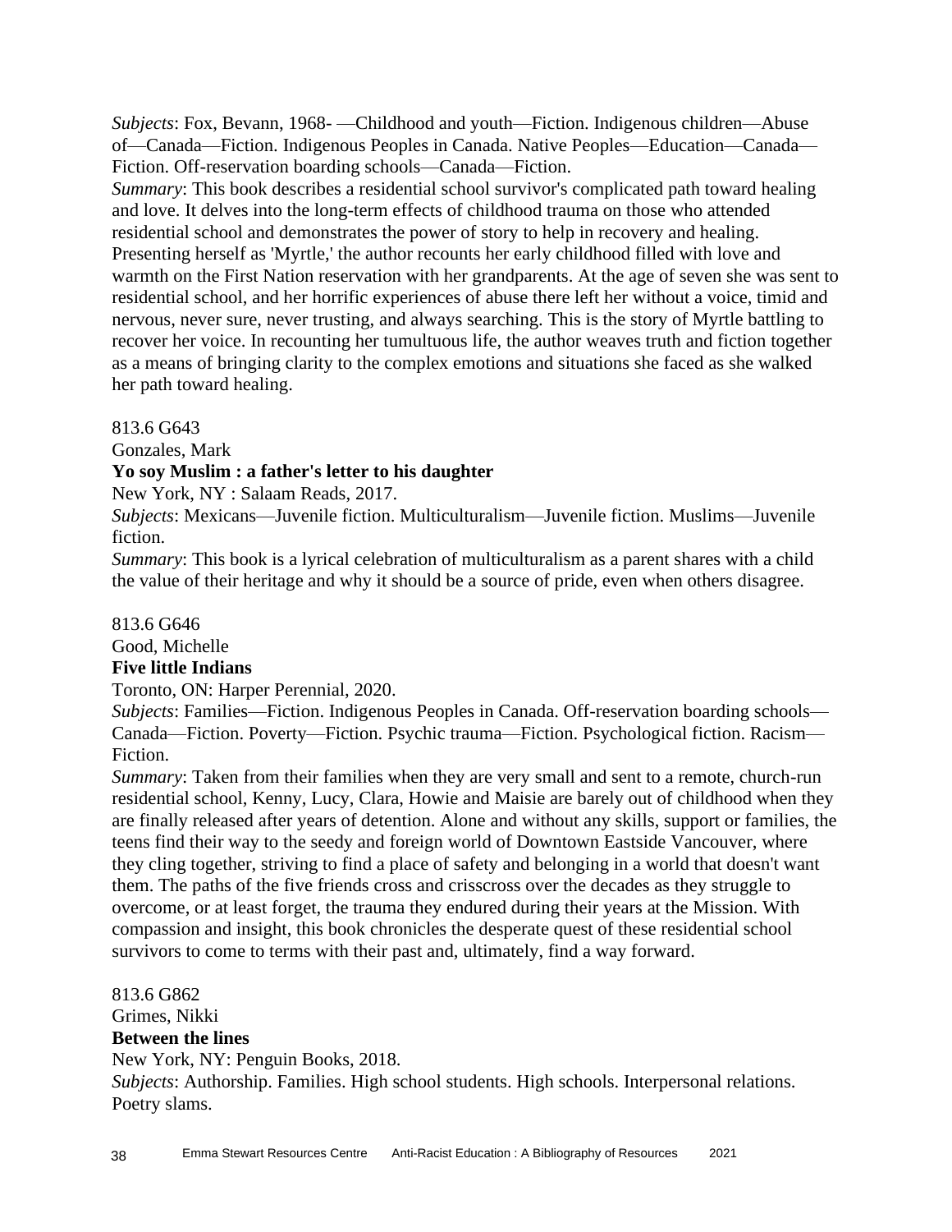*Subjects*: Fox, Bevann, 1968- —Childhood and youth—Fiction. Indigenous children—Abuse of—Canada—Fiction. Indigenous Peoples in Canada. Native Peoples—Education—Canada—Fiction. Off-reservation boarding schools—Canada—Fiction.
*Summary*: This book describes a residential school survivor's complicated path toward healing and love. It delves into the long-term effects of childhood trauma on those who attended residential school and demonstrates the power of story to help in recovery and healing. Presenting herself as 'Myrtle,' the author recounts her early childhood filled with love and warmth on the First Nation reservation with her grandparents. At the age of seven she was sent to residential school, and her horrific experiences of abuse there left her without a voice, timid and nervous, never sure, never trusting, and always searching. This is the story of Myrtle battling to recover her voice. In recounting her tumultuous life, the author weaves truth and fiction together as a means of bringing clarity to the complex emotions and situations she faced as she walked her path toward healing.

813.6 G643
Gonzales, Mark
**Yo soy Muslim : a father's letter to his daughter**
New York, NY : Salaam Reads, 2017.
*Subjects*: Mexicans—Juvenile fiction. Multiculturalism—Juvenile fiction. Muslims—Juvenile fiction.
*Summary*: This book is a lyrical celebration of multiculturalism as a parent shares with a child the value of their heritage and why it should be a source of pride, even when others disagree.

813.6 G646
Good, Michelle
**Five little Indians**
Toronto, ON: Harper Perennial, 2020.
*Subjects*: Families—Fiction. Indigenous Peoples in Canada. Off-reservation boarding schools—Canada—Fiction. Poverty—Fiction. Psychic trauma—Fiction. Psychological fiction. Racism—Fiction.
*Summary*: Taken from their families when they are very small and sent to a remote, church-run residential school, Kenny, Lucy, Clara, Howie and Maisie are barely out of childhood when they are finally released after years of detention. Alone and without any skills, support or families, the teens find their way to the seedy and foreign world of Downtown Eastside Vancouver, where they cling together, striving to find a place of safety and belonging in a world that doesn't want them. The paths of the five friends cross and crisscross over the decades as they struggle to overcome, or at least forget, the trauma they endured during their years at the Mission. With compassion and insight, this book chronicles the desperate quest of these residential school survivors to come to terms with their past and, ultimately, find a way forward.

813.6 G862
Grimes, Nikki
**Between the lines**
New York, NY: Penguin Books, 2018.
*Subjects*: Authorship. Families. High school students. High schools. Interpersonal relations. Poetry slams.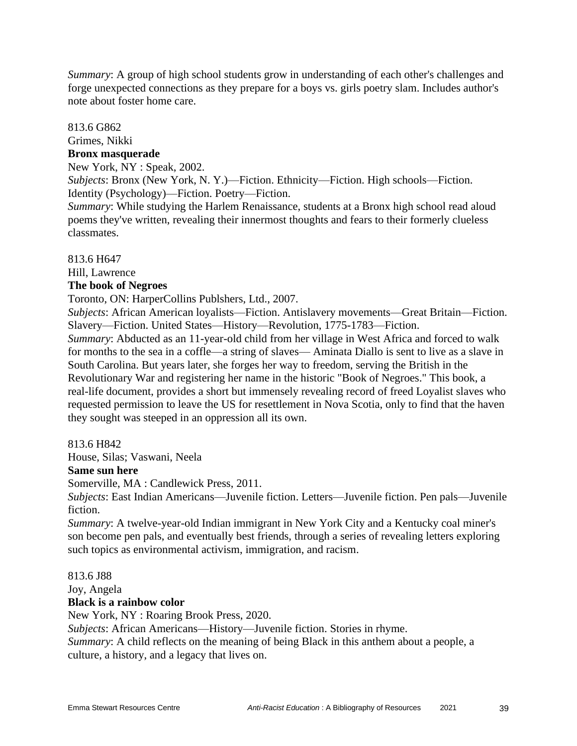*Summary*: A group of high school students grow in understanding of each other's challenges and forge unexpected connections as they prepare for a boys vs. girls poetry slam. Includes author's note about foster home care.

813.6 G862  
Grimes, Nikki  
**Bronx masquerade**  
New York, NY : Speak, 2002.  
*Subjects*: Bronx (New York, N. Y.)—Fiction. Ethnicity—Fiction. High schools—Fiction. Identity (Psychology)—Fiction. Poetry—Fiction.  
*Summary*: While studying the Harlem Renaissance, students at a Bronx high school read aloud poems they've written, revealing their innermost thoughts and fears to their formerly clueless classmates.

813.6 H647  
Hill, Lawrence  
**The book of Negroes**  
Toronto, ON: HarperCollins Publshers, Ltd., 2007.  
*Subjects*: African American loyalists—Fiction. Antislavery movements—Great Britain—Fiction. Slavery—Fiction. United States—History—Revolution, 1775-1783—Fiction.  
*Summary*: Abducted as an 11-year-old child from her village in West Africa and forced to walk for months to the sea in a coffle—a string of slaves— Aminata Diallo is sent to live as a slave in South Carolina. But years later, she forges her way to freedom, serving the British in the Revolutionary War and registering her name in the historic "Book of Negroes." This book, a real-life document, provides a short but immensely revealing record of freed Loyalist slaves who requested permission to leave the US for resettlement in Nova Scotia, only to find that the haven they sought was steeped in an oppression all its own.

813.6 H842  
House, Silas; Vaswani, Neela  
**Same sun here**  
Somerville, MA : Candlewick Press, 2011.  
*Subjects*: East Indian Americans—Juvenile fiction. Letters—Juvenile fiction. Pen pals—Juvenile fiction.  
*Summary*: A twelve-year-old Indian immigrant in New York City and a Kentucky coal miner's son become pen pals, and eventually best friends, through a series of revealing letters exploring such topics as environmental activism, immigration, and racism.

813.6 J88  
Joy, Angela  
**Black is a rainbow color**  
New York, NY : Roaring Brook Press, 2020.  
*Subjects*: African Americans—History—Juvenile fiction. Stories in rhyme.  
*Summary*: A child reflects on the meaning of being Black in this anthem about a people, a culture, a history, and a legacy that lives on.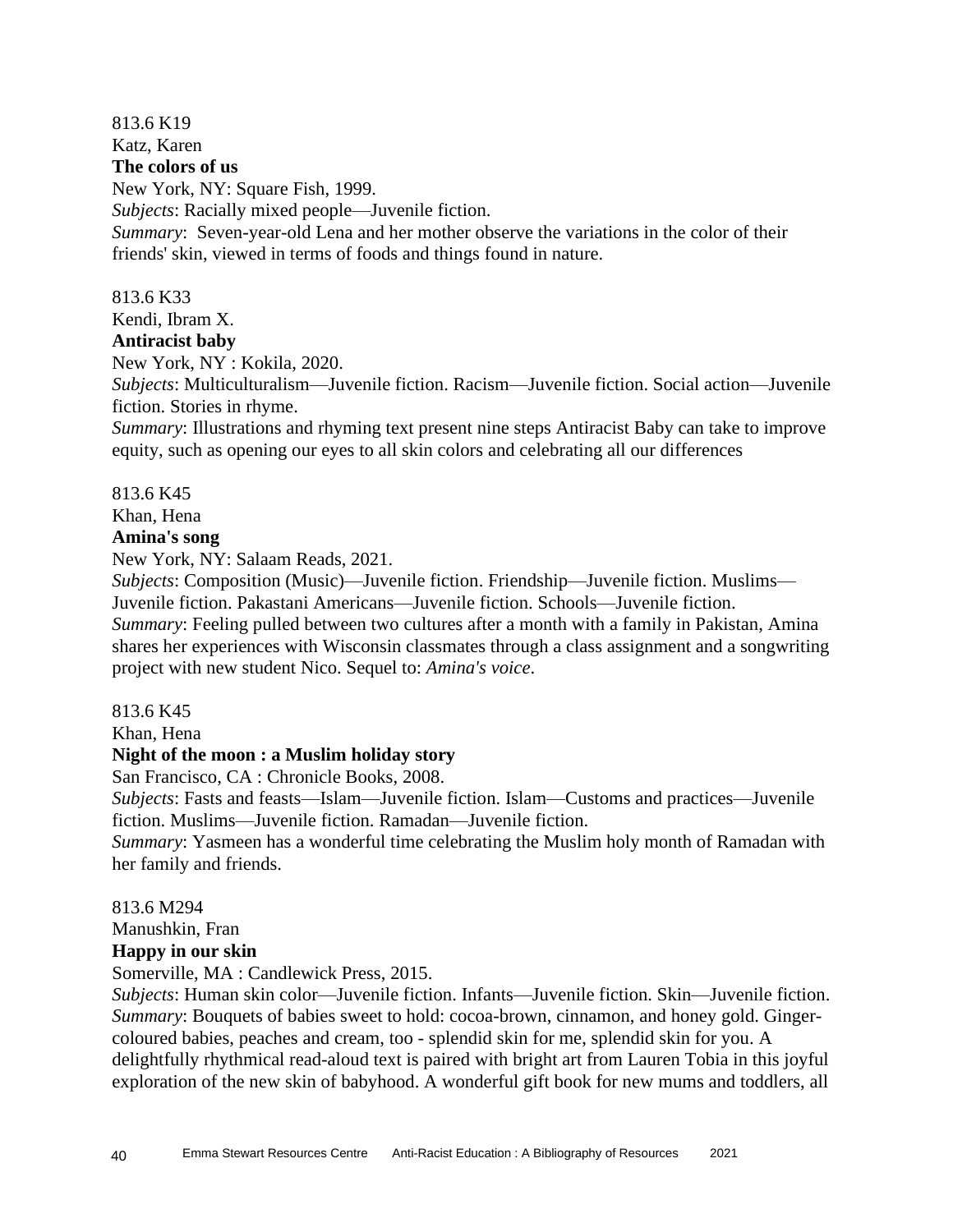813.6 K19
Katz, Karen
**The colors of us**
New York, NY: Square Fish, 1999.
*Subjects*: Racially mixed people—Juvenile fiction.
*Summary*: Seven-year-old Lena and her mother observe the variations in the color of their friends' skin, viewed in terms of foods and things found in nature.

813.6 K33
Kendi, Ibram X.
**Antiracist baby**
New York, NY : Kokila, 2020.
*Subjects*: Multiculturalism—Juvenile fiction. Racism—Juvenile fiction. Social action—Juvenile fiction. Stories in rhyme.
*Summary*: Illustrations and rhyming text present nine steps Antiracist Baby can take to improve equity, such as opening our eyes to all skin colors and celebrating all our differences

813.6 K45
Khan, Hena
**Amina's song**
New York, NY: Salaam Reads, 2021.
*Subjects*: Composition (Music)—Juvenile fiction. Friendship—Juvenile fiction. Muslims—Juvenile fiction. Pakastani Americans—Juvenile fiction. Schools—Juvenile fiction.
*Summary*: Feeling pulled between two cultures after a month with a family in Pakistan, Amina shares her experiences with Wisconsin classmates through a class assignment and a songwriting project with new student Nico. Sequel to: *Amina's voice*.

813.6 K45
Khan, Hena
**Night of the moon : a Muslim holiday story**
San Francisco, CA : Chronicle Books, 2008.
*Subjects*: Fasts and feasts—Islam—Juvenile fiction. Islam—Customs and practices—Juvenile fiction. Muslims—Juvenile fiction. Ramadan—Juvenile fiction.
*Summary*: Yasmeen has a wonderful time celebrating the Muslim holy month of Ramadan with her family and friends.

813.6 M294
Manushkin, Fran
**Happy in our skin**
Somerville, MA : Candlewick Press, 2015.
*Subjects*: Human skin color—Juvenile fiction. Infants—Juvenile fiction. Skin—Juvenile fiction.
*Summary*: Bouquets of babies sweet to hold: cocoa-brown, cinnamon, and honey gold. Ginger-coloured babies, peaches and cream, too - splendid skin for me, splendid skin for you. A delightfully rhythmical read-aloud text is paired with bright art from Lauren Tobia in this joyful exploration of the new skin of babyhood. A wonderful gift book for new mums and toddlers, all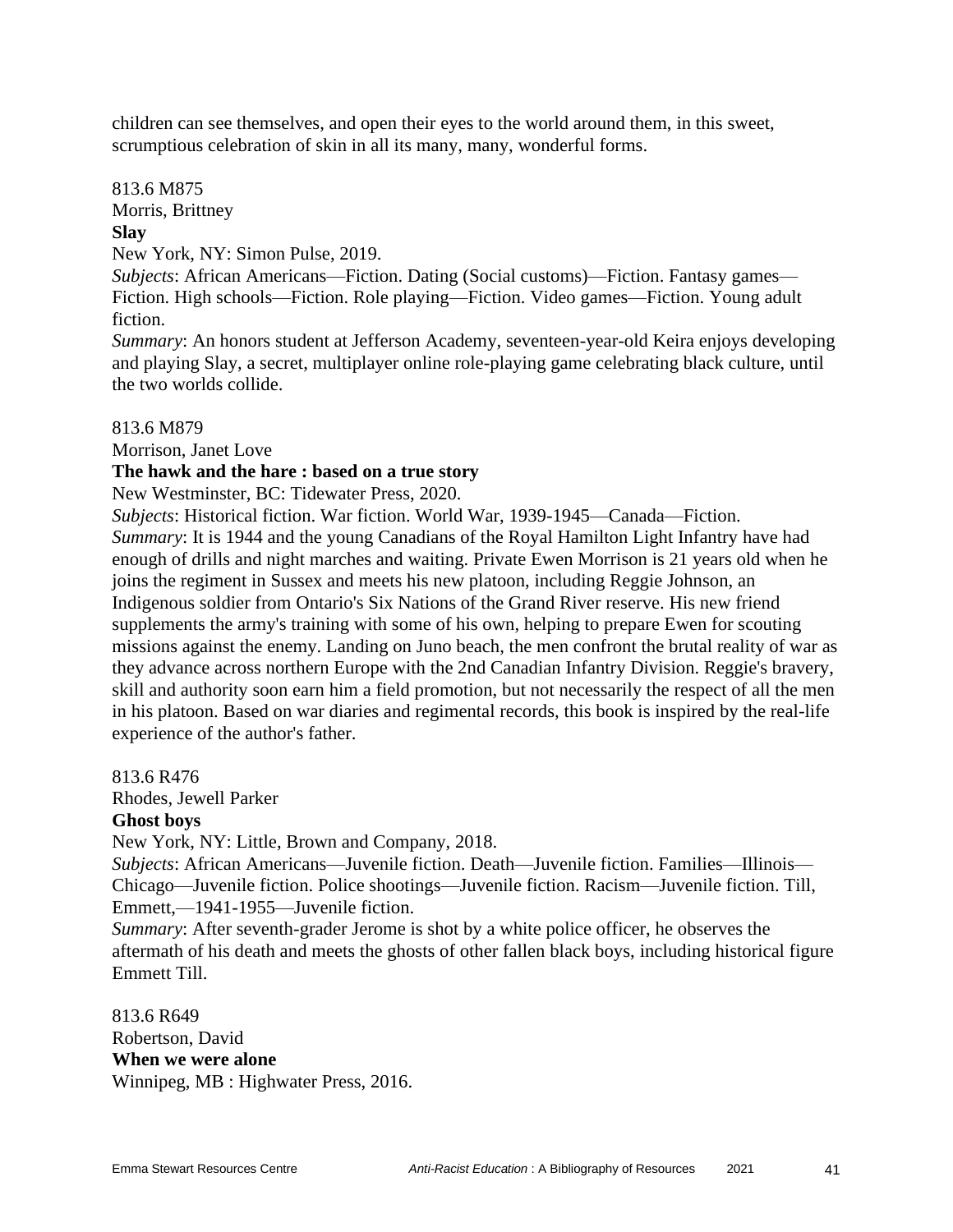children can see themselves, and open their eyes to the world around them, in this sweet, scrumptious celebration of skin in all its many, many, wonderful forms.

813.6 M875
Morris, Brittney
**Slay**
New York, NY: Simon Pulse, 2019.
*Subjects*: African Americans—Fiction. Dating (Social customs)—Fiction. Fantasy games—Fiction. High schools—Fiction. Role playing—Fiction. Video games—Fiction. Young adult fiction.
*Summary*: An honors student at Jefferson Academy, seventeen-year-old Keira enjoys developing and playing Slay, a secret, multiplayer online role-playing game celebrating black culture, until the two worlds collide.

813.6 M879
Morrison, Janet Love
**The hawk and the hare : based on a true story**
New Westminster, BC: Tidewater Press, 2020.
*Subjects*: Historical fiction. War fiction. World War, 1939-1945—Canada—Fiction.
*Summary*: It is 1944 and the young Canadians of the Royal Hamilton Light Infantry have had enough of drills and night marches and waiting. Private Ewen Morrison is 21 years old when he joins the regiment in Sussex and meets his new platoon, including Reggie Johnson, an Indigenous soldier from Ontario's Six Nations of the Grand River reserve. His new friend supplements the army's training with some of his own, helping to prepare Ewen for scouting missions against the enemy. Landing on Juno beach, the men confront the brutal reality of war as they advance across northern Europe with the 2nd Canadian Infantry Division. Reggie's bravery, skill and authority soon earn him a field promotion, but not necessarily the respect of all the men in his platoon. Based on war diaries and regimental records, this book is inspired by the real-life experience of the author's father.

813.6 R476
Rhodes, Jewell Parker
**Ghost boys**
New York, NY: Little, Brown and Company, 2018.
*Subjects*: African Americans—Juvenile fiction. Death—Juvenile fiction. Families—Illinois—Chicago—Juvenile fiction. Police shootings—Juvenile fiction. Racism—Juvenile fiction. Till, Emmett,—1941-1955—Juvenile fiction.
*Summary*: After seventh-grader Jerome is shot by a white police officer, he observes the aftermath of his death and meets the ghosts of other fallen black boys, including historical figure Emmett Till.

813.6 R649
Robertson, David
**When we were alone**
Winnipeg, MB : Highwater Press, 2016.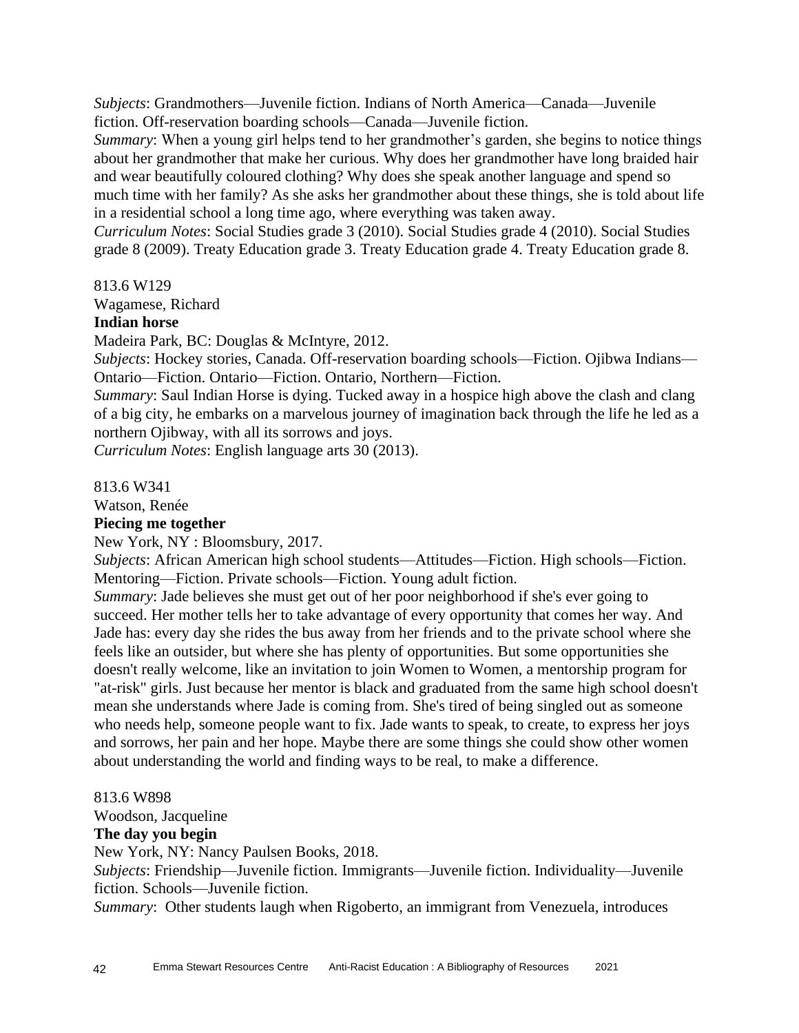*Subjects*: Grandmothers—Juvenile fiction. Indians of North America—Canada—Juvenile fiction. Off-reservation boarding schools—Canada—Juvenile fiction.
*Summary*: When a young girl helps tend to her grandmother's garden, she begins to notice things about her grandmother that make her curious. Why does her grandmother have long braided hair and wear beautifully coloured clothing? Why does she speak another language and spend so much time with her family? As she asks her grandmother about these things, she is told about life in a residential school a long time ago, where everything was taken away.
*Curriculum Notes*: Social Studies grade 3 (2010). Social Studies grade 4 (2010). Social Studies grade 8 (2009). Treaty Education grade 3. Treaty Education grade 4. Treaty Education grade 8.

813.6 W129
Wagamese, Richard
**Indian horse**
Madeira Park, BC: Douglas & McIntyre, 2012.
*Subjects*: Hockey stories, Canada. Off-reservation boarding schools—Fiction. Ojibwa Indians—Ontario—Fiction. Ontario—Fiction. Ontario, Northern—Fiction.
*Summary*: Saul Indian Horse is dying. Tucked away in a hospice high above the clash and clang of a big city, he embarks on a marvelous journey of imagination back through the life he led as a northern Ojibway, with all its sorrows and joys.
*Curriculum Notes*: English language arts 30 (2013).

813.6 W341
Watson, Renée
**Piecing me together**
New York, NY : Bloomsbury, 2017.
*Subjects*: African American high school students—Attitudes—Fiction. High schools—Fiction. Mentoring—Fiction. Private schools—Fiction. Young adult fiction.
*Summary*: Jade believes she must get out of her poor neighborhood if she's ever going to succeed. Her mother tells her to take advantage of every opportunity that comes her way. And Jade has: every day she rides the bus away from her friends and to the private school where she feels like an outsider, but where she has plenty of opportunities. But some opportunities she doesn't really welcome, like an invitation to join Women to Women, a mentorship program for "at-risk" girls. Just because her mentor is black and graduated from the same high school doesn't mean she understands where Jade is coming from. She's tired of being singled out as someone who needs help, someone people want to fix. Jade wants to speak, to create, to express her joys and sorrows, her pain and her hope. Maybe there are some things she could show other women about understanding the world and finding ways to be real, to make a difference.

813.6 W898
Woodson, Jacqueline
**The day you begin**
New York, NY: Nancy Paulsen Books, 2018.
*Subjects*: Friendship—Juvenile fiction. Immigrants—Juvenile fiction. Individuality—Juvenile fiction. Schools—Juvenile fiction.
*Summary*: Other students laugh when Rigoberto, an immigrant from Venezuela, introduces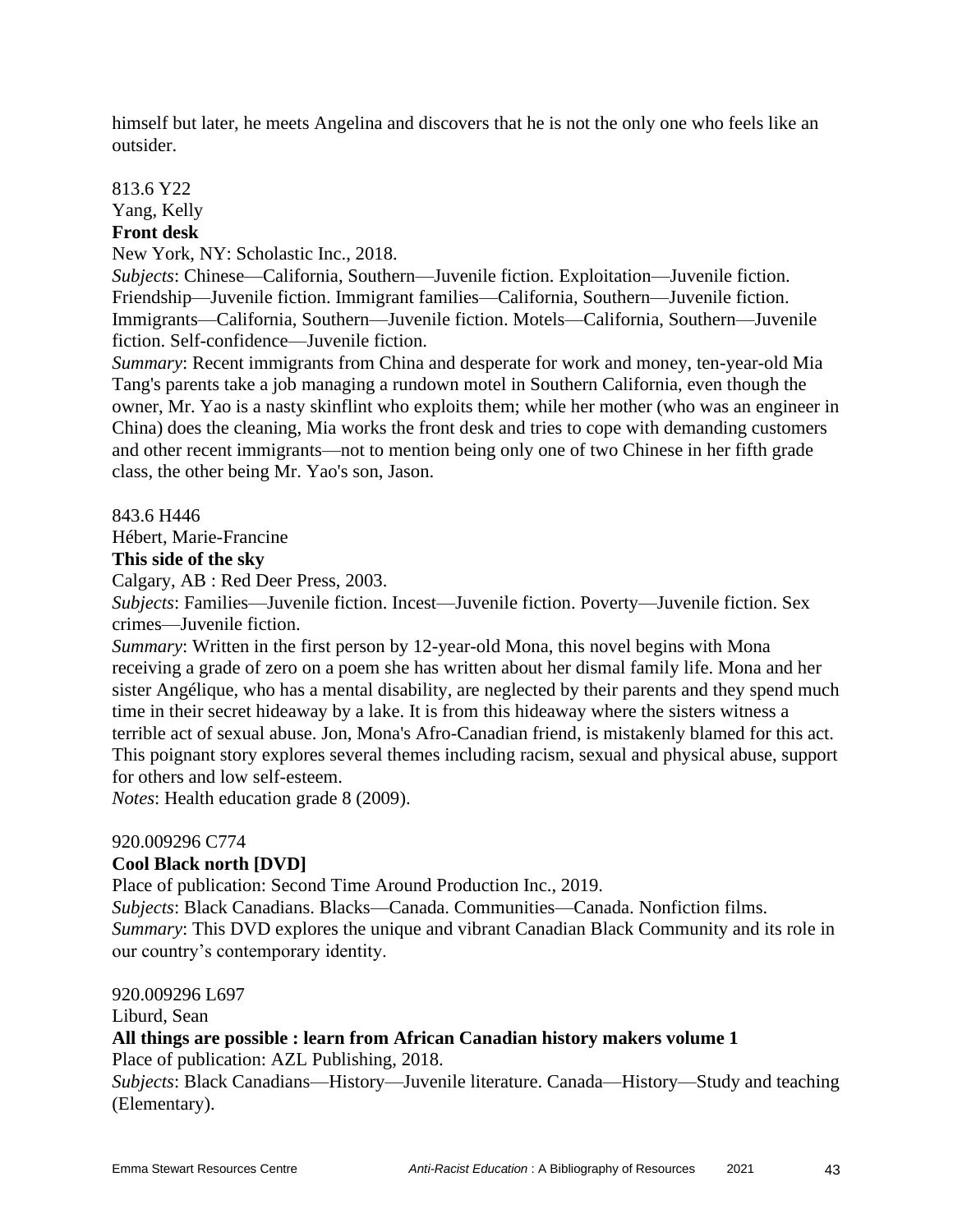himself but later, he meets Angelina and discovers that he is not the only one who feels like an outsider.

813.6 Y22
Yang, Kelly
**Front desk**
New York, NY: Scholastic Inc., 2018.
*Subjects*: Chinese—California, Southern—Juvenile fiction. Exploitation—Juvenile fiction. Friendship—Juvenile fiction. Immigrant families—California, Southern—Juvenile fiction. Immigrants—California, Southern—Juvenile fiction. Motels—California, Southern—Juvenile fiction. Self-confidence—Juvenile fiction.
*Summary*: Recent immigrants from China and desperate for work and money, ten-year-old Mia Tang's parents take a job managing a rundown motel in Southern California, even though the owner, Mr. Yao is a nasty skinflint who exploits them; while her mother (who was an engineer in China) does the cleaning, Mia works the front desk and tries to cope with demanding customers and other recent immigrants—not to mention being only one of two Chinese in her fifth grade class, the other being Mr. Yao's son, Jason.

843.6 H446
Hébert, Marie-Francine
**This side of the sky**
Calgary, AB : Red Deer Press, 2003.
*Subjects*: Families—Juvenile fiction. Incest—Juvenile fiction. Poverty—Juvenile fiction. Sex crimes—Juvenile fiction.
*Summary*: Written in the first person by 12-year-old Mona, this novel begins with Mona receiving a grade of zero on a poem she has written about her dismal family life. Mona and her sister Angélique, who has a mental disability, are neglected by their parents and they spend much time in their secret hideaway by a lake. It is from this hideaway where the sisters witness a terrible act of sexual abuse. Jon, Mona's Afro-Canadian friend, is mistakenly blamed for this act. This poignant story explores several themes including racism, sexual and physical abuse, support for others and low self-esteem.
*Notes*: Health education grade 8 (2009).

920.009296 C774
**Cool Black north [DVD]**
Place of publication: Second Time Around Production Inc., 2019.
*Subjects*: Black Canadians. Blacks—Canada. Communities—Canada. Nonfiction films.
*Summary*: This DVD explores the unique and vibrant Canadian Black Community and its role in our country's contemporary identity.

920.009296 L697
Liburd, Sean
**All things are possible : learn from African Canadian history makers volume 1**
Place of publication: AZL Publishing, 2018.
*Subjects*: Black Canadians—History—Juvenile literature. Canada—History—Study and teaching (Elementary).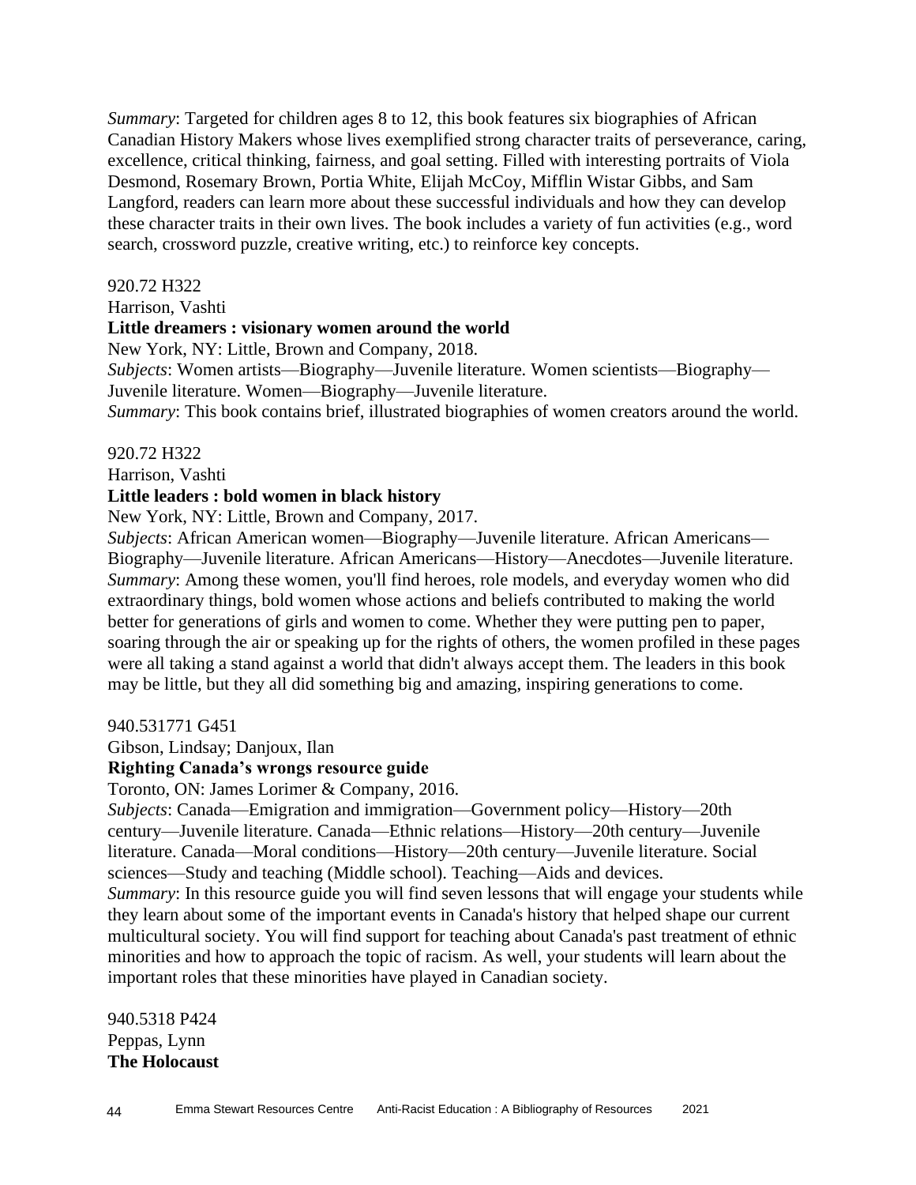*Summary*: Targeted for children ages 8 to 12, this book features six biographies of African Canadian History Makers whose lives exemplified strong character traits of perseverance, caring, excellence, critical thinking, fairness, and goal setting. Filled with interesting portraits of Viola Desmond, Rosemary Brown, Portia White, Elijah McCoy, Mifflin Wistar Gibbs, and Sam Langford, readers can learn more about these successful individuals and how they can develop these character traits in their own lives. The book includes a variety of fun activities (e.g., word search, crossword puzzle, creative writing, etc.) to reinforce key concepts.

920.72 H322
Harrison, Vashti
**Little dreamers : visionary women around the world**
New York, NY: Little, Brown and Company, 2018.
*Subjects*: Women artists—Biography—Juvenile literature. Women scientists—Biography—Juvenile literature. Women—Biography—Juvenile literature.
*Summary*: This book contains brief, illustrated biographies of women creators around the world.

920.72 H322
Harrison, Vashti
**Little leaders : bold women in black history**
New York, NY: Little, Brown and Company, 2017.
*Subjects*: African American women—Biography—Juvenile literature. African Americans—Biography—Juvenile literature. African Americans—History—Anecdotes—Juvenile literature.
*Summary*: Among these women, you'll find heroes, role models, and everyday women who did extraordinary things, bold women whose actions and beliefs contributed to making the world better for generations of girls and women to come. Whether they were putting pen to paper, soaring through the air or speaking up for the rights of others, the women profiled in these pages were all taking a stand against a world that didn't always accept them. The leaders in this book may be little, but they all did something big and amazing, inspiring generations to come.

940.531771 G451
Gibson, Lindsay; Danjoux, Ilan
**Righting Canada's wrongs resource guide**
Toronto, ON: James Lorimer & Company, 2016.
*Subjects*: Canada—Emigration and immigration—Government policy—History—20th century—Juvenile literature. Canada—Ethnic relations—History—20th century—Juvenile literature. Canada—Moral conditions—History—20th century—Juvenile literature. Social sciences—Study and teaching (Middle school). Teaching—Aids and devices.
*Summary*: In this resource guide you will find seven lessons that will engage your students while they learn about some of the important events in Canada's history that helped shape our current multicultural society. You will find support for teaching about Canada's past treatment of ethnic minorities and how to approach the topic of racism. As well, your students will learn about the important roles that these minorities have played in Canadian society.

940.5318 P424
Peppas, Lynn
**The Holocaust**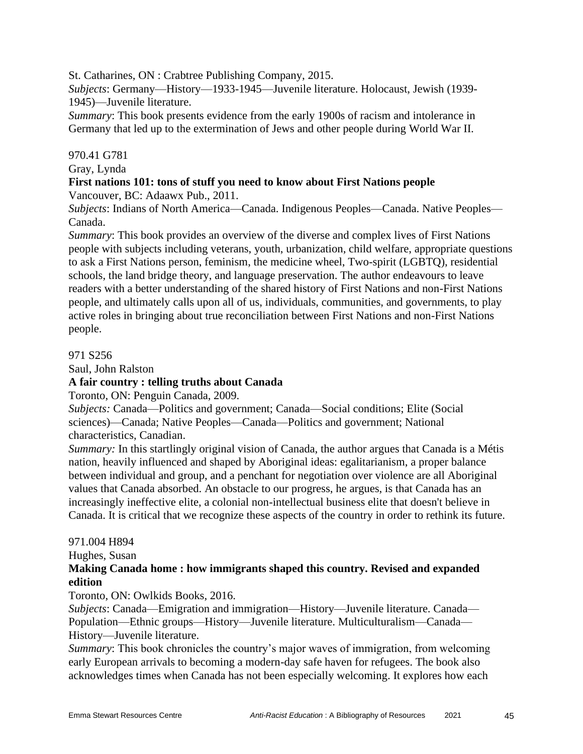St. Catharines, ON : Crabtree Publishing Company, 2015.
*Subjects*: Germany—History—1933-1945—Juvenile literature. Holocaust, Jewish (1939-1945)—Juvenile literature.
*Summary*: This book presents evidence from the early 1900s of racism and intolerance in Germany that led up to the extermination of Jews and other people during World War II.

970.41 G781
Gray, Lynda
**First nations 101: tons of stuff you need to know about First Nations people**
Vancouver, BC: Adaawx Pub., 2011.
*Subjects*: Indians of North America—Canada. Indigenous Peoples—Canada. Native Peoples—Canada.
*Summary*: This book provides an overview of the diverse and complex lives of First Nations people with subjects including veterans, youth, urbanization, child welfare, appropriate questions to ask a First Nations person, feminism, the medicine wheel, Two-spirit (LGBTQ), residential schools, the land bridge theory, and language preservation. The author endeavours to leave readers with a better understanding of the shared history of First Nations and non-First Nations people, and ultimately calls upon all of us, individuals, communities, and governments, to play active roles in bringing about true reconciliation between First Nations and non-First Nations people.

971 S256
Saul, John Ralston
**A fair country : telling truths about Canada**
Toronto, ON: Penguin Canada, 2009.
*Subjects:* Canada—Politics and government; Canada—Social conditions; Elite (Social sciences)—Canada; Native Peoples—Canada—Politics and government; National characteristics, Canadian.
*Summary:* In this startlingly original vision of Canada, the author argues that Canada is a Métis nation, heavily influenced and shaped by Aboriginal ideas: egalitarianism, a proper balance between individual and group, and a penchant for negotiation over violence are all Aboriginal values that Canada absorbed. An obstacle to our progress, he argues, is that Canada has an increasingly ineffective elite, a colonial non-intellectual business elite that doesn't believe in Canada. It is critical that we recognize these aspects of the country in order to rethink its future.

971.004 H894
Hughes, Susan
**Making Canada home : how immigrants shaped this country. Revised and expanded edition**
Toronto, ON: Owlkids Books, 2016.
*Subjects*: Canada—Emigration and immigration—History—Juvenile literature. Canada—Population—Ethnic groups—History—Juvenile literature. Multiculturalism—Canada—History—Juvenile literature.
*Summary*: This book chronicles the country's major waves of immigration, from welcoming early European arrivals to becoming a modern-day safe haven for refugees. The book also acknowledges times when Canada has not been especially welcoming. It explores how each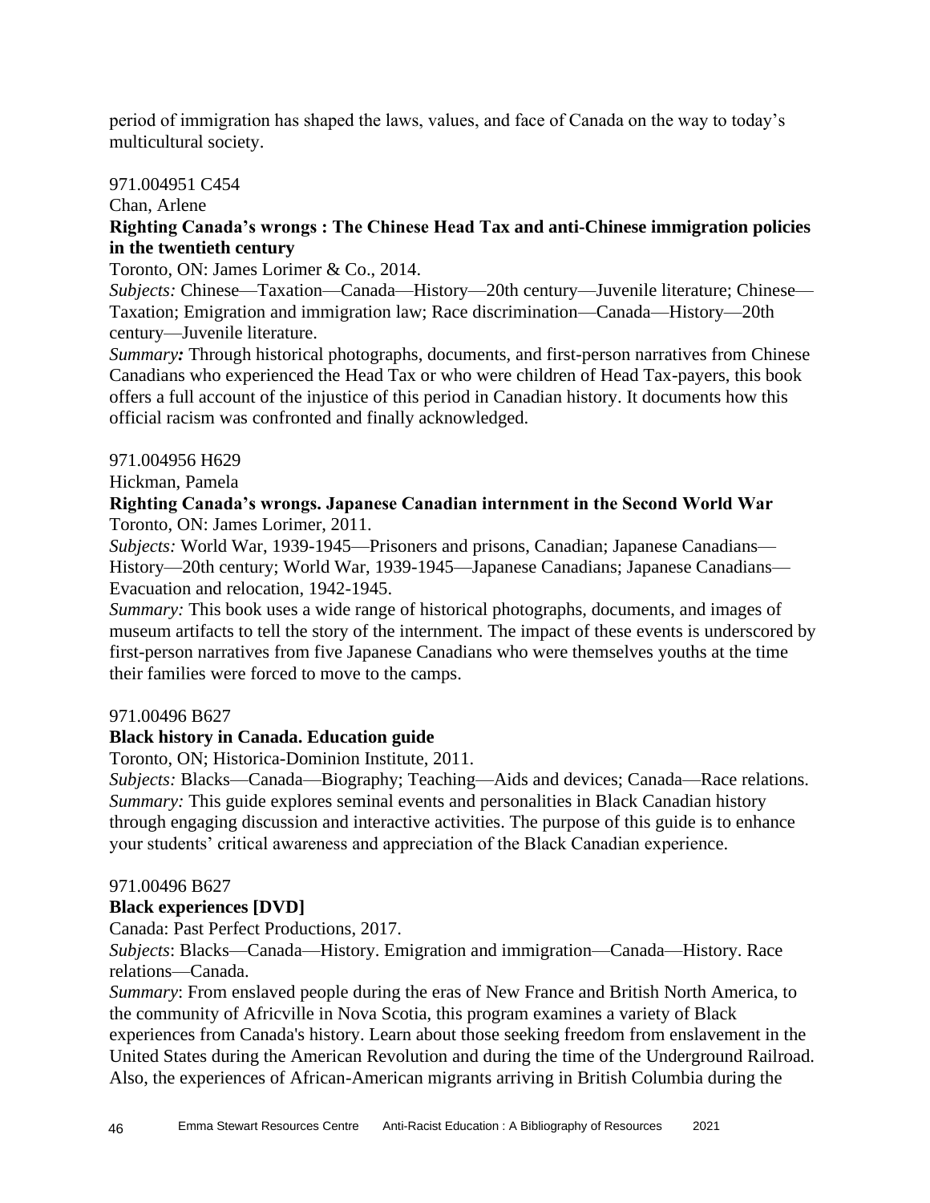period of immigration has shaped the laws, values, and face of Canada on the way to today's multicultural society.

971.004951 C454

Chan, Arlene

**Righting Canada's wrongs : The Chinese Head Tax and anti-Chinese immigration policies in the twentieth century**

Toronto, ON: James Lorimer & Co., 2014.

*Subjects:* Chinese—Taxation—Canada—History—20th century—Juvenile literature; Chinese—Taxation; Emigration and immigration law; Race discrimination—Canada—History—20th century—Juvenile literature.

*Summary:* Through historical photographs, documents, and first-person narratives from Chinese Canadians who experienced the Head Tax or who were children of Head Tax-payers, this book offers a full account of the injustice of this period in Canadian history. It documents how this official racism was confronted and finally acknowledged.

971.004956 H629

Hickman, Pamela

**Righting Canada's wrongs. Japanese Canadian internment in the Second World War**

Toronto, ON: James Lorimer, 2011.

*Subjects:* World War, 1939-1945—Prisoners and prisons, Canadian; Japanese Canadians—History—20th century; World War, 1939-1945—Japanese Canadians; Japanese Canadians—Evacuation and relocation, 1942-1945.

*Summary:* This book uses a wide range of historical photographs, documents, and images of museum artifacts to tell the story of the internment. The impact of these events is underscored by first-person narratives from five Japanese Canadians who were themselves youths at the time their families were forced to move to the camps.

971.00496 B627

**Black history in Canada. Education guide**

Toronto, ON; Historica-Dominion Institute, 2011.

*Subjects:* Blacks—Canada—Biography; Teaching—Aids and devices; Canada—Race relations.

*Summary:* This guide explores seminal events and personalities in Black Canadian history through engaging discussion and interactive activities. The purpose of this guide is to enhance your students' critical awareness and appreciation of the Black Canadian experience.

971.00496 B627

**Black experiences [DVD]**

Canada: Past Perfect Productions, 2017.

*Subjects*: Blacks—Canada—History. Emigration and immigration—Canada—History. Race relations—Canada.

*Summary*: From enslaved people during the eras of New France and British North America, to the community of Africville in Nova Scotia, this program examines a variety of Black experiences from Canada's history. Learn about those seeking freedom from enslavement in the United States during the American Revolution and during the time of the Underground Railroad. Also, the experiences of African-American migrants arriving in British Columbia during the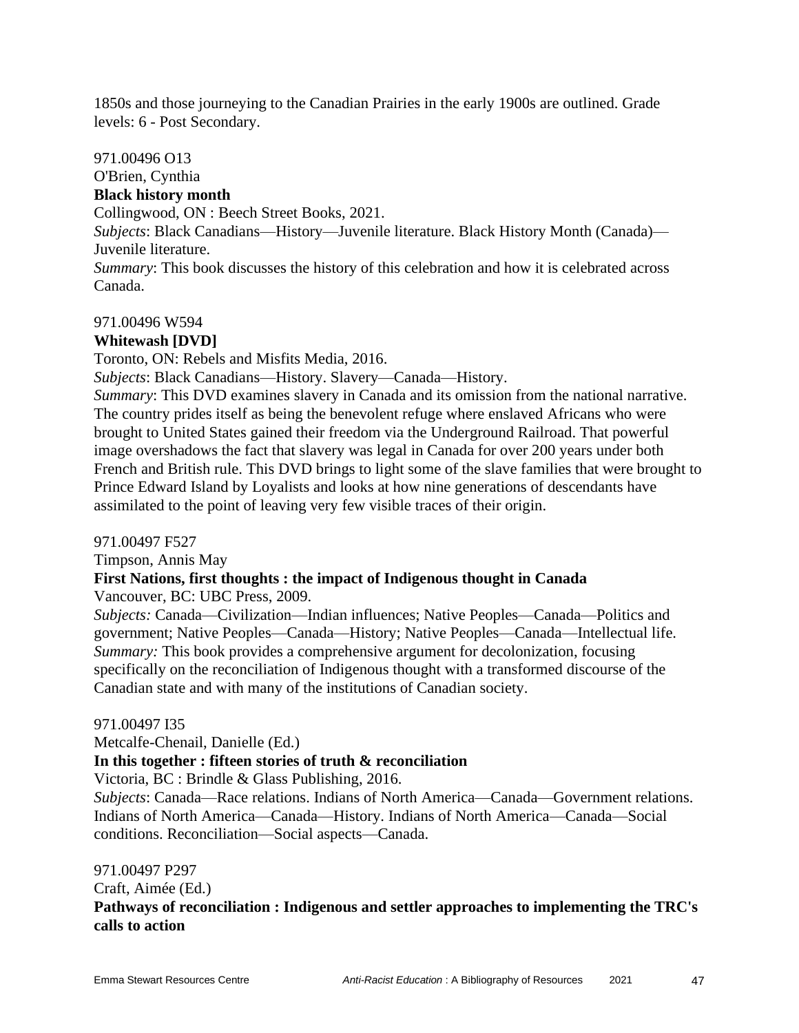1850s and those journeying to the Canadian Prairies in the early 1900s are outlined. Grade levels: 6 - Post Secondary.

971.00496 O13
O'Brien, Cynthia
**Black history month**
Collingwood, ON : Beech Street Books, 2021.
*Subjects*: Black Canadians—History—Juvenile literature. Black History Month (Canada)—Juvenile literature.
*Summary*: This book discusses the history of this celebration and how it is celebrated across Canada.

971.00496 W594
**Whitewash [DVD]**
Toronto, ON: Rebels and Misfits Media, 2016.
*Subjects*: Black Canadians—History. Slavery—Canada—History.
*Summary*: This DVD examines slavery in Canada and its omission from the national narrative. The country prides itself as being the benevolent refuge where enslaved Africans who were brought to United States gained their freedom via the Underground Railroad. That powerful image overshadows the fact that slavery was legal in Canada for over 200 years under both French and British rule. This DVD brings to light some of the slave families that were brought to Prince Edward Island by Loyalists and looks at how nine generations of descendants have assimilated to the point of leaving very few visible traces of their origin.

971.00497 F527
Timpson, Annis May
**First Nations, first thoughts : the impact of Indigenous thought in Canada**
Vancouver, BC: UBC Press, 2009.
*Subjects:* Canada—Civilization—Indian influences; Native Peoples—Canada—Politics and government; Native Peoples—Canada—History; Native Peoples—Canada—Intellectual life.
*Summary:* This book provides a comprehensive argument for decolonization, focusing specifically on the reconciliation of Indigenous thought with a transformed discourse of the Canadian state and with many of the institutions of Canadian society.

971.00497 I35
Metcalfe-Chenail, Danielle (Ed.)
**In this together : fifteen stories of truth & reconciliation**
Victoria, BC : Brindle & Glass Publishing, 2016.
*Subjects*: Canada—Race relations. Indians of North America—Canada—Government relations. Indians of North America—Canada—History. Indians of North America—Canada—Social conditions. Reconciliation—Social aspects—Canada.

971.00497 P297
Craft, Aimée (Ed.)
**Pathways of reconciliation : Indigenous and settler approaches to implementing the TRC's calls to action**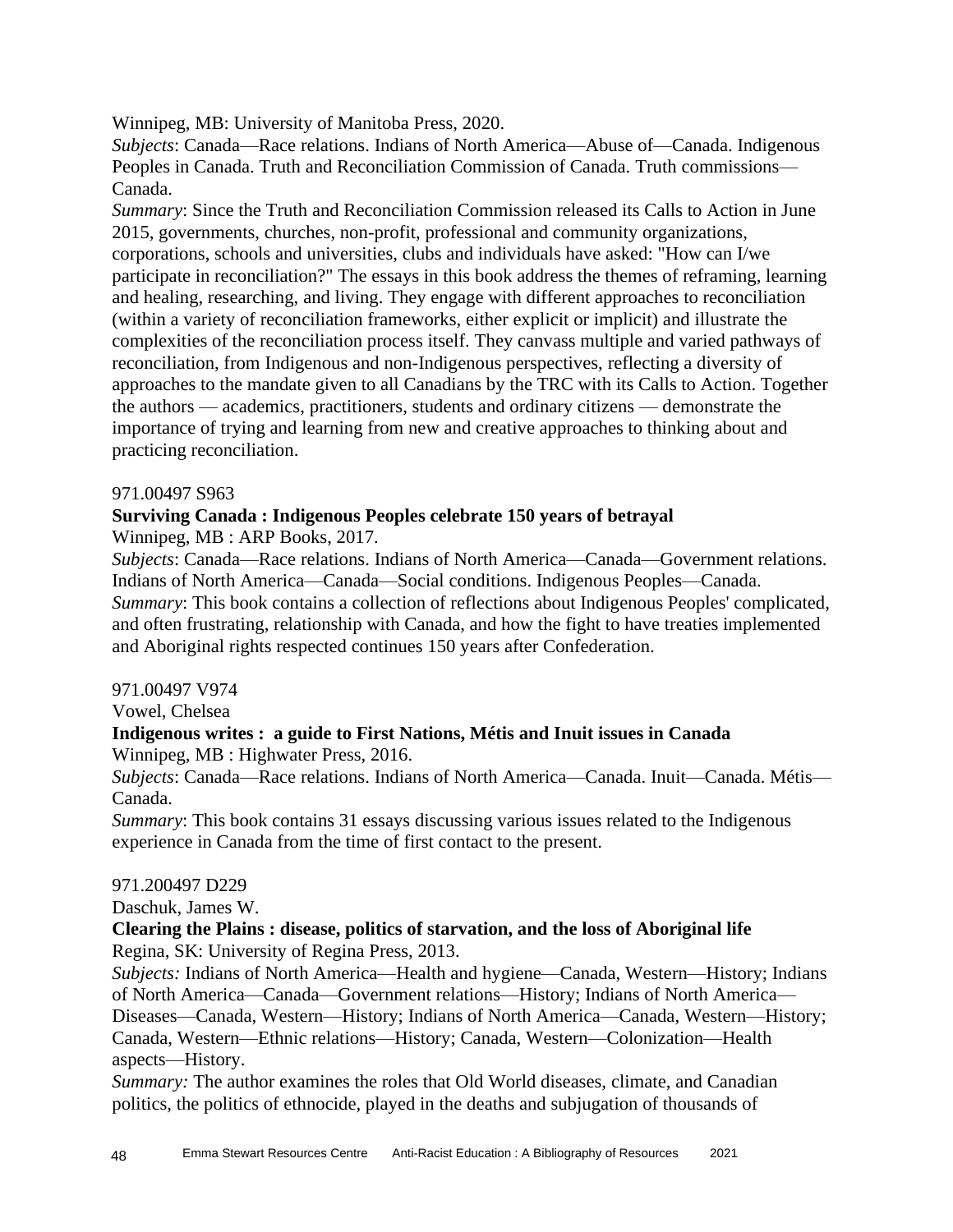Winnipeg, MB: University of Manitoba Press, 2020.
*Subjects*: Canada—Race relations. Indians of North America—Abuse of—Canada. Indigenous Peoples in Canada. Truth and Reconciliation Commission of Canada. Truth commissions—Canada.
*Summary*: Since the Truth and Reconciliation Commission released its Calls to Action in June 2015, governments, churches, non-profit, professional and community organizations, corporations, schools and universities, clubs and individuals have asked: "How can I/we participate in reconciliation?" The essays in this book address the themes of reframing, learning and healing, researching, and living. They engage with different approaches to reconciliation (within a variety of reconciliation frameworks, either explicit or implicit) and illustrate the complexities of the reconciliation process itself. They canvass multiple and varied pathways of reconciliation, from Indigenous and non-Indigenous perspectives, reflecting a diversity of approaches to the mandate given to all Canadians by the TRC with its Calls to Action. Together the authors — academics, practitioners, students and ordinary citizens — demonstrate the importance of trying and learning from new and creative approaches to thinking about and practicing reconciliation.

971.00497 S963
**Surviving Canada : Indigenous Peoples celebrate 150 years of betrayal**
Winnipeg, MB : ARP Books, 2017.
*Subjects*: Canada—Race relations. Indians of North America—Canada—Government relations. Indians of North America—Canada—Social conditions. Indigenous Peoples—Canada.
*Summary*: This book contains a collection of reflections about Indigenous Peoples' complicated, and often frustrating, relationship with Canada, and how the fight to have treaties implemented and Aboriginal rights respected continues 150 years after Confederation.

971.00497 V974
Vowel, Chelsea
**Indigenous writes : a guide to First Nations, Métis and Inuit issues in Canada**
Winnipeg, MB : Highwater Press, 2016.
*Subjects*: Canada—Race relations. Indians of North America—Canada. Inuit—Canada. Métis—Canada.
*Summary*: This book contains 31 essays discussing various issues related to the Indigenous experience in Canada from the time of first contact to the present.

971.200497 D229
Daschuk, James W.
**Clearing the Plains : disease, politics of starvation, and the loss of Aboriginal life**
Regina, SK: University of Regina Press, 2013.
*Subjects:* Indians of North America—Health and hygiene—Canada, Western—History; Indians of North America—Canada—Government relations—History; Indians of North America—Diseases—Canada, Western—History; Indians of North America—Canada, Western—History; Canada, Western—Ethnic relations—History; Canada, Western—Colonization—Health aspects—History.
*Summary:* The author examines the roles that Old World diseases, climate, and Canadian politics, the politics of ethnocide, played in the deaths and subjugation of thousands of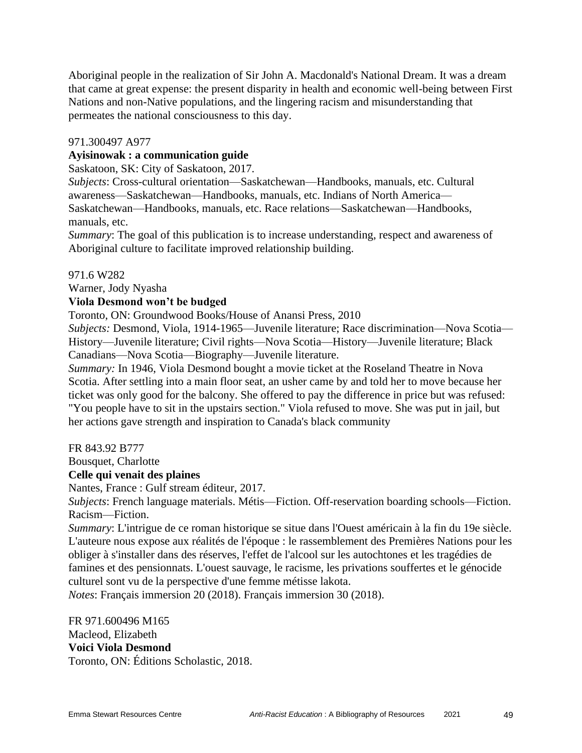Aboriginal people in the realization of Sir John A. Macdonald's National Dream. It was a dream that came at great expense: the present disparity in health and economic well-being between First Nations and non-Native populations, and the lingering racism and misunderstanding that permeates the national consciousness to this day.

971.300497 A977

**Ayisinowak : a communication guide**

Saskatoon, SK: City of Saskatoon, 2017.

*Subjects*: Cross-cultural orientation—Saskatchewan—Handbooks, manuals, etc. Cultural awareness—Saskatchewan—Handbooks, manuals, etc. Indians of North America—Saskatchewan—Handbooks, manuals, etc. Race relations—Saskatchewan—Handbooks, manuals, etc.

*Summary*: The goal of this publication is to increase understanding, respect and awareness of Aboriginal culture to facilitate improved relationship building.

971.6 W282

Warner, Jody Nyasha

**Viola Desmond won't be budged**

Toronto, ON: Groundwood Books/House of Anansi Press, 2010

*Subjects:* Desmond, Viola, 1914-1965—Juvenile literature; Race discrimination—Nova Scotia—History—Juvenile literature; Civil rights—Nova Scotia—History—Juvenile literature; Black Canadians—Nova Scotia—Biography—Juvenile literature.

*Summary:* In 1946, Viola Desmond bought a movie ticket at the Roseland Theatre in Nova Scotia. After settling into a main floor seat, an usher came by and told her to move because her ticket was only good for the balcony. She offered to pay the difference in price but was refused: "You people have to sit in the upstairs section." Viola refused to move. She was put in jail, but her actions gave strength and inspiration to Canada's black community

FR 843.92 B777

Bousquet, Charlotte

**Celle qui venait des plaines**

Nantes, France : Gulf stream éditeur, 2017.

*Subjects*: French language materials. Métis—Fiction. Off-reservation boarding schools—Fiction. Racism—Fiction.

*Summary*: L'intrigue de ce roman historique se situe dans l'Ouest américain à la fin du 19e siècle. L'auteure nous expose aux réalités de l'époque : le rassemblement des Premières Nations pour les obliger à s'installer dans des réserves, l'effet de l'alcool sur les autochtones et les tragédies de famines et des pensionnats. L'ouest sauvage, le racisme, les privations souffertes et le génocide culturel sont vu de la perspective d'une femme métisse lakota.

*Notes*: Français immersion 20 (2018). Français immersion 30 (2018).

FR 971.600496 M165

Macleod, Elizabeth

**Voici Viola Desmond**

Toronto, ON: Éditions Scholastic, 2018.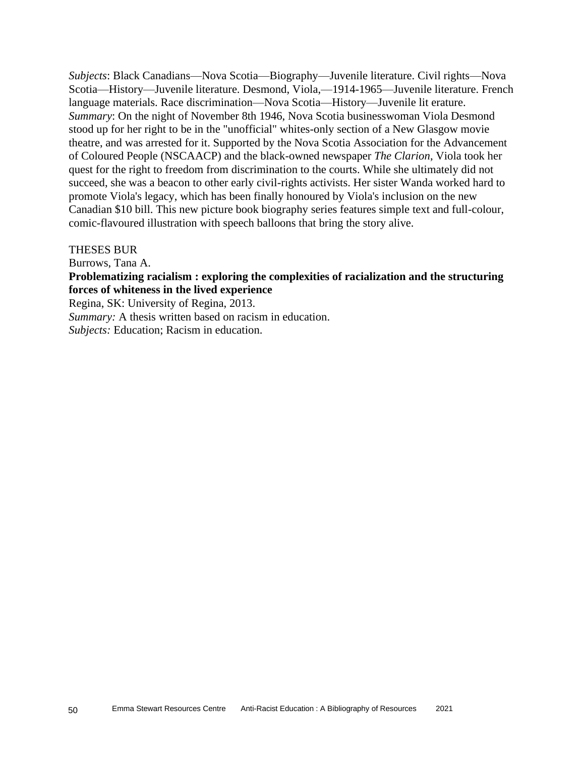*Subjects*: Black Canadians—Nova Scotia—Biography—Juvenile literature. Civil rights—Nova Scotia—History—Juvenile literature. Desmond, Viola,—1914-1965—Juvenile literature. French language materials. Race discrimination—Nova Scotia—History—Juvenile lit erature.
*Summary*: On the night of November 8th 1946, Nova Scotia businesswoman Viola Desmond stood up for her right to be in the "unofficial" whites-only section of a New Glasgow movie theatre, and was arrested for it. Supported by the Nova Scotia Association for the Advancement of Coloured People (NSCAACP) and the black-owned newspaper *The Clarion*, Viola took her quest for the right to freedom from discrimination to the courts. While she ultimately did not succeed, she was a beacon to other early civil-rights activists. Her sister Wanda worked hard to promote Viola's legacy, which has been finally honoured by Viola's inclusion on the new Canadian $10 bill. This new picture book biography series features simple text and full-colour, comic-flavoured illustration with speech balloons that bring the story alive.

THESES BUR
Burrows, Tana A.
**Problematizing racialism : exploring the complexities of racialization and the structuring forces of whiteness in the lived experience**
Regina, SK: University of Regina, 2013.
*Summary:* A thesis written based on racism in education.
*Subjects:* Education; Racism in education.